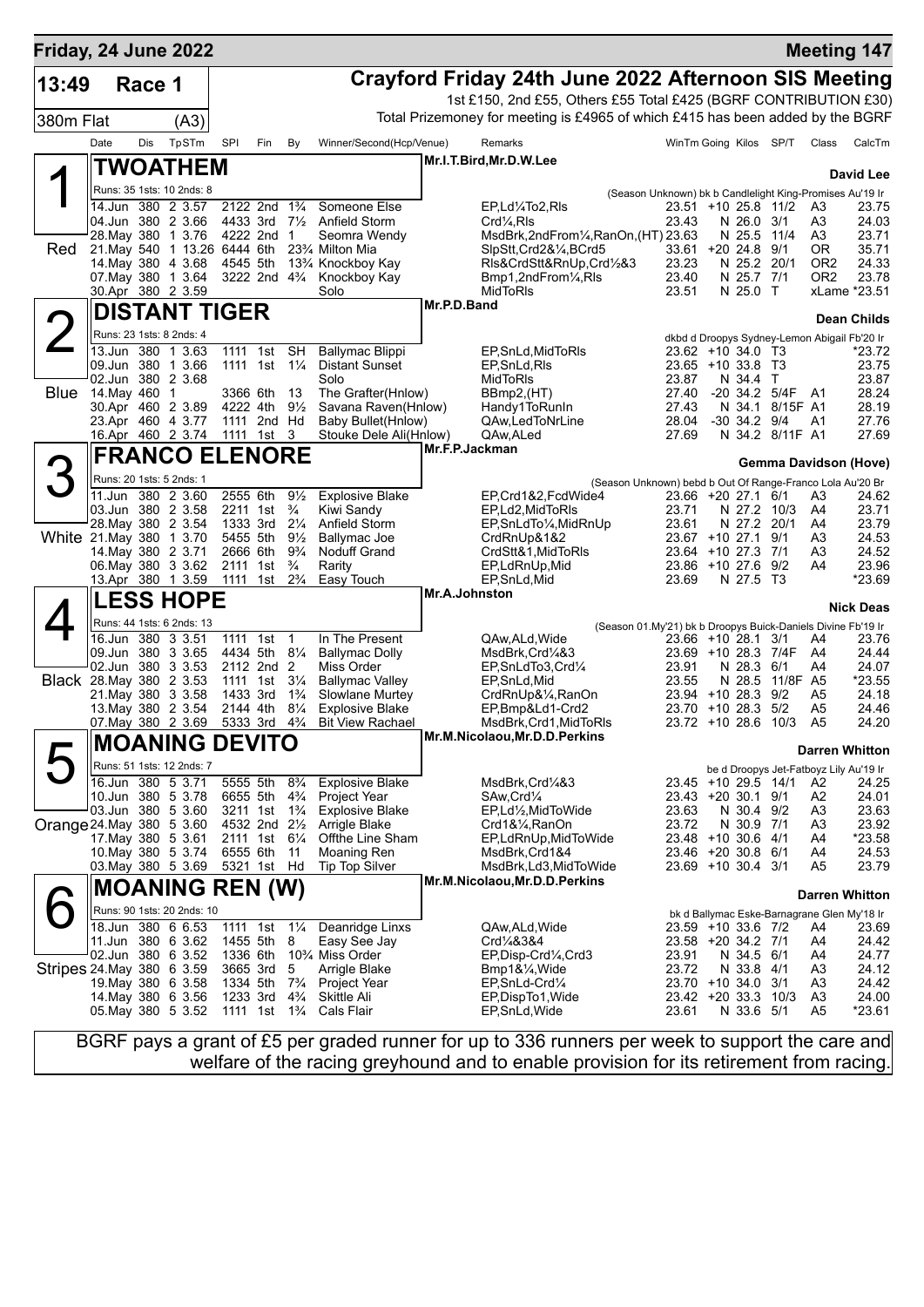**Friday, 24 June 2022** — **Meeting 147**

## 13:49 Race 1 — 380m Flat (A3)

**Crayford Friday 24th June 2022 Afternoon SIS Meeting**

1st £150, 2nd £55, Others £55 Total £425 (BGRF CONTRIBUTION £30)

Total Prizemoney for meeting is £4965 of which £415 has been added by the BGRF

| Date | Dis | TpSTm | SPI | Fin | By | Winner/Second(Hcp/Venue) | Remarks | WinTm | Going | Kilos | SP/T | Class | CalcTm |
|---|---|---|---|---|---|---|---|---|---|---|---|---|---|

### 1 Red — TWOATHEM
Mr.I.T.Bird,Mr.D.W.Lee — Trainer: David Lee

Runs: 35 1sts: 10 2nds: 8 — (Season Unknown) bk b Candlelight King-Promises Au'19 Ir

| Date | Dis | TpSTm | SPI | Fin | By | Winner/Second(Hcp/Venue) | Remarks | WinTm | Going | Kilos | SP/T | Class | CalcTm |
|---|---|---|---|---|---|---|---|---|---|---|---|---|---|
| 14.Jun | 380 | 2 3.57 | 2122 | 2nd | 1¾ | Someone Else | EP,Ld¼To2,Rls | 23.51 | +10 | 25.8 | 11/2 | A3 | 23.75 |
| 04.Jun | 380 | 2 3.66 | 4433 | 3rd | 7½ | Anfield Storm | Crd¼,Rls | 23.43 | N | 26.0 | 3/1 | A3 | 24.03 |
| 28.May | 380 | 1 3.76 | 4222 | 2nd | 1 | Seomra Wendy | MsdBrk,2ndFrom¼,RanOn,(HT) | 23.63 | N | 25.5 | 11/4 | A3 | 23.71 |
| 21.May | 540 | 1 13.26 | 6444 | 6th | 23¾ | Milton Mia | SlpStt,Crd2&¼,BCrd5 | 33.61 | +20 | 24.8 | 9/1 | OR | 35.71 |
| 14.May | 380 | 4 3.68 | 4545 | 5th | 13¾ | Knockboy Kay | Rls&CrdStt&RnUp,Crd½&3 | 23.23 | N | 25.2 | 20/1 | OR2 | 24.33 |
| 07.May | 380 | 1 3.64 | 3222 | 2nd | 4¾ | Knockboy Kay | Bmp1,2ndFrom¼,Rls | 23.40 | N | 25.7 | 7/1 | OR2 | 23.78 |
| 30.Apr | 380 | 2 3.59 | | | | Solo | MidToRls | 23.51 | N | 25.0 | T | xLame | *23.51 |

### 2 Blue — DISTANT TIGER
Mr.P.D.Band — Trainer: Dean Childs

Runs: 23 1sts: 8 2nds: 4 — dkbd d Droopys Sydney-Lemon Abigail Fb'20 Ir

| Date | Dis | TpSTm | SPI | Fin | By | Winner/Second(Hcp/Venue) | Remarks | WinTm | Going | Kilos | SP/T | Class | CalcTm |
|---|---|---|---|---|---|---|---|---|---|---|---|---|---|
| 13.Jun | 380 | 1 3.63 | 1111 | 1st | SH | Ballymac Blippi | EP,SnLd,MidToRls | 23.62 | +10 | 34.0 | T3 | | *23.72 |
| 09.Jun | 380 | 1 3.66 | 1111 | 1st | 1¼ | Distant Sunset | EP,SnLd,Rls | 23.65 | +10 | 33.8 | T3 | | 23.75 |
| 02.Jun | 380 | 2 3.68 | | | | Solo | MidToRls | 23.87 | N | 34.4 | T | | 23.87 |
| 14.May | 460 | 1 | 3366 | 6th | 13 | The Grafter(Hnlow) | BBmp2,(HT) | 27.40 | -20 | 34.2 | 5/4F | A1 | 28.24 |
| 30.Apr | 460 | 2 3.89 | 4222 | 4th | 9½ | Savana Raven(Hnlow) | Handy1ToRunIn | 27.43 | N | 34.1 | 8/15F | A1 | 28.19 |
| 23.Apr | 460 | 4 3.77 | 1111 | 2nd | Hd | Baby Bullet(Hnlow) | QAw,LedToNrLine | 28.04 | -30 | 34.2 | 9/4 | A1 | 27.76 |
| 16.Apr | 460 | 2 3.74 | 1111 | 1st | 3 | Stouke Dele Ali(Hnlow) | QAw,ALed | 27.69 | N | 34.2 | 8/11F | A1 | 27.69 |

### 3 White — FRANCO ELENORE
Mr.F.P.Jackman — Trainer: Gemma Davidson (Hove)

Runs: 20 1sts: 5 2nds: 1 — (Season Unknown) bebd b Out Of Range-Franco Lola Au'20 Br

| Date | Dis | TpSTm | SPI | Fin | By | Winner/Second(Hcp/Venue) | Remarks | WinTm | Going | Kilos | SP/T | Class | CalcTm |
|---|---|---|---|---|---|---|---|---|---|---|---|---|---|
| 11.Jun | 380 | 2 3.60 | 2555 | 6th | 9½ | Explosive Blake | EP,Crd1&2,FcdWide4 | 23.66 | +20 | 27.1 | 6/1 | A3 | 24.62 |
| 03.Jun | 380 | 2 3.58 | 2211 | 1st | ¾ | Kiwi Sandy | EP,Ld2,MidToRls | 23.71 | N | 27.2 | 10/3 | A4 | 23.71 |
| 28.May | 380 | 2 3.54 | 1333 | 3rd | 2¼ | Anfield Storm | EP,SnLdTo¼,MidRnUp | 23.61 | N | 27.2 | 20/1 | A4 | 23.79 |
| 21.May | 380 | 1 3.70 | 5455 | 5th | 9½ | Ballymac Joe | CrdRnUp&1&2 | 23.67 | +10 | 27.1 | 9/1 | A3 | 24.53 |
| 14.May | 380 | 2 3.71 | 2666 | 6th | 9¾ | Noduff Grand | CrdStt&1,MidToRls | 23.64 | +10 | 27.3 | 7/1 | A3 | 24.52 |
| 06.May | 380 | 3 3.62 | 2111 | 1st | ¾ | Rarity | EP,LdRnUp,Mid | 23.86 | +10 | 27.6 | 9/2 | A4 | 23.96 |
| 13.Apr | 380 | 1 3.59 | 1111 | 1st | 2¾ | Easy Touch | EP,SnLd,Mid | 23.69 | N | 27.5 | T3 | | *23.69 |

### 4 Black — LESS HOPE
Mr.A.Johnston — Trainer: Nick Deas

Runs: 44 1sts: 6 2nds: 13 — (Season 01.My'21) bk b Droopys Buick-Daniels Divine Fb'19 Ir

| Date | Dis | TpSTm | SPI | Fin | By | Winner/Second(Hcp/Venue) | Remarks | WinTm | Going | Kilos | SP/T | Class | CalcTm |
|---|---|---|---|---|---|---|---|---|---|---|---|---|---|
| 16.Jun | 380 | 3 3.51 | 1111 | 1st | 1 | In The Present | QAw,ALd,Wide | 23.66 | +10 | 28.1 | 3/1 | A4 | 23.76 |
| 09.Jun | 380 | 3 3.65 | 4434 | 5th | 8¼ | Ballymac Dolly | MsdBrk,Crd¼&3 | 23.69 | +10 | 28.3 | 7/4F | A4 | 24.44 |
| 02.Jun | 380 | 3 3.53 | 2112 | 2nd | 2 | Miss Order | EP,SnLdTo3,Crd¼ | 23.91 | N | 28.3 | 6/1 | A4 | 24.07 |
| 28.May | 380 | 2 3.53 | 1111 | 1st | 3¼ | Ballymac Valley | EP,SnLd,Mid | 23.55 | N | 28.5 | 11/8F | A5 | *23.55 |
| 21.May | 380 | 3 3.58 | 1433 | 3rd | 1¾ | Slowlane Murtey | CrdRnUp&¼,RanOn | 23.94 | +10 | 28.3 | 9/2 | A5 | 24.18 |
| 13.May | 380 | 2 3.54 | 2144 | 4th | 8¼ | Explosive Blake | EP,Bmp&Ld1-Crd2 | 23.70 | +10 | 28.3 | 5/2 | A5 | 24.46 |
| 07.May | 380 | 2 3.69 | 5333 | 3rd | 4¾ | Bit View Rachael | MsdBrk,Crd1,MidToRls | 23.72 | +10 | 28.6 | 10/3 | A5 | 24.20 |

### 5 Orange — MOANING DEVITO
Mr.M.Nicolaou,Mr.D.D.Perkins — Trainer: Darren Whitton

Runs: 51 1sts: 12 2nds: 7 — be d Droopys Jet-Fatboyz Lily Au'19 Ir

| Date | Dis | TpSTm | SPI | Fin | By | Winner/Second(Hcp/Venue) | Remarks | WinTm | Going | Kilos | SP/T | Class | CalcTm |
|---|---|---|---|---|---|---|---|---|---|---|---|---|---|
| 16.Jun | 380 | 5 3.71 | 5555 | 5th | 8¾ | Explosive Blake | MsdBrk,Crd¼&3 | 23.45 | +10 | 29.5 | 14/1 | A2 | 24.25 |
| 10.Jun | 380 | 5 3.78 | 6655 | 5th | 4¾ | Project Year | SAw,Crd¼ | 23.43 | +20 | 30.1 | 9/1 | A2 | 24.01 |
| 03.Jun | 380 | 5 3.60 | 3211 | 1st | 1¾ | Explosive Blake | EP,Ld½,MidToWide | 23.63 | N | 30.4 | 9/2 | A3 | 23.63 |
| 24.May | 380 | 5 3.60 | 4532 | 2nd | 2½ | Arrigle Blake | Crd1&¼,RanOn | 23.72 | N | 30.9 | 7/1 | A3 | 23.92 |
| 17.May | 380 | 5 3.61 | 2111 | 1st | 6¼ | Offthe Line Sham | EP,LdRnUp,MidToWide | 23.48 | +10 | 30.6 | 4/1 | A4 | *23.58 |
| 10.May | 380 | 5 3.74 | 6555 | 6th | 11 | Moaning Ren | MsdBrk,Crd1&4 | 23.46 | +20 | 30.8 | 6/1 | A4 | 24.53 |
| 03.May | 380 | 5 3.69 | 5321 | 1st | Hd | Tip Top Silver | MsdBrk,Ld3,MidToWide | 23.69 | +10 | 30.4 | 3/1 | A5 | 23.79 |

### 6 Stripes — MOANING REN (W)
Mr.M.Nicolaou,Mr.D.D.Perkins — Trainer: Darren Whitton

Runs: 90 1sts: 20 2nds: 10 — bk d Ballymac Eske-Barnagrane Glen My'18 Ir

| Date | Dis | TpSTm | SPI | Fin | By | Winner/Second(Hcp/Venue) | Remarks | WinTm | Going | Kilos | SP/T | Class | CalcTm |
|---|---|---|---|---|---|---|---|---|---|---|---|---|---|
| 18.Jun | 380 | 6 6.53 | 1111 | 1st | 1¼ | Deanridge Linxs | QAw,ALd,Wide | 23.59 | +10 | 33.6 | 7/2 | A4 | 23.69 |
| 11.Jun | 380 | 6 3.62 | 1455 | 5th | 8 | Easy See Jay | Crd¼&3&4 | 23.58 | +20 | 34.2 | 7/1 | A4 | 24.42 |
| 02.Jun | 380 | 6 3.52 | 1336 | 6th | 10¾ | Miss Order | EP,Disp-Crd¼,Crd3 | 23.91 | N | 34.5 | 6/1 | A4 | 24.77 |
| 24.May | 380 | 6 3.59 | 3665 | 3rd | 5 | Arrigle Blake | Bmp1&¼,Wide | 23.72 | N | 33.8 | 4/1 | A3 | 24.12 |
| 19.May | 380 | 6 3.58 | 1334 | 5th | 7¾ | Project Year | EP,SnLd-Crd¼ | 23.70 | +10 | 34.0 | 3/1 | A3 | 24.42 |
| 14.May | 380 | 6 3.56 | 1233 | 3rd | 4¾ | Skittle Ali | EP,DispTo1,Wide | 23.42 | +20 | 33.3 | 10/3 | A3 | 24.00 |
| 05.May | 380 | 5 3.52 | 1111 | 1st | 1¾ | Cals Flair | EP,SnLd,Wide | 23.61 | N | 33.6 | 5/1 | A5 | *23.61 |

BGRF pays a grant of £5 per graded runner for up to 336 runners per week to support the care and welfare of the racing greyhound and to enable provision for its retirement from racing.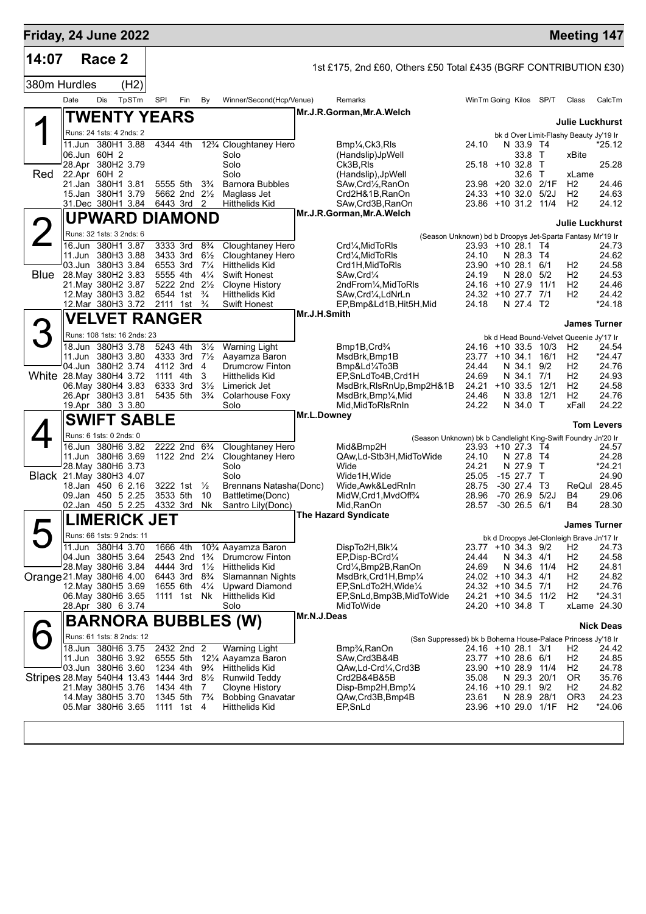## Friday, 24 June 2022 — Meeting 147

**14:07 Race 2** — 1st £175, 2nd £60, Others £50 Total £435 (BGRF CONTRIBUTION £30)

**380m Hurdles (H2)**

| Date | Dis | TpSTm | SPI | Fin | By | Winner/Second(Hcp/Venue) | Remarks | WinTm | Going | Kilos | SP/T | Class | CalcTm |
|---|---|---|---|---|---|---|---|---|---|---|---|---|---|

### 1 (Red) TWENTY YEARS
Mr.J.R.Gorman,Mr.A.Welch — Julie Luckhurst
Runs: 24 1sts: 4 2nds: 2 — bk d Over Limit-Flashy Beauty Jy'19 Ir

| Date | Dis | TpSTm | SPI | Fin | By | Winner/Second(Hcp/Venue) | Remarks | WinTm | Going | Kilos | SP/T | Class | CalcTm |
|---|---|---|---|---|---|---|---|---|---|---|---|---|---|
| 11.Jun | 380H1 | 3.88 | 4344 | 4th | 12¾ | Cloughtaney Hero | Bmp¼,Ck3,Rls | 24.10 | N | 33.9 | T4 | | *25.12 |
| 06.Jun | 60H | 2 | | | | Solo | (Handslip)JpWell | | | 33.8 | T | xBite | |
| 28.Apr | 380H2 | 3.79 | | | | Solo | Ck3B,Rls | 25.18 | +10 | 32.8 | T | | 25.28 |
| 22.Apr | 60H | 2 | | | | Solo | (Handslip),JpWell | | | 32.6 | T | xLame | |
| 21.Jan | 380H1 | 3.81 | 5555 | 5th | 3¾ | Barnora Bubbles | SAw,Crd½,RanOn | 23.98 | +20 | 32.0 | 2/1F | H2 | 24.46 |
| 15.Jan | 380H1 | 3.79 | 5662 | 2nd | 2½ | Maglass Jet | Crd2H&1B,RanOn | 24.33 | +10 | 32.0 | 5/2J | H2 | 24.63 |
| 31.Dec | 380H1 | 3.84 | 6443 | 3rd | 2 | Hitthelids Kid | SAw,Crd3B,RanOn | 23.86 | +10 | 31.2 | 11/4 | H2 | 24.12 |

### 2 (Blue) UPWARD DIAMOND
Mr.J.R.Gorman,Mr.A.Welch — Julie Luckhurst
Runs: 32 1sts: 3 2nds: 6 — (Season Unknown) bd b Droopys Jet-Sparta Fantasy Mr'19 Ir

| Date | Dis | TpSTm | SPI | Fin | By | Winner/Second(Hcp/Venue) | Remarks | WinTm | Going | Kilos | SP/T | Class | CalcTm |
|---|---|---|---|---|---|---|---|---|---|---|---|---|---|
| 16.Jun | 380H1 | 3.87 | 3333 | 3rd | 8¾ | Cloughtaney Hero | Crd¼,MidToRls | 23.93 | +10 | 28.1 | T4 | | 24.73 |
| 11.Jun | 380H3 | 3.88 | 3433 | 3rd | 6½ | Cloughtaney Hero | Crd¼,MidToRls | 24.10 | N | 28.3 | T4 | | 24.62 |
| 03.Jun | 380H3 | 3.84 | 6553 | 3rd | 7¼ | Hitthelids Kid | Crd1H,MidToRls | 23.90 | +10 | 28.1 | 6/1 | H2 | 24.58 |
| 28.May | 380H2 | 3.83 | 5555 | 4th | 4¼ | Swift Honest | SAw,Crd¼ | 24.19 | N | 28.0 | 5/2 | H2 | 24.53 |
| 21.May | 380H2 | 3.87 | 5222 | 2nd | 2½ | Clonye History | 2ndFrom¼,MidToRls | 24.16 | +10 | 27.9 | 11/1 | H2 | 24.46 |
| 12.May | 380H3 | 3.82 | 6544 | 1st | ¾ | Hitthelids Kid | SAw,Crd¼,LdNrLn | 24.32 | +10 | 27.7 | 7/1 | H2 | 24.42 |
| 12.Mar | 380H3 | 3.72 | 2111 | 1st | ¾ | Swift Honest | EP,Bmp&Ld1B,Hit5H,Mid | 24.18 | N | 27.4 | T2 | | *24.18 |

### 3 (White) VELVET RANGER
Mr.J.H.Smith — James Turner
Runs: 108 1sts: 16 2nds: 23 — bk d Head Bound-Velvet Queenie Jy'17 Ir

| Date | Dis | TpSTm | SPI | Fin | By | Winner/Second(Hcp/Venue) | Remarks | WinTm | Going | Kilos | SP/T | Class | CalcTm |
|---|---|---|---|---|---|---|---|---|---|---|---|---|---|
| 18.Jun | 380H3 | 3.78 | 5243 | 4th | 3½ | Warning Light | Bmp1B,Crd¾ | 24.16 | +10 | 33.5 | 10/3 | H2 | 24.54 |
| 11.Jun | 380H3 | 3.80 | 4333 | 3rd | 7½ | Aayamza Baron | MsdBrk,Bmp1B | 23.77 | +10 | 34.1 | 16/1 | H2 | *24.47 |
| 04.Jun | 380H2 | 3.74 | 4112 | 3rd | 4 | Drumcrow Finton | Bmp&Ld¼To3B | 24.44 | N | 34.1 | 9/2 | H2 | 24.76 |
| 28.May | 380H4 | 3.72 | 1111 | 4th | 3 | Hitthelids Kid | EP,SnLdTo4B,Crd1H | 24.69 | N | 34.1 | 7/1 | H2 | 24.93 |
| 06.May | 380H4 | 3.83 | 6333 | 3rd | 3½ | Limerick Jet | MsdBrk,RlsRnUp,Bmp2H&1B | 24.21 | +10 | 33.5 | 12/1 | H2 | 24.58 |
| 26.Apr | 380H3 | 3.81 | 5435 | 5th | 3¾ | Colarhouse Foxy | MsdBrk,Bmp¼,Mid | 24.46 | N | 33.8 | 12/1 | H2 | 24.76 |
| 19.Apr | 380 | 3 3.80 | | | | Solo | Mid,MidToRlsRnIn | 24.22 | N | 34.0 | T | xFall | 24.22 |

### 4 (Black) SWIFT SABLE
Mr.L.Downey — Tom Levers
Runs: 6 1sts: 0 2nds: 0 — (Season Unknown) bk b Candlelight King-Swift Foundry Jn'20 Ir

| Date | Dis | TpSTm | SPI | Fin | By | Winner/Second(Hcp/Venue) | Remarks | WinTm | Going | Kilos | SP/T | Class | CalcTm |
|---|---|---|---|---|---|---|---|---|---|---|---|---|---|
| 16.Jun | 380H6 | 3.82 | 2222 | 2nd | 6¾ | Cloughtaney Hero | Mid&Bmp2H | 23.93 | +10 | 27.3 | T4 | | 24.57 |
| 11.Jun | 380H6 | 3.69 | 1122 | 2nd | 2¼ | Cloughtaney Hero | QAw,Ld-Stb3H,MidToWide | 24.10 | N | 27.8 | T4 | | 24.28 |
| 28.May | 380H6 | 3.73 | | | | Solo | Wide | 24.21 | N | 27.9 | T | | *24.21 |
| 21.May | 380H3 | 4.07 | | | | Solo | Wide1H,Wide | 25.05 | -15 | 27.7 | T | | 24.90 |
| 18.Jan | 450 | 6 2.16 | 3222 | 1st | ½ | Brennans Natasha(Donc) | Wide,Awk&LedRnIn | 28.75 | -30 | 27.4 | T3 | ReQul | 28.45 |
| 09.Jan | 450 | 5 2.25 | 3533 | 5th | 10 | Battletime(Donc) | MidW,Crd1,MvdOff¾ | 28.96 | -70 | 26.9 | 5/2J | B4 | 29.06 |
| 02.Jan | 450 | 5 2.25 | 4332 | 3rd | Nk | Santro Lily(Donc) | Mid,RanOn | 28.57 | -30 | 26.5 | 6/1 | B4 | 28.30 |

### 5 (Orange) LIMERICK JET
The Hazard Syndicate — James Turner
Runs: 66 1sts: 9 2nds: 11 — bk d Droopys Jet-Clonleigh Brave Jn'17 Ir

| Date | Dis | TpSTm | SPI | Fin | By | Winner/Second(Hcp/Venue) | Remarks | WinTm | Going | Kilos | SP/T | Class | CalcTm |
|---|---|---|---|---|---|---|---|---|---|---|---|---|---|
| 11.Jun | 380H4 | 3.70 | 1666 | 4th | 10¾ | Aayamza Baron | DispTo2H,Blk¼ | 23.77 | +10 | 34.3 | 9/2 | H2 | 24.73 |
| 04.Jun | 380H5 | 3.64 | 2543 | 2nd | 1¾ | Drumcrow Finton | EP,Disp-BCrd¼ | 24.44 | N | 34.3 | 4/1 | H2 | 24.58 |
| 28.May | 380H6 | 3.84 | 4444 | 3rd | 1½ | Hitthelids Kid | Crd¼,Bmp2B,RanOn | 24.69 | N | 34.6 | 11/4 | H2 | 24.81 |
| 21.May | 380H6 | 4.00 | 6443 | 3rd | 8¾ | Slamannan Nights | MsdBrk,Crd1H,Bmp¼ | 24.02 | +10 | 34.3 | 4/1 | H2 | 24.82 |
| 12.May | 380H5 | 3.69 | 1655 | 6th | 4¼ | Upward Diamond | EP,SnLdTo2H,Wide¼ | 24.32 | +10 | 34.5 | 7/1 | H2 | 24.76 |
| 06.May | 380H6 | 3.65 | 1111 | 1st | Nk | Hitthelids Kid | EP,SnLd,Bmp3B,MidToWide | 24.21 | +10 | 34.5 | 11/2 | H2 | *24.31 |
| 28.Apr | 380 | 6 3.74 | | | | Solo | MidToWide | 24.20 | +10 | 34.8 | T | xLame | 24.30 |

### 6 (Stripes) BARNORA BUBBLES (W)
Mr.N.J.Deas — Nick Deas
Runs: 61 1sts: 8 2nds: 12 — (Ssn Suppressed) bk b Boherna House-Palace Princess Jy'18 Ir

| Date | Dis | TpSTm | SPI | Fin | By | Winner/Second(Hcp/Venue) | Remarks | WinTm | Going | Kilos | SP/T | Class | CalcTm |
|---|---|---|---|---|---|---|---|---|---|---|---|---|---|
| 18.Jun | 380H6 | 3.75 | 2432 | 2nd | 2 | Warning Light | Bmp¾,RanOn | 24.16 | +10 | 28.1 | 3/1 | H2 | 24.42 |
| 11.Jun | 380H6 | 3.92 | 6555 | 5th | 12¼ | Aayamza Baron | SAw,Crd3B&4B | 23.77 | +10 | 28.6 | 6/1 | H2 | 24.85 |
| 03.Jun | 380H6 | 3.60 | 1234 | 4th | 9¾ | Hitthelids Kid | QAw,Ld-Crd¼,Crd3B | 23.90 | +10 | 28.9 | 11/4 | H2 | 24.78 |
| 28.May | 540H4 | 13.43 | 1444 | 3rd | 8½ | Runwild Teddy | Crd2B&4B&5B | 35.08 | N | 29.3 | 20/1 | OR | 35.76 |
| 21.May | 380H5 | 3.76 | 1434 | 4th | 7 | Clonye History | Disp-Bmp2H,Bmp¼ | 24.16 | +10 | 29.1 | 9/2 | H2 | 24.82 |
| 14.May | 380H5 | 3.70 | 1345 | 5th | 7¾ | Bobbing Gnavatar | QAw,Crd3B,Bmp4B | 23.61 | N | 28.9 | 28/1 | OR3 | 24.23 |
| 05.Mar | 380H6 | 3.65 | 1111 | 1st | 4 | Hitthelids Kid | EP,SnLd | 23.96 | +10 | 29.0 | 1/1F | H2 | *24.06 |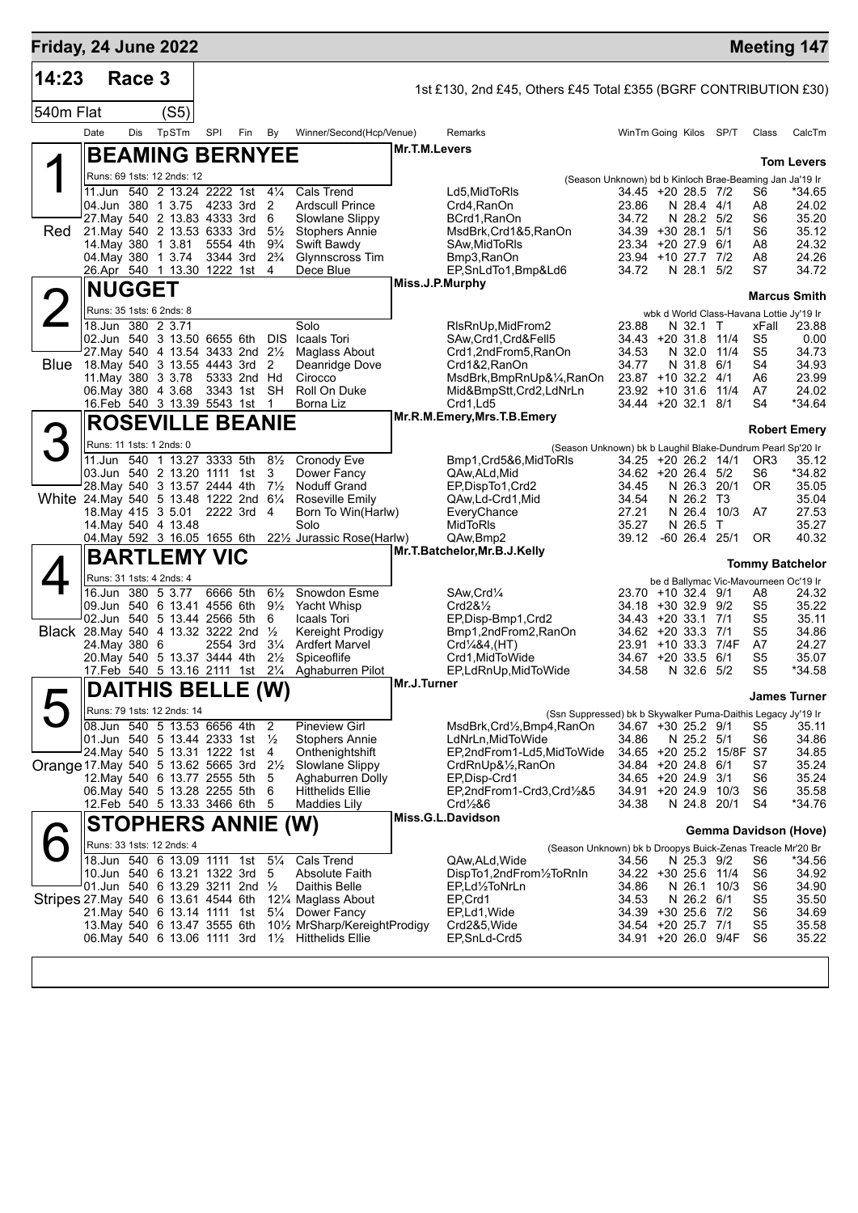**Friday, 24 June 2022** — **Meeting 147**

## 14:23 Race 3

1st £130, 2nd £45, Others £45 Total £355 (BGRF CONTRIBUTION £30)

540m Flat (S5)

| | Date | Dis | TpSTm | SPI | Fin | By | Winner/Second(Hcp/Venue) | Remarks | WinTm | Going | Kilos | SP/T | Class | CalcTm |
|---|---|---|---|---|---|---|---|---|---|---|---|---|---|---|

### 1 BEAMING BERNYEE — Mr.T.M.Levers — Tom Levers (Red)

Runs: 69 1sts: 12 2nds: 12 — (Season Unknown) bd b Kinloch Brae-Beaming Jan Ja'19 Ir

| Date | Dis | TpSTm | SPI | Fin | By | Winner/Second | Remarks | WinTm | Going | Kilos | SP/T | Class | CalcTm |
|---|---|---|---|---|---|---|---|---|---|---|---|---|---|
| 11.Jun | 540 | 2 13.24 | 2222 | 1st | 4¼ | Cals Trend | Ld5,MidToRls | 34.45 | +20 | 28.5 | 7/2 | S6 | *34.65 |
| 04.Jun | 380 | 1 3.75 | 4233 | 3rd | 2 | Ardscull Prince | Crd4,RanOn | 23.86 | N | 28.4 | 4/1 | A8 | 24.02 |
| 27.May | 540 | 2 13.83 | 4333 | 3rd | 6 | Slowlane Slippy | BCrd1,RanOn | 34.72 | N | 28.2 | 5/2 | S6 | 35.20 |
| 21.May | 540 | 2 13.53 | 6333 | 3rd | 5½ | Stophers Annie | MsdBrk,Crd1&5,RanOn | 34.39 | +30 | 28.1 | 5/1 | S6 | 35.12 |
| 14.May | 380 | 1 3.81 | 5554 | 4th | 9¾ | Swift Bawdy | SAw,MidToRls | 23.34 | +20 | 27.9 | 6/1 | A8 | 24.32 |
| 04.May | 380 | 1 3.74 | 3344 | 3rd | 2¾ | Glynnscross Tim | Bmp3,RanOn | 23.94 | +10 | 27.7 | 7/2 | A8 | 24.26 |
| 26.Apr | 540 | 1 13.30 | 1222 | 1st | 4 | Dece Blue | EP,SnLdTo1,Bmp&Ld6 | 34.72 | N | 28.1 | 5/2 | S7 | 34.72 |

### 2 NUGGET — Miss.J.P.Murphy — Marcus Smith (Blue)

Runs: 35 1sts: 6 2nds: 8 — wbk d World Class-Havana Lottie Jy'19 Ir

| Date | Dis | TpSTm | SPI | Fin | By | Winner/Second | Remarks | WinTm | Going | Kilos | SP/T | Class | CalcTm |
|---|---|---|---|---|---|---|---|---|---|---|---|---|---|
| 18.Jun | 380 | 2 3.71 | | | | Solo | RlsRnUp,MidFrom2 | 23.88 | N | 32.1 | T | xFall | 23.88 |
| 02.Jun | 540 | 3 13.50 | 6655 | 6th | DIS | Icaals Tori | SAw,Crd1,Crd&Fell5 | 34.43 | +20 | 31.8 | 11/4 | S5 | 0.00 |
| 27.May | 540 | 4 13.54 | 3433 | 2nd | 2½ | Maglass About | Crd1,2ndFrom5,RanOn | 34.53 | N | 32.0 | 11/4 | S5 | 34.73 |
| 18.May | 540 | 3 13.55 | 4443 | 3rd | 2 | Deanridge Dove | Crd1&2,RanOn | 34.77 | N | 31.8 | 6/1 | S4 | 34.93 |
| 11.May | 380 | 3 3.78 | 5333 | 2nd | Hd | Cirocco | MsdBrk,BmpRnUp&¼,RanOn | 23.87 | +10 | 32.2 | 4/1 | A6 | 23.99 |
| 06.May | 380 | 4 3.68 | 3343 | 1st | SH | Roll On Duke | Mid&BmpStt,Crd2,LdNrLn | 23.92 | +10 | 31.6 | 11/4 | A7 | 24.02 |
| 16.Feb | 540 | 3 13.39 | 5543 | 1st | 1 | Borna Liz | Crd1,Ld5 | 34.44 | +20 | 32.1 | 8/1 | S4 | *34.64 |

### 3 ROSEVILLE BEANIE — Mr.R.M.Emery,Mrs.T.B.Emery — Robert Emery (White)

Runs: 11 1sts: 1 2nds: 0 — (Season Unknown) bk b Laughil Blake-Dundrum Pearl Sp'20 Ir

| Date | Dis | TpSTm | SPI | Fin | By | Winner/Second | Remarks | WinTm | Going | Kilos | SP/T | Class | CalcTm |
|---|---|---|---|---|---|---|---|---|---|---|---|---|---|
| 11.Jun | 540 | 1 13.27 | 3333 | 5th | 8½ | Cronody Eve | Bmp1,Crd5&6,MidToRls | 34.25 | +20 | 26.2 | 14/1 | OR3 | 35.12 |
| 03.Jun | 540 | 2 13.20 | 1111 | 1st | 3 | Dower Fancy | QAw,ALd,Mid | 34.62 | +20 | 26.4 | 5/2 | S6 | *34.82 |
| 28.May | 540 | 3 13.57 | 2444 | 4th | 7½ | Noduff Grand | EP,DispTo1,Crd2 | 34.45 | N | 26.3 | 20/1 | OR | 35.05 |
| 24.May | 540 | 5 13.48 | 1222 | 2nd | 6¼ | Roseville Emily | QAw,Ld-Crd1,Mid | 34.54 | N | 26.2 | T3 | | 35.04 |
| 18.May | 415 | 3 5.01 | 2222 | 3rd | 4 | Born To Win(Harlw) | EveryChance | 27.21 | N | 26.4 | 10/3 | A7 | 27.53 |
| 14.May | 540 | 4 13.48 | | | | Solo | MidToRls | 35.27 | N | 26.5 | T | | 35.27 |
| 04.May | 592 | 3 16.05 | 1655 | 6th | 22½ | Jurassic Rose(Harlw) | QAw,Bmp2 | 39.12 | -60 | 26.4 | 25/1 | OR | 40.32 |

### 4 BARTLEMY VIC — Mr.T.Batchelor,Mr.B.J.Kelly — Tommy Batchelor (Black)

Runs: 31 1sts: 4 2nds: 4 — be d Ballymac Vic-Mavourneen Oc'19 Ir

| Date | Dis | TpSTm | SPI | Fin | By | Winner/Second | Remarks | WinTm | Going | Kilos | SP/T | Class | CalcTm |
|---|---|---|---|---|---|---|---|---|---|---|---|---|---|
| 16.Jun | 380 | 5 3.77 | 6666 | 5th | 6½ | Snowdon Esme | SAw,Crd¼ | 23.70 | +10 | 32.4 | 9/1 | A8 | 24.32 |
| 09.Jun | 540 | 6 13.41 | 4556 | 6th | 9½ | Yacht Whisp | Crd2&½ | 34.18 | +30 | 32.9 | 9/2 | S5 | 35.22 |
| 02.Jun | 540 | 5 13.44 | 2566 | 5th | 6 | Icaals Tori | EP,Disp-Bmp1,Crd2 | 34.43 | +20 | 33.1 | 7/1 | S5 | 35.11 |
| 28.May | 540 | 4 13.32 | 3222 | 2nd | ½ | Kereight Prodigy | Bmp1,2ndFrom2,RanOn | 34.62 | +20 | 33.3 | 7/1 | S5 | 34.86 |
| 24.May | 380 | 6 | 2554 | 3rd | 3¼ | Ardfert Marvel | Crd¼&4,(HT) | 23.91 | +10 | 33.3 | 7/4F | A7 | 24.27 |
| 20.May | 540 | 5 13.37 | 3444 | 4th | 2½ | Spiceoflife | Crd1,MidToWide | 34.67 | +20 | 33.5 | 6/1 | S5 | 35.07 |
| 17.Feb | 540 | 5 13.16 | 2111 | 1st | 2¼ | Aghaburren Pilot | EP,LdRnUp,MidToWide | 34.58 | N | 32.6 | 5/2 | S5 | *34.58 |

### 5 DAITHIS BELLE (W) — Mr.J.Turner — James Turner (Orange)

Runs: 79 1sts: 12 2nds: 14 — (Ssn Suppressed) bk b Skywalker Puma-Daithis Legacy Jy'19 Ir

| Date | Dis | TpSTm | SPI | Fin | By | Winner/Second | Remarks | WinTm | Going | Kilos | SP/T | Class | CalcTm |
|---|---|---|---|---|---|---|---|---|---|---|---|---|---|
| 08.Jun | 540 | 5 13.53 | 6656 | 4th | 2 | Pineview Girl | MsdBrk,Crd½,Bmp4,RanOn | 34.67 | +30 | 25.2 | 9/1 | S5 | 35.11 |
| 01.Jun | 540 | 5 13.44 | 2333 | 1st | ½ | Stophers Annie | LdNrLn,MidToWide | 34.86 | N | 25.2 | 5/1 | S6 | 34.86 |
| 24.May | 540 | 5 13.31 | 1222 | 1st | 4 | Onthenightshift | EP,2ndFrom1-Ld5,MidToWide | 34.65 | +20 | 25.2 | 15/8F | S7 | 34.85 |
| 17.May | 540 | 5 13.62 | 5665 | 3rd | 2½ | Slowlane Slippy | CrdRnUp&½,RanOn | 34.84 | +20 | 24.8 | 6/1 | S7 | 35.24 |
| 12.May | 540 | 6 13.77 | 2555 | 5th | 5 | Aghaburren Dolly | EP,Disp-Crd1 | 34.65 | +20 | 24.9 | 3/1 | S6 | 35.24 |
| 06.May | 540 | 5 13.28 | 2255 | 5th | 6 | Hitthelids Ellie | EP,2ndFrom1-Crd3,Crd½&5 | 34.91 | +20 | 24.9 | 10/3 | S6 | 35.58 |
| 12.Feb | 540 | 5 13.33 | 3466 | 6th | 5 | Maddies Lily | Crd½&6 | 34.38 | N | 24.8 | 20/1 | S4 | *34.76 |

### 6 STOPHERS ANNIE (W) — Miss.G.L.Davidson — Gemma Davidson (Hove) (Stripes)

Runs: 33 1sts: 12 2nds: 4 — (Season Unknown) bk b Droopys Buick-Zenas Treacle Mr'20 Br

| Date | Dis | TpSTm | SPI | Fin | By | Winner/Second | Remarks | WinTm | Going | Kilos | SP/T | Class | CalcTm |
|---|---|---|---|---|---|---|---|---|---|---|---|---|---|
| 18.Jun | 540 | 6 13.09 | 1111 | 1st | 5¼ | Cals Trend | QAw,ALd,Wide | 34.56 | N | 25.3 | 9/2 | S6 | *34.56 |
| 10.Jun | 540 | 6 13.21 | 1322 | 3rd | 5 | Absolute Faith | DispTo1,2ndFrom½ToRnIn | 34.22 | +30 | 25.6 | 11/4 | S6 | 34.92 |
| 01.Jun | 540 | 6 13.29 | 3211 | 2nd | ½ | Daithis Belle | EP,Ld½ToNrLn | 34.86 | N | 26.1 | 10/3 | S6 | 34.90 |
| 27.May | 540 | 6 13.61 | 4544 | 6th | 12¼ | Maglass About | EP,Crd1 | 34.53 | N | 26.2 | 6/1 | S5 | 35.50 |
| 21.May | 540 | 6 13.14 | 1111 | 1st | 5¼ | Dower Fancy | EP,Ld1,Wide | 34.39 | +30 | 25.6 | 7/2 | S6 | 34.69 |
| 13.May | 540 | 6 13.47 | 3555 | 6th | 10½ | MrSharp/KereightProdigy | Crd2&5,Wide | 34.54 | +20 | 25.7 | 7/1 | S5 | 35.58 |
| 06.May | 540 | 6 13.06 | 1111 | 3rd | 1½ | Hitthelids Ellie | EP,SnLd-Crd5 | 34.91 | +20 | 26.0 | 9/4F | S6 | 35.22 |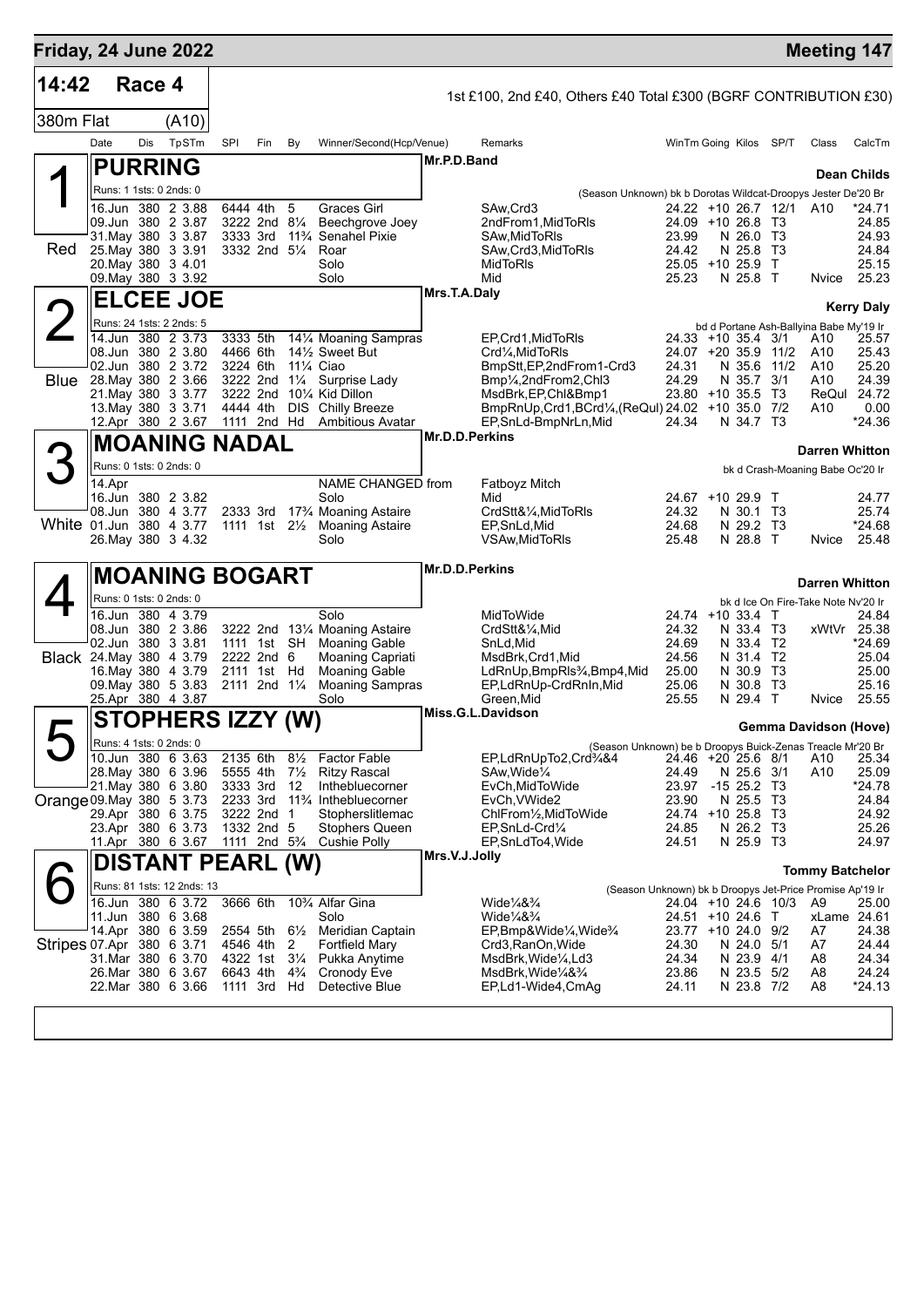# Friday, 24 June 2022 — Meeting 147

**14:42 Race 4** — 1st £100, 2nd £40, Others £40 Total £300 (BGRF CONTRIBUTION £30)

380m Flat (A10)

| Date | Dis | TpSTm | SPI | Fin | By | Winner/Second(Hcp/Venue) | Remarks | WinTm | Going | Kilos | SP/T | Class | CalcTm |
|---|---|---|---|---|---|---|---|---|---|---|---|---|---|

## 1 Red — PURRING
Mr.P.D.Band — Dean Childs

Runs: 1 1sts: 0 2nds: 0 — (Season Unknown) bk b Dorotas Wildcat-Droopys Jester De'20 Br

| Date | Dis | TpSTm | SPI | Fin | By | Winner/Second(Hcp/Venue) | Remarks | WinTm | Going | Kilos | SP/T | Class | CalcTm |
|---|---|---|---|---|---|---|---|---|---|---|---|---|---|
| 16.Jun | 380 | 2 3.88 | 6444 | 4th | 5 | Graces Girl | SAw,Crd3 | 24.22 | +10 | 26.7 | 12/1 | A10 | *24.71 |
| 09.Jun | 380 | 2 3.87 | 3222 | 2nd | 8¼ | Beechgrove Joey | 2ndFrom1,MidToRls | 24.09 | +10 | 26.8 | T3 | | 24.85 |
| 31.May | 380 | 3 3.87 | 3333 | 3rd | 11¾ | Senahel Pixie | SAw,MidToRls | 23.99 | N | 26.0 | T3 | | 24.93 |
| 25.May | 380 | 3 3.91 | 3332 | 2nd | 5¼ | Roar | SAw,Crd3,MidToRls | 24.42 | N | 25.8 | T3 | | 24.84 |
| 20.May | 380 | 3 4.01 | | | | Solo | MidToRls | 25.05 | +10 | 25.9 | T | | 25.15 |
| 09.May | 380 | 3 3.92 | | | | Solo | Mid | 25.23 | N | 25.8 | T | Nvice | 25.23 |

## 2 Blue — ELCEE JOE
Mrs.T.A.Daly — Kerry Daly

Runs: 24 1sts: 2 2nds: 5 — bd d Portane Ash-Ballyina Babe My'19 Ir

| Date | Dis | TpSTm | SPI | Fin | By | Winner/Second(Hcp/Venue) | Remarks | WinTm | Going | Kilos | SP/T | Class | CalcTm |
|---|---|---|---|---|---|---|---|---|---|---|---|---|---|
| 14.Jun | 380 | 2 3.73 | 3333 | 5th | 14¼ | Moaning Sampras | EP,Crd1,MidToRls | 24.33 | +10 | 35.4 | 3/1 | A10 | 25.57 |
| 08.Jun | 380 | 2 3.80 | 4466 | 6th | 14½ | Sweet But | Crd¼,MidToRls | 24.07 | +20 | 35.9 | 11/2 | A10 | 25.43 |
| 02.Jun | 380 | 2 3.72 | 3224 | 6th | 11¼ | Ciao | BmpStt,EP,2ndFrom1-Crd3 | 24.31 | N | 35.6 | 11/2 | A10 | 25.20 |
| 28.May | 380 | 2 3.66 | 3222 | 2nd | 1¼ | Surprise Lady | Bmp¼,2ndFrom2,Chl3 | 24.29 | N | 35.7 | 3/1 | A10 | 24.39 |
| 21.May | 380 | 3 3.77 | 3222 | 2nd | 10¼ | Kid Dillon | MsdBrk,EP,Chl&Bmp1 | 23.80 | +10 | 35.5 | T3 | ReQul | 24.72 |
| 13.May | 380 | 3 3.71 | 4444 | 4th | DIS | Chilly Breeze | BmpRnUp,Crd1,BCrd¼,(ReQul) | 24.02 | +10 | 35.0 | 7/2 | A10 | 0.00 |
| 12.Apr | 380 | 2 3.67 | 1111 | 2nd | Hd | Ambitious Avatar | EP,SnLd-BmpNrLn,Mid | 24.34 | N | 34.7 | T3 | | *24.36 |

## 3 White — MOANING NADAL
Mr.D.D.Perkins — Darren Whitton

Runs: 0 1sts: 0 2nds: 0 — bk d Crash-Moaning Babe Oc'20 Ir

| Date | Dis | TpSTm | SPI | Fin | By | Winner/Second(Hcp/Venue) | Remarks | WinTm | Going | Kilos | SP/T | Class | CalcTm |
|---|---|---|---|---|---|---|---|---|---|---|---|---|---|
| 14.Apr | | | | | | NAME CHANGED from | Fatboyz Mitch | | | | | | |
| 16.Jun | 380 | 2 3.82 | | | | Solo | Mid | 24.67 | +10 | 29.9 | T | | 24.77 |
| 08.Jun | 380 | 4 3.77 | 2333 | 3rd | 17¾ | Moaning Astaire | CrdStt&¼,MidToRls | 24.32 | N | 30.1 | T3 | | 25.74 |
| 01.Jun | 380 | 4 3.77 | 1111 | 1st | 2½ | Moaning Astaire | EP,SnLd,Mid | 24.68 | N | 29.2 | T3 | | *24.68 |
| 26.May | 380 | 3 4.32 | | | | Solo | VSAw,MidToRls | 25.48 | N | 28.8 | T | Nvice | 25.48 |

## 4 Black — MOANING BOGART
Mr.D.D.Perkins — Darren Whitton

Runs: 0 1sts: 0 2nds: 0 — bk d Ice On Fire-Take Note Nv'20 Ir

| Date | Dis | TpSTm | SPI | Fin | By | Winner/Second(Hcp/Venue) | Remarks | WinTm | Going | Kilos | SP/T | Class | CalcTm |
|---|---|---|---|---|---|---|---|---|---|---|---|---|---|
| 16.Jun | 380 | 4 3.79 | | | | Solo | MidToWide | 24.74 | +10 | 33.4 | T | | 24.84 |
| 08.Jun | 380 | 2 3.86 | 3222 | 2nd | 13¼ | Moaning Astaire | CrdStt&¼,Mid | 24.32 | N | 33.4 | T3 | xWtVr | 25.38 |
| 02.Jun | 380 | 3 3.81 | 1111 | 1st | SH | Moaning Gable | SnLd,Mid | 24.69 | N | 33.4 | T2 | | *24.69 |
| 24.May | 380 | 4 3.79 | 2222 | 2nd | 6 | Moaning Capriati | MsdBrk,Crd1,Mid | 24.56 | N | 31.4 | T2 | | 25.04 |
| 16.May | 380 | 4 3.79 | 2111 | 1st | Hd | Moaning Gable | LdRnUp,BmpRls¾,Bmp4,Mid | 25.00 | N | 30.9 | T3 | | 25.00 |
| 09.May | 380 | 5 3.83 | 2111 | 2nd | 1¼ | Moaning Sampras | EP,LdRnUp-CrdRnIn,Mid | 25.06 | N | 30.8 | T3 | | 25.16 |
| 25.Apr | 380 | 4 3.87 | | | | Solo | Green,Mid | 25.55 | N | 29.4 | T | Nvice | 25.55 |

## 5 Orange — STOPHERS IZZY (W)
Miss.G.L.Davidson — Gemma Davidson (Hove)

Runs: 4 1sts: 0 2nds: 0 — (Season Unknown) be b Droopys Buick-Zenas Treacle Mr'20 Br

| Date | Dis | TpSTm | SPI | Fin | By | Winner/Second(Hcp/Venue) | Remarks | WinTm | Going | Kilos | SP/T | Class | CalcTm |
|---|---|---|---|---|---|---|---|---|---|---|---|---|---|
| 10.Jun | 380 | 6 3.63 | 2135 | 6th | 8½ | Factor Fable | EP,LdRnUpTo2,Crd¾&4 | 24.46 | +20 | 25.6 | 8/1 | A10 | 25.34 |
| 28.May | 380 | 6 3.96 | 5555 | 4th | 7½ | Ritzy Rascal | SAw,Wide¼ | 24.49 | N | 25.6 | 3/1 | A10 | 25.09 |
| 21.May | 380 | 6 3.80 | 3333 | 3rd | 12 | Inthebluecorner | EvCh,MidToWide | 23.97 | -15 | 25.2 | T3 | | *24.78 |
| 09.May | 380 | 5 3.73 | 2233 | 3rd | 11¾ | Inthebluecorner | EvCh,VWide2 | 23.90 | N | 25.5 | T3 | | 24.84 |
| 29.Apr | 380 | 6 3.75 | 3222 | 2nd | 1 | Stopherslitlemac | ChlFrom½,MidToWide | 24.74 | +10 | 25.8 | T3 | | 24.92 |
| 23.Apr | 380 | 6 3.73 | 1332 | 2nd | 5 | Stophers Queen | EP,SnLd-Crd¼ | 24.85 | N | 26.2 | T3 | | 25.26 |
| 11.Apr | 380 | 6 3.67 | 1111 | 2nd | 5¾ | Cushie Polly | EP,SnLdTo4,Wide | 24.51 | N | 25.9 | T3 | | 24.97 |

## 6 Stripes — DISTANT PEARL (W)
Mrs.V.J.Jolly — Tommy Batchelor

Runs: 81 1sts: 12 2nds: 13 — (Season Unknown) bk b Droopys Jet-Price Promise Ap'19 Ir

| Date | Dis | TpSTm | SPI | Fin | By | Winner/Second(Hcp/Venue) | Remarks | WinTm | Going | Kilos | SP/T | Class | CalcTm |
|---|---|---|---|---|---|---|---|---|---|---|---|---|---|
| 16.Jun | 380 | 6 3.72 | 3666 | 6th | 10¾ | Alfar Gina | Wide¼&¾ | 24.04 | +10 | 24.6 | 10/3 | A9 | 25.00 |
| 11.Jun | 380 | 6 3.68 | | | | Solo | Wide¼&¾ | 24.51 | +10 | 24.6 | T | xLame | 24.61 |
| 14.Apr | 380 | 6 3.59 | 2554 | 5th | 6½ | Meridian Captain | EP,Bmp&Wide¼,Wide¾ | 23.77 | +10 | 24.0 | 9/2 | A7 | 24.38 |
| 07.Apr | 380 | 6 3.71 | 4546 | 4th | 2 | Fortfield Mary | Crd3,RanOn,Wide | 24.30 | N | 24.0 | 5/1 | A7 | 24.44 |
| 31.Mar | 380 | 6 3.70 | 4322 | 1st | 3¼ | Pukka Anytime | MsdBrk,Wide¼,Ld3 | 24.34 | N | 23.9 | 4/1 | A8 | 24.34 |
| 26.Mar | 380 | 6 3.67 | 6643 | 4th | 4¾ | Cronody Eve | MsdBrk,Wide¼&¾ | 23.86 | N | 23.5 | 5/2 | A8 | 24.24 |
| 22.Mar | 380 | 6 3.66 | 1111 | 3rd | Hd | Detective Blue | EP,Ld1-Wide4,CmAg | 24.11 | N | 23.8 | 7/2 | A8 | *24.13 |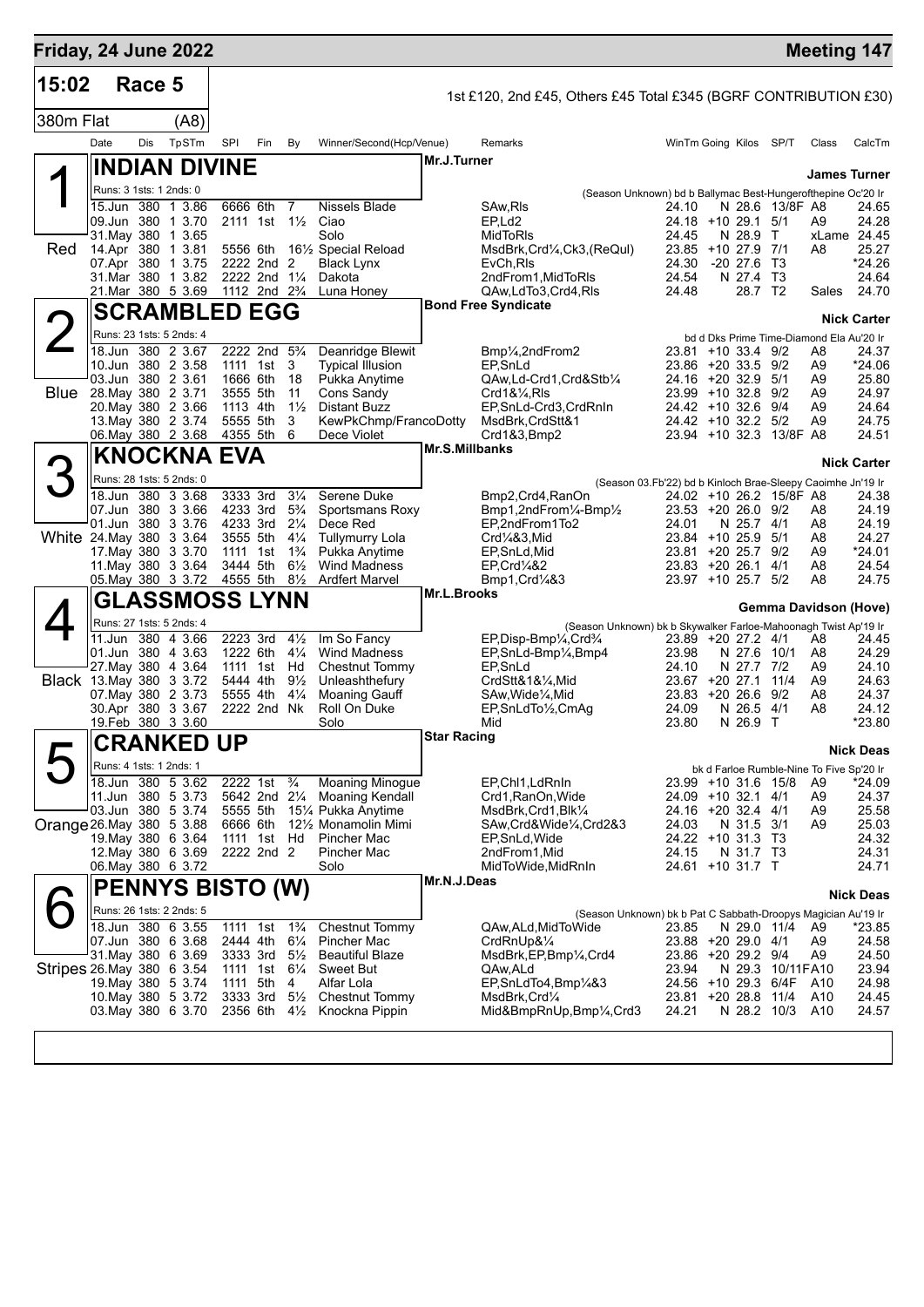# Friday, 24 June 2022 — Meeting 147

## 15:02 Race 5

1st £120, 2nd £45, Others £45 Total £345 (BGRF CONTRIBUTION £30)

380m Flat (A8)

### 1 Red — INDIAN DIVINE — Mr.J.Turner — James Turner

Runs: 3 1sts: 1 2nds: 0

(Season Unknown) bd b Ballymac Best-Hungerofthepine Oc'20 Ir

| Date | Dis | TpSTm | SPI | Fin | By | Winner/Second(Hcp/Venue) | Remarks | WinTm | Going | Kilos | SP/T | Class | CalcTm |
|---|---|---|---|---|---|---|---|---|---|---|---|---|---|
| 15.Jun | 380 | 1 3.86 | 6666 | 6th | 7 | Nissels Blade | SAw,Rls | 24.10 | N | 28.6 | 13/8F | A8 | 24.65 |
| 09.Jun | 380 | 1 3.70 | 2111 | 1st | 1½ | Ciao | EP,Ld2 | 24.18 | +10 | 29.1 | 5/1 | A9 | 24.28 |
| 31.May | 380 | 1 3.65 | | | | Solo | MidToRls | 24.45 | N | 28.9 | T | xLame | 24.45 |
| 14.Apr | 380 | 1 3.81 | 5556 | 6th | 16½ | Special Reload | MsdBrk,Crd¼,Ck3,(ReQul) | 23.85 | +10 | 27.9 | 7/1 | A8 | 25.27 |
| 07.Apr | 380 | 1 3.75 | 2222 | 2nd | 2 | Black Lynx | EvCh,Rls | 24.30 | -20 | 27.6 | T3 | | *24.26 |
| 31.Mar | 380 | 1 3.82 | 2222 | 2nd | 1¼ | Dakota | 2ndFrom1,MidToRls | 24.54 | N | 27.4 | T3 | | 24.64 |
| 21.Mar | 380 | 5 3.69 | 1112 | 2nd | 2¾ | Luna Honey | QAw,LdTo3,Crd4,Rls | 24.48 | | 28.7 | T2 | Sales | 24.70 |

### 2 Blue — SCRAMBLED EGG — Bond Free Syndicate — Nick Carter

Runs: 23 1sts: 5 2nds: 4

bd d Dks Prime Time-Diamond Ela Au'20 Ir

| Date | Dis | TpSTm | SPI | Fin | By | Winner/Second(Hcp/Venue) | Remarks | WinTm | Going | Kilos | SP/T | Class | CalcTm |
|---|---|---|---|---|---|---|---|---|---|---|---|---|---|
| 18.Jun | 380 | 2 3.67 | 2222 | 2nd | 5¾ | Deanridge Blewit | Bmp¼,2ndFrom2 | 23.81 | +10 | 33.4 | 9/2 | A8 | 24.37 |
| 10.Jun | 380 | 2 3.58 | 1111 | 1st | 3 | Typical Illusion | EP,SnLd | 23.86 | +20 | 33.5 | 9/2 | A9 | *24.06 |
| 03.Jun | 380 | 2 3.61 | 1666 | 6th | 18 | Pukka Anytime | QAw,Ld-Crd1,Crd&Stb¼ | 24.16 | +20 | 32.9 | 5/1 | A9 | 25.80 |
| 28.May | 380 | 2 3.71 | 3555 | 5th | 11 | Cons Sandy | Crd1&¼,Rls | 23.99 | +10 | 32.8 | 9/2 | A9 | 24.97 |
| 20.May | 380 | 2 3.66 | 1113 | 4th | 1½ | Distant Buzz | EP,SnLd-Crd3,CrdRnIn | 24.42 | +10 | 32.6 | 9/4 | A9 | 24.64 |
| 13.May | 380 | 2 3.74 | 5555 | 5th | 3 | KewPkChmp/FrancoDotty | MsdBrk,CrdStt&1 | 24.42 | +10 | 32.2 | 5/2 | A9 | 24.75 |
| 06.May | 380 | 2 3.68 | 4355 | 5th | 6 | Dece Violet | Crd1&3,Bmp2 | 23.94 | +10 | 32.3 | 13/8F | A8 | 24.51 |

### 3 White — KNOCKNA EVA — Mr.S.Millbanks — Nick Carter

Runs: 28 1sts: 5 2nds: 0

(Season 03.Fb'22) bd b Kinloch Brae-Sleepy Caoimhe Jn'19 Ir

| Date | Dis | TpSTm | SPI | Fin | By | Winner/Second(Hcp/Venue) | Remarks | WinTm | Going | Kilos | SP/T | Class | CalcTm |
|---|---|---|---|---|---|---|---|---|---|---|---|---|---|
| 18.Jun | 380 | 3 3.68 | 3333 | 3rd | 3¼ | Serene Duke | Bmp2,Crd4,RanOn | 24.02 | +10 | 26.2 | 15/8F | A8 | 24.38 |
| 07.Jun | 380 | 3 3.66 | 4233 | 3rd | 5¾ | Sportsmans Roxy | Bmp1,2ndFrom¼-Bmp½ | 23.53 | +20 | 26.0 | 9/2 | A8 | 24.19 |
| 01.Jun | 380 | 3 3.76 | 4233 | 3rd | 2¼ | Dece Red | EP,2ndFrom1To2 | 24.01 | N | 25.7 | 4/1 | A8 | 24.19 |
| 24.May | 380 | 3 3.64 | 3555 | 5th | 4¼ | Tullymurry Lola | Crd¼&3,Mid | 23.84 | +10 | 25.9 | 5/1 | A8 | 24.27 |
| 17.May | 380 | 3 3.70 | 1111 | 1st | 1¾ | Pukka Anytime | EP,SnLd,Mid | 23.81 | +20 | 25.7 | 9/2 | A9 | *24.01 |
| 11.May | 380 | 3 3.64 | 3444 | 5th | 6½ | Wind Madness | EP,Crd¼&2 | 23.83 | +20 | 26.1 | 4/1 | A8 | 24.54 |
| 05.May | 380 | 3 3.72 | 4555 | 5th | 8½ | Ardfert Marvel | Bmp1,Crd¼&3 | 23.97 | +10 | 25.7 | 5/2 | A8 | 24.75 |

### 4 Black — GLASSMOSS LYNN — Mr.L.Brooks — Gemma Davidson (Hove)

Runs: 27 1sts: 5 2nds: 4

(Season Unknown) bk b Skywalker Farloe-Mahoonagh Twist Ap'19 Ir

| Date | Dis | TpSTm | SPI | Fin | By | Winner/Second(Hcp/Venue) | Remarks | WinTm | Going | Kilos | SP/T | Class | CalcTm |
|---|---|---|---|---|---|---|---|---|---|---|---|---|---|
| 11.Jun | 380 | 4 3.66 | 2223 | 3rd | 4½ | Im So Fancy | EP,Disp-Bmp¼,Crd¾ | 23.89 | +20 | 27.2 | 4/1 | A8 | 24.45 |
| 01.Jun | 380 | 4 3.63 | 1222 | 6th | 4¼ | Wind Madness | EP,SnLd-Bmp¼,Bmp4 | 23.98 | N | 27.6 | 10/1 | A8 | 24.29 |
| 27.May | 380 | 4 3.64 | 1111 | 1st | Hd | Chestnut Tommy | EP,SnLd | 24.10 | N | 27.7 | 7/2 | A9 | 24.10 |
| 13.May | 380 | 3 3.72 | 5444 | 4th | 9½ | Unleashthefury | CrdStt&1&¼,Mid | 23.67 | +20 | 27.1 | 11/4 | A9 | 24.63 |
| 07.May | 380 | 2 3.73 | 5555 | 4th | 4¼ | Moaning Gauff | SAw,Wide¼,Mid | 23.83 | +20 | 26.6 | 9/2 | A8 | 24.37 |
| 30.Apr | 380 | 3 3.67 | 2222 | 2nd | Nk | Roll On Duke | EP,SnLdTo½,CmAg | 24.09 | N | 26.5 | 4/1 | A8 | 24.12 |
| 19.Feb | 380 | 3 3.60 | | | | Solo | Mid | 23.80 | N | 26.9 | T | | *23.80 |

### 5 Orange — CRANKED UP — Star Racing — Nick Deas

Runs: 4 1sts: 1 2nds: 1

bk d Farloe Rumble-Nine To Five Sp'20 Ir

| Date | Dis | TpSTm | SPI | Fin | By | Winner/Second(Hcp/Venue) | Remarks | WinTm | Going | Kilos | SP/T | Class | CalcTm |
|---|---|---|---|---|---|---|---|---|---|---|---|---|---|
| 18.Jun | 380 | 5 3.62 | 2222 | 1st | ¾ | Moaning Minogue | EP,Chl1,LdRnIn | 23.99 | +10 | 31.6 | 15/8 | A9 | *24.09 |
| 11.Jun | 380 | 5 3.73 | 5642 | 2nd | 2¼ | Moaning Kendall | Crd1,RanOn,Wide | 24.09 | +10 | 32.1 | 4/1 | A9 | 24.37 |
| 03.Jun | 380 | 5 3.74 | 5555 | 5th | 15¼ | Pukka Anytime | MsdBrk,Crd1,Blk¼ | 24.16 | +20 | 32.4 | 4/1 | A9 | 25.58 |
| 26.May | 380 | 5 3.88 | 6666 | 6th | 12½ | Monamolin Mimi | SAw,Crd&Wide¼,Crd2&3 | 24.03 | N | 31.5 | 3/1 | A9 | 25.03 |
| 19.May | 380 | 6 3.64 | 1111 | 1st | Hd | Pincher Mac | EP,SnLd,Wide | 24.22 | +10 | 31.3 | T3 | | 24.32 |
| 12.May | 380 | 6 3.69 | 2222 | 2nd | 2 | Pincher Mac | 2ndFrom1,Mid | 24.15 | N | 31.7 | T3 | | 24.31 |
| 06.May | 380 | 6 3.72 | | | | Solo | MidToWide,MidRnIn | 24.61 | +10 | 31.7 | T | | 24.71 |

### 6 Stripes — PENNYS BISTO (W) — Mr.N.J.Deas — Nick Deas

Runs: 26 1sts: 2 2nds: 5

(Season Unknown) bk b Pat C Sabbath-Droopys Magician Au'19 Ir

| Date | Dis | TpSTm | SPI | Fin | By | Winner/Second(Hcp/Venue) | Remarks | WinTm | Going | Kilos | SP/T | Class | CalcTm |
|---|---|---|---|---|---|---|---|---|---|---|---|---|---|
| 18.Jun | 380 | 6 3.55 | 1111 | 1st | 1¾ | Chestnut Tommy | QAw,ALd,MidToWide | 23.85 | N | 29.0 | 11/4 | A9 | *23.85 |
| 07.Jun | 380 | 6 3.68 | 2444 | 4th | 6¼ | Pincher Mac | CrdRnUp&¼ | 23.88 | +20 | 29.0 | 4/1 | A9 | 24.58 |
| 31.May | 380 | 6 3.69 | 3333 | 3rd | 5½ | Beautiful Blaze | MsdBrk,EP,Bmp¼,Crd4 | 23.86 | +20 | 29.2 | 9/4 | A9 | 24.50 |
| 26.May | 380 | 6 3.54 | 1111 | 1st | 6¼ | Sweet But | QAw,ALd | 23.94 | N | 29.3 | 10/11F | A10 | 23.94 |
| 19.May | 380 | 5 3.74 | 1111 | 5th | 4 | Alfar Lola | EP,SnLdTo4,Bmp¼&3 | 24.56 | +10 | 29.3 | 6/4F | A10 | 24.98 |
| 10.May | 380 | 5 3.72 | 3333 | 3rd | 5½ | Chestnut Tommy | MsdBrk,Crd¼ | 23.81 | +20 | 28.8 | 11/4 | A10 | 24.45 |
| 03.May | 380 | 6 3.70 | 2356 | 6th | 4½ | Knockna Pippin | Mid&BmpRnUp,Bmp¼,Crd3 | 24.21 | N | 28.2 | 10/3 | A10 | 24.57 |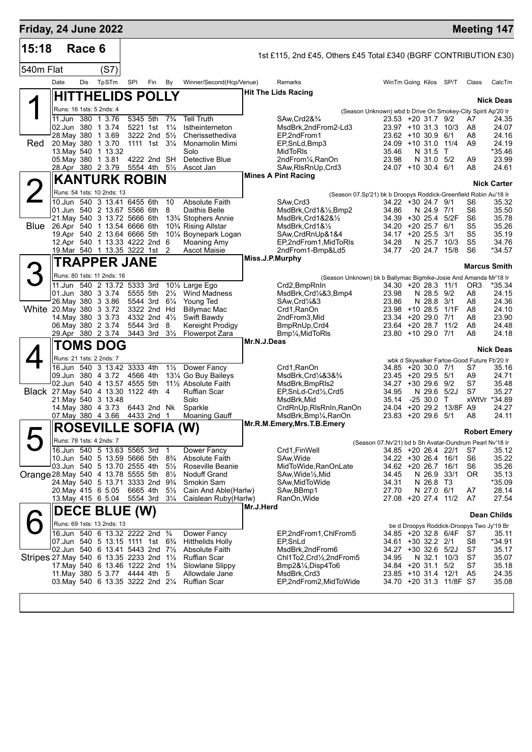## Friday, 24 June 2022 — Meeting 147

**15:18 Race 6** — 1st £115, 2nd £45, Others £45 Total £340 (BGRF CONTRIBUTION £30)

540m Flat (S7)

| Date | Dis | TpSTm | SPI | Fin | By | Winner/Second(Hcp/Venue) | Remarks | WinTm | Going | Kilos | SP/T | Class | CalcTm |
|---|---|---|---|---|---|---|---|---|---|---|---|---|---|

### 1 (Red) HITTHELIDS POLLY — Hit The Lids Racing — Nick Deas

Runs: 16 1sts: 5 2nds: 4 — (Season Unknown) wbd b Drive On Smokey-City Spirit Ap'20 Ir

| Date | Dis | TpSTm | SPI | Fin | By | Winner/Second(Hcp/Venue) | Remarks | WinTm | Going | Kilos | SP/T | Class | CalcTm |
|---|---|---|---|---|---|---|---|---|---|---|---|---|---|
| 11.Jun | 380 | 1 3.76 | 5345 | 5th | 7¾ | Tell Truth | SAw,Crd2&¾ | 23.53 | +20 | 31.7 | 9/2 | A7 | 24.35 |
| 02.Jun | 380 | 1 3.74 | 5221 | 1st | 1¼ | Istheinterneton | MsdBrk,2ndFrom2-Ld3 | 23.97 | +10 | 31.3 | 10/3 | A8 | 24.07 |
| 28.May | 380 | 1 3.69 | 3222 | 2nd | 5½ | Cherissethediva | EP,2ndFrom1 | 23.62 | +10 | 30.9 | 6/1 | A8 | 24.16 |
| 20.May | 380 | 1 3.70 | 1111 | 1st | 3¼ | Monamolin Mimi | EP,SnLd,Bmp3 | 24.09 | +10 | 31.0 | 11/4 | A9 | 24.19 |
| 13.May | 540 | 1 13.32 | | | | Solo | MidToRls | 35.46 | N | 31.5 | T | | *35.46 |
| 05.May | 380 | 1 3.81 | 4222 | 2nd | SH | Detective Blue | 2ndFrom¼,RanOn | 23.98 | N | 31.0 | 5/2 | A9 | 23.99 |
| 28.Apr | 380 | 2 3.79 | 5554 | 4th | 5½ | Ascot Jan | SAw,RlsRnUp,Crd3 | 24.07 | +10 | 30.4 | 6/1 | A8 | 24.61 |

### 2 (Blue) KANTURK ROBIN — Mines A Pint Racing — Nick Carter

Runs: 54 1sts: 10 2nds: 13 — (Season 07.Sp'21) bk b Droopys Roddick-Greenfield Robin Au'18 Ir

| Date | Dis | TpSTm | SPI | Fin | By | Winner/Second(Hcp/Venue) | Remarks | WinTm | Going | Kilos | SP/T | Class | CalcTm |
|---|---|---|---|---|---|---|---|---|---|---|---|---|---|
| 10.Jun | 540 | 3 13.41 | 6455 | 6th | 10 | Absolute Faith | SAw,Crd3 | 34.22 | +30 | 24.7 | 9/1 | S6 | 35.32 |
| 01.Jun | 540 | 2 13.67 | 5566 | 6th | 8 | Daithis Belle | MsdBrk,Crd1&½,Bmp2 | 34.86 | N | 24.9 | 7/1 | S6 | 35.50 |
| 21.May | 540 | 3 13.72 | 5666 | 6th | 13¾ | Stophers Annie | MsdBrk,Crd1&2&½ | 34.39 | +30 | 25.4 | 5/2F | S6 | 35.78 |
| 26.Apr | 540 | 1 13.54 | 6666 | 6th | 10¾ | Rising Allstar | MsdBrk,Crd1&½ | 34.20 | +20 | 25.7 | 6/1 | S5 | 35.26 |
| 19.Apr | 540 | 2 13.64 | 6666 | 5th | 10¼ | Boynepark Logan | SAw,CrdRnUp&1&4 | 34.17 | +20 | 25.5 | 3/1 | S5 | 35.19 |
| 12.Apr | 540 | 1 13.33 | 4222 | 2nd | 6 | Moaning Amy | EP,2ndFrom1,MidToRls | 34.28 | N | 25.7 | 10/3 | S5 | 34.76 |
| 19.Mar | 540 | 1 13.35 | 3222 | 1st | 2 | Ascot Maisie | 2ndFrom1-Bmp&Ld5 | 34.77 | -20 | 24.7 | 15/8 | S6 | *34.57 |

### 3 (White) TRAPPER JANE — Miss.J.P.Murphy — Marcus Smith

Runs: 80 1sts: 11 2nds: 16 — (Season Unknown) bk b Ballymac Bigmike-Josie And Amanda Mr'18 Ir

| Date | Dis | TpSTm | SPI | Fin | By | Winner/Second(Hcp/Venue) | Remarks | WinTm | Going | Kilos | SP/T | Class | CalcTm |
|---|---|---|---|---|---|---|---|---|---|---|---|---|---|
| 11.Jun | 540 | 2 13.72 | 5333 | 3rd | 10½ | Large Ego | Crd2,BmpRnIn | 34.30 | +20 | 28.3 | 11/1 | OR3 | *35.34 |
| 01.Jun | 380 | 3 3.74 | 5555 | 5th | 2½ | Wind Madness | MsdBrk,Crd¼&3,Bmp4 | 23.98 | N | 28.5 | 9/2 | A8 | 24.15 |
| 26.May | 380 | 3 3.86 | 5544 | 3rd | 6¼ | Young Ted | SAw,Crd¼&3 | 23.86 | N | 28.8 | 3/1 | A8 | 24.36 |
| 20.May | 380 | 3 3.72 | 3322 | 2nd | Hd | Billymac Mac | Crd1,RanOn | 23.98 | +10 | 28.5 | 1/1F | A8 | 24.10 |
| 14.May | 380 | 3 3.73 | 4332 | 2nd | 4½ | Swift Bawdy | 2ndFrom3,Mid | 23.34 | +20 | 29.0 | 7/1 | A8 | 23.90 |
| 06.May | 380 | 2 3.74 | 5544 | 3rd | 8 | Kereight Prodigy | BmpRnUp,Crd4 | 23.64 | +20 | 28.7 | 11/2 | A8 | 24.48 |
| 29.Apr | 380 | 2 3.74 | 3443 | 3rd | 3½ | Flowerpot Zara | Bmp¼,MidToRls | 23.80 | +10 | 29.0 | 7/1 | A8 | 24.18 |

### 4 (Black) TOMS DOG — Mr.N.J.Deas — Nick Deas

Runs: 21 1sts: 2 2nds: 7 — wbk d Skywalker Farloe-Good Future Fb'20 Ir

| Date | Dis | TpSTm | SPI | Fin | By | Winner/Second(Hcp/Venue) | Remarks | WinTm | Going | Kilos | SP/T | Class | CalcTm |
|---|---|---|---|---|---|---|---|---|---|---|---|---|---|
| 16.Jun | 540 | 4 13.42 | 3333 | 4th | 1½ | Dower Fancy | Crd1,RanOn | 34.85 | +20 | 30.0 | 7/1 | S7 | 35.16 |
| 09.Jun | 380 | 4 3.72 | 4566 | 4th | 13¼ | Go Buy Baileys | MsdBrk,Crd¼&3&¾ | 23.45 | +20 | 29.5 | 5/1 | A9 | 24.71 |
| 02.Jun | 540 | 4 13.57 | 4555 | 5th | 11½ | Absolute Faith | MsdBrk,BmpRls2 | 34.27 | +30 | 29.6 | 9/2 | S7 | 35.48 |
| 27.May | 540 | 4 13.30 | 1122 | 4th | 4 | Ruffian Scar | EP,SnLd-Crd½,Crd5 | 34.95 | N | 29.6 | 5/2J | S7 | 35.27 |
| 21.May | 540 | 3 13.48 | | | | Solo | MsdBrk,Mid | 35.14 | -25 | 30.0 | T | xWtVr | *34.89 |
| 14.May | 380 | 4 3.73 | 6443 | 2nd | Nk | Sparkle | CrdRnUp,RlsRnIn,RanOn | 24.04 | +20 | 29.2 | 13/8F | A9 | 24.27 |
| 07.May | 380 | 4 3.66 | 4433 | 2nd | 1 | Moaning Gauff | MsdBrk,Bmp¼,RanOn | 23.83 | +20 | 29.6 | 5/1 | A8 | 24.11 |

### 5 (Orange) ROSEVILLE SOFIA (W) — Mr.R.M.Emery,Mrs.T.B.Emery — Robert Emery

Runs: 78 1sts: 4 2nds: 7 — (Season 07.Nv'21) bd b Sh Avatar-Dundrum Pearl Nv'18 Ir

| Date | Dis | TpSTm | SPI | Fin | By | Winner/Second(Hcp/Venue) | Remarks | WinTm | Going | Kilos | SP/T | Class | CalcTm |
|---|---|---|---|---|---|---|---|---|---|---|---|---|---|
| 16.Jun | 540 | 5 13.63 | 5565 | 3rd | 1 | Dower Fancy | Crd1,FinWell | 34.85 | +20 | 26.4 | 22/1 | S7 | 35.12 |
| 10.Jun | 540 | 5 13.59 | 5666 | 5th | 8¾ | Absolute Faith | SAw,Wide | 34.22 | +30 | 26.4 | 16/1 | S6 | 35.22 |
| 03.Jun | 540 | 5 13.70 | 2555 | 4th | 5½ | Roseville Beanie | MidToWide,RanOnLate | 34.62 | +20 | 26.7 | 16/1 | S6 | 35.26 |
| 28.May | 540 | 4 13.78 | 5555 | 5th | 8½ | Noduff Grand | SAw,Wide½,Mid | 34.45 | N | 26.9 | 33/1 | OR | 35.13 |
| 24.May | 540 | 5 13.71 | 3333 | 2nd | 9¾ | Smokin Sam | SAw,MidToWide | 34.31 | N | 26.8 | T3 | | *35.09 |
| 20.May | 415 | 6 5.05 | 6665 | 4th | 5½ | Cain And Able(Harlw) | SAw,BBmp1 | 27.70 | N | 27.0 | 6/1 | A7 | 28.14 |
| 13.May | 415 | 6 5.04 | 5554 | 3rd | 3¼ | Caislean Ruby(Harlw) | RanOn,Wide | 27.08 | +20 | 27.4 | 11/2 | A7 | 27.54 |

### 6 (Stripes) DECE BLUE (W) — Mr.J.Herd — Dean Childs

Runs: 69 1sts: 13 2nds: 13 — be d Droopys Roddick-Droopys Two Jy'19 Br

| Date | Dis | TpSTm | SPI | Fin | By | Winner/Second(Hcp/Venue) | Remarks | WinTm | Going | Kilos | SP/T | Class | CalcTm |
|---|---|---|---|---|---|---|---|---|---|---|---|---|---|
| 16.Jun | 540 | 6 13.32 | 2222 | 2nd | ¾ | Dower Fancy | EP,2ndFrom1,ChlFrom5 | 34.85 | +20 | 32.8 | 6/4F | S7 | 35.11 |
| 07.Jun | 540 | 5 13.15 | 1111 | 1st | 6¾ | Hitthelids Holly | EP,SnLd | 34.61 | +30 | 32.2 | 2/1 | S8 | *34.91 |
| 02.Jun | 540 | 6 13.41 | 5443 | 2nd | 7½ | Absolute Faith | MsdBrk,2ndFrom6 | 34.27 | +30 | 32.6 | 5/2J | S7 | 35.17 |
| 27.May | 540 | 6 13.35 | 2233 | 2nd | 1½ | Ruffian Scar | Chl1To2,Crd½,2ndFrom5 | 34.95 | N | 32.1 | 10/3 | S7 | 35.07 |
| 17.May | 540 | 6 13.46 | 1222 | 2nd | 1¾ | Slowlane Slippy | Bmp2&¼,Disp4To6 | 34.84 | +20 | 31.1 | 5/2 | S7 | 35.18 |
| 11.May | 380 | 5 3.77 | 4444 | 4th | 5 | Allowdale Jane | MsdBrk,Crd3 | 23.85 | +10 | 31.4 | 12/1 | A5 | 24.35 |
| 03.May | 540 | 6 13.35 | 3222 | 2nd | 2¼ | Ruffian Scar | EP,2ndFrom2,MidToWide | 34.70 | +20 | 31.3 | 11/8F | S7 | 35.08 |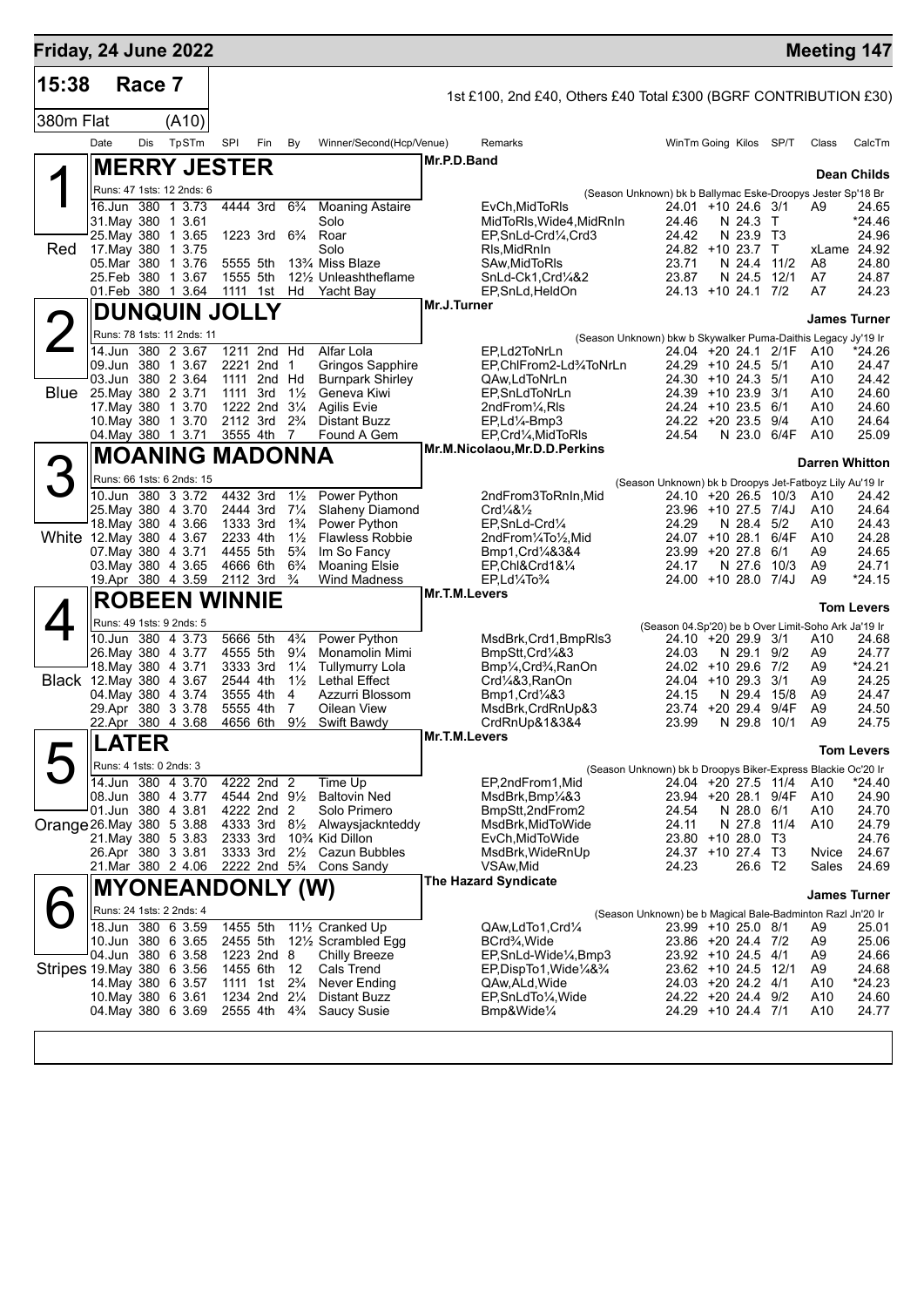**Friday, 24 June 2022** — **Meeting 147**

## 15:38 Race 7

1st £100, 2nd £40, Others £40 Total £300 (BGRF CONTRIBUTION £30)

380m Flat (A10)

### 1 — MERRY JESTER (Red)

Mr.P.D.Band — Dean Childs

Runs: 47 1sts: 12 2nds: 6 — (Season Unknown) bk b Ballymac Eske-Droopys Jester Sp'18 Br

| Date | Dis | TpSTm | SPI | Fin | By | Winner/Second(Hcp/Venue) | Remarks | WinTm | Going | Kilos | SP/T | Class | CalcTm |
|---|---|---|---|---|---|---|---|---|---|---|---|---|---|
| 16.Jun | 380 | 1 3.73 | 4444 | 3rd | 6¾ | Moaning Astaire | EvCh,MidToRls | 24.01 | +10 | 24.6 | 3/1 | A9 | 24.65 |
| 31.May | 380 | 1 3.61 | | | | Solo | MidToRls,Wide4,MidRnIn | 24.46 | N | 24.3 | T | | *24.46 |
| 25.May | 380 | 1 3.65 | 1223 | 3rd | 6¾ | Roar | EP,SnLd-Crd¼,Crd3 | 24.42 | N | 23.9 | T3 | | 24.96 |
| 17.May | 380 | 1 3.75 | | | | Solo | Rls,MidRnIn | 24.82 | +10 | 23.7 | T | xLame | 24.92 |
| 05.Mar | 380 | 1 3.76 | 5555 | 5th | 13¾ | Miss Blaze | SAw,MidToRls | 23.71 | N | 24.4 | 11/2 | A8 | 24.80 |
| 25.Feb | 380 | 1 3.67 | 1555 | 5th | 12½ | Unleashtheflame | SnLd-Ck1,Crd¼&2 | 23.87 | N | 24.5 | 12/1 | A7 | 24.87 |
| 01.Feb | 380 | 1 3.64 | 1111 | 1st | Hd | Yacht Bay | EP,SnLd,HeldOn | 24.13 | +10 | 24.1 | 7/2 | A7 | 24.23 |

### 2 — DUNQUIN JOLLY (Blue)

Mr.J.Turner — James Turner

Runs: 78 1sts: 11 2nds: 11 — (Season Unknown) bkw b Skywalker Puma-Daithis Legacy Jy'19 Ir

| Date | Dis | TpSTm | SPI | Fin | By | Winner/Second(Hcp/Venue) | Remarks | WinTm | Going | Kilos | SP/T | Class | CalcTm |
|---|---|---|---|---|---|---|---|---|---|---|---|---|---|
| 14.Jun | 380 | 2 3.67 | 1211 | 2nd | Hd | Alfar Lola | EP,Ld2ToNrLn | 24.04 | +20 | 24.1 | 2/1F | A10 | *24.26 |
| 09.Jun | 380 | 1 3.67 | 2221 | 2nd | 1 | Gringos Sapphire | EP,ChlFrom2-Ld¾ToNrLn | 24.29 | +10 | 24.5 | 5/1 | A10 | 24.47 |
| 03.Jun | 380 | 2 3.64 | 1111 | 2nd | Hd | Burnpark Shirley | QAw,LdToNrLn | 24.30 | +10 | 24.3 | 5/1 | A10 | 24.42 |
| 25.May | 380 | 2 3.71 | 1111 | 3rd | 1½ | Geneva Kiwi | EP,SnLdToNrLn | 24.39 | +10 | 23.9 | 3/1 | A10 | 24.60 |
| 17.May | 380 | 1 3.70 | 1222 | 3rd | 3¼ | Agilis Evie | 2ndFrom¼,Rls | 24.24 | +10 | 23.5 | 6/1 | A10 | 24.60 |
| 10.May | 380 | 1 3.70 | 2112 | 3rd | 2¾ | Distant Buzz | EP,Ld¼-Bmp3 | 24.22 | +20 | 23.5 | 9/4 | A10 | 24.64 |
| 04.May | 380 | 1 3.71 | 3555 | 4th | 7 | Found A Gem | EP,Crd¼,MidToRls | 24.54 | N | 23.0 | 6/4F | A10 | 25.09 |

### 3 — MOANING MADONNA (White)

Mr.M.Nicolaou,Mr.D.D.Perkins — Darren Whitton

Runs: 66 1sts: 6 2nds: 15 — (Season Unknown) bk b Droopys Jet-Fatboyz Lily Au'19 Ir

| Date | Dis | TpSTm | SPI | Fin | By | Winner/Second(Hcp/Venue) | Remarks | WinTm | Going | Kilos | SP/T | Class | CalcTm |
|---|---|---|---|---|---|---|---|---|---|---|---|---|---|
| 10.Jun | 380 | 3 3.72 | 4432 | 3rd | 1½ | Power Python | 2ndFrom3ToRnIn,Mid | 24.10 | +10 | 26.5 | 10/3 | A10 | 24.42 |
| 25.May | 380 | 4 3.70 | 2444 | 3rd | 7¼ | Slaheny Diamond | Crd¼&½ | 23.96 | +10 | 27.5 | 7/4J | A10 | 24.64 |
| 18.May | 380 | 4 3.66 | 1333 | 3rd | 1¾ | Power Python | EP,SnLd-Crd¼ | 24.29 | N | 28.4 | 5/2 | A10 | 24.43 |
| 12.May | 380 | 4 3.67 | 2233 | 4th | 1½ | Flawless Robbie | 2ndFrom¼To½,Mid | 24.07 | +10 | 28.1 | 6/4F | A10 | 24.28 |
| 07.May | 380 | 4 3.71 | 4455 | 5th | 5¾ | Im So Fancy | Bmp1,Crd¼&3&4 | 23.99 | +20 | 27.8 | 6/1 | A9 | 24.65 |
| 03.May | 380 | 4 3.65 | 4666 | 6th | 6¾ | Moaning Elsie | EP,Chl&Crd1&¼ | 24.17 | N | 27.6 | 10/3 | A9 | 24.71 |
| 19.Apr | 380 | 4 3.59 | 2112 | 3rd | ¾ | Wind Madness | EP,Ld¼To¾ | 24.00 | +10 | 28.0 | 7/4J | A9 | *24.15 |

### 4 — ROBEEN WINNIE (Black)

Mr.T.M.Levers — Tom Levers

Runs: 49 1sts: 9 2nds: 5 — (Season 04.Sp'20) be b Over Limit-Soho Ark Ja'19 Ir

| Date | Dis | TpSTm | SPI | Fin | By | Winner/Second(Hcp/Venue) | Remarks | WinTm | Going | Kilos | SP/T | Class | CalcTm |
|---|---|---|---|---|---|---|---|---|---|---|---|---|---|
| 10.Jun | 380 | 4 3.73 | 5666 | 5th | 4¾ | Power Python | MsdBrk,Crd1,BmpRls3 | 24.10 | +20 | 29.9 | 3/1 | A10 | 24.68 |
| 26.May | 380 | 4 3.77 | 4555 | 5th | 9¼ | Monamolin Mimi | BmpStt,Crd¼&3 | 24.03 | N | 29.1 | 9/2 | A9 | 24.77 |
| 18.May | 380 | 4 3.71 | 3333 | 3rd | 1¼ | Tullymurry Lola | Bmp¼,Crd¾,RanOn | 24.02 | +10 | 29.6 | 7/2 | A9 | *24.21 |
| 12.May | 380 | 4 3.67 | 2544 | 4th | 1½ | Lethal Effect | Crd¼&3,RanOn | 24.04 | +10 | 29.3 | 3/1 | A9 | 24.25 |
| 04.May | 380 | 4 3.74 | 3555 | 4th | 4 | Azzurri Blossom | Bmp1,Crd¼&3 | 24.15 | N | 29.4 | 15/8 | A9 | 24.47 |
| 29.Apr | 380 | 3 3.78 | 5555 | 4th | 7 | Oilean View | MsdBrk,CrdRnUp&3 | 23.74 | +20 | 29.4 | 9/4F | A9 | 24.50 |
| 22.Apr | 380 | 4 3.68 | 4656 | 6th | 9½ | Swift Bawdy | CrdRnUp&1&3&4 | 23.99 | N | 29.8 | 10/1 | A9 | 24.75 |

### 5 — LATER (Orange)

Mr.T.M.Levers — Tom Levers

Runs: 4 1sts: 0 2nds: 3 — (Season Unknown) bk b Droopys Biker-Express Blackie Oc'20 Ir

| Date | Dis | TpSTm | SPI | Fin | By | Winner/Second(Hcp/Venue) | Remarks | WinTm | Going | Kilos | SP/T | Class | CalcTm |
|---|---|---|---|---|---|---|---|---|---|---|---|---|---|
| 14.Jun | 380 | 4 3.70 | 4222 | 2nd | 2 | Time Up | EP,2ndFrom1,Mid | 24.04 | +20 | 27.5 | 11/4 | A10 | *24.40 |
| 08.Jun | 380 | 4 3.77 | 4544 | 2nd | 9½ | Baltovin Ned | MsdBrk,Bmp¼&3 | 23.94 | +20 | 28.1 | 9/4F | A10 | 24.90 |
| 01.Jun | 380 | 4 3.81 | 4222 | 2nd | 2 | Solo Primero | BmpStt,2ndFrom2 | 24.54 | N | 28.0 | 6/1 | A10 | 24.70 |
| 26.May | 380 | 5 3.88 | 4333 | 3rd | 8½ | Alwaysjackntеddy | MsdBrk,MidToWide | 24.11 | N | 27.8 | 11/4 | A10 | 24.79 |
| 21.May | 380 | 5 3.83 | 2333 | 3rd | 10¾ | Kid Dillon | EvCh,MidToWide | 23.80 | +10 | 28.0 | T3 | | 24.76 |
| 26.Apr | 380 | 3 3.81 | 3333 | 3rd | 2½ | Cazun Bubbles | MsdBrk,WideRnUp | 24.37 | +10 | 27.4 | T3 | Nvice | 24.67 |
| 21.Mar | 380 | 2 4.06 | 2222 | 2nd | 5¾ | Cons Sandy | VSAw,Mid | 24.23 | | 26.6 | T2 | Sales | 24.69 |

### 6 — MYONEANDONLY (W) (Stripes)

The Hazard Syndicate — James Turner

Runs: 24 1sts: 2 2nds: 4 — (Season Unknown) be b Magical Bale-Badminton Razl Jn'20 Ir

| Date | Dis | TpSTm | SPI | Fin | By | Winner/Second(Hcp/Venue) | Remarks | WinTm | Going | Kilos | SP/T | Class | CalcTm |
|---|---|---|---|---|---|---|---|---|---|---|---|---|---|
| 18.Jun | 380 | 6 3.59 | 1455 | 5th | 11½ | Cranked Up | QAw,LdTo1,Crd¼ | 23.99 | +10 | 25.0 | 8/1 | A9 | 25.01 |
| 10.Jun | 380 | 6 3.65 | 2455 | 5th | 12½ | Scrambled Egg | BCrd¾,Wide | 23.86 | +20 | 24.4 | 7/2 | A9 | 25.06 |
| 04.Jun | 380 | 6 3.58 | 1223 | 2nd | 8 | Chilly Breeze | EP,SnLd-Wide¼,Bmp3 | 23.92 | +10 | 24.5 | 4/1 | A9 | 24.66 |
| 19.May | 380 | 6 3.56 | 1455 | 6th | 12 | Cals Trend | EP,DispTo1,Wide¼&¾ | 23.62 | +10 | 24.5 | 12/1 | A9 | 24.68 |
| 14.May | 380 | 6 3.57 | 1111 | 1st | 2¾ | Never Ending | QAw,ALd,Wide | 24.03 | +20 | 24.2 | 4/1 | A10 | *24.23 |
| 10.May | 380 | 6 3.61 | 1234 | 2nd | 2¼ | Distant Buzz | EP,SnLdTo¼,Wide | 24.22 | +20 | 24.4 | 9/2 | A10 | 24.60 |
| 04.May | 380 | 6 3.69 | 2555 | 4th | 4¾ | Saucy Susie | Bmp&Wide¼ | 24.29 | +10 | 24.4 | 7/1 | A10 | 24.77 |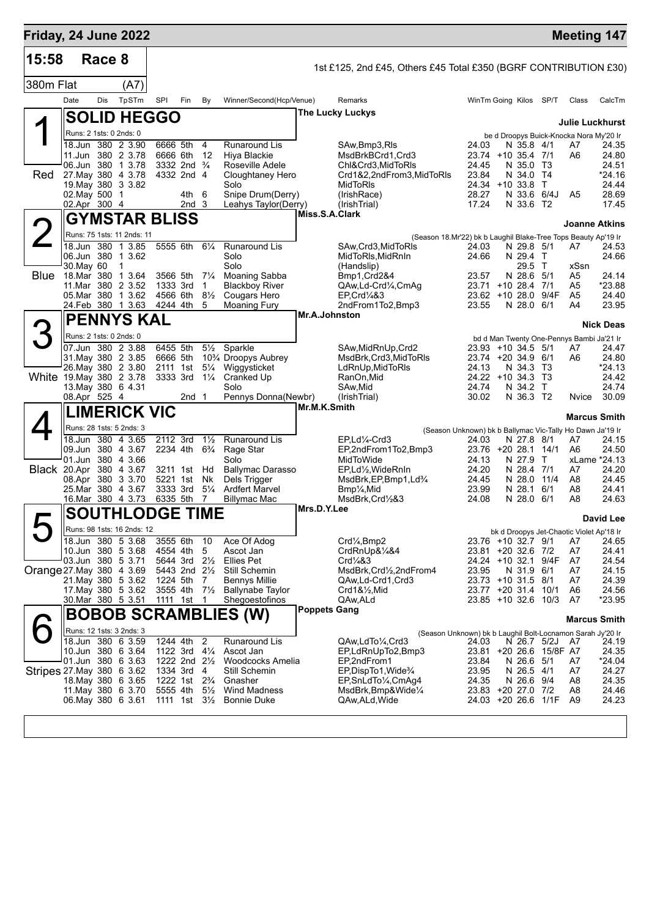# Friday, 24 June 2022 — Meeting 147

**15:58 Race 8** — 1st £125, 2nd £45, Others £45 Total £350 (BGRF CONTRIBUTION £30)

**380m Flat (A7)**

| Date | Dis | TpSTm | SPI | Fin | By | Winner/Second(Hcp/Venue) | Remarks | WinTm | Going | Kilos | SP/T | Class | CalcTm |
|---|---|---|---|---|---|---|---|---|---|---|---|---|---|

## 1 Red — SOLID HEGGO
The Lucky Luckys — Julie Luckhurst
Runs: 2 1sts: 0 2nds: 0 — be d Droopys Buick-Knocka Nora My'20 Ir

| Date | Dis | TpSTm | SPI | Fin | By | Winner/Second(Hcp/Venue) | Remarks | WinTm | Going | Kilos | SP/T | Class | CalcTm |
|---|---|---|---|---|---|---|---|---|---|---|---|---|---|
| 18.Jun | 380 | 2 3.90 | 6666 | 5th | 4 | Runaround Lis | SAw,Bmp3,Rls | 24.03 | N | 35.8 | 4/1 | A7 | 24.35 |
| 11.Jun | 380 | 2 3.78 | 6666 | 6th | 12 | Hiya Blackie | MsdBrkBCrd1,Crd3 | 23.74 | +10 | 35.4 | 7/1 | A6 | 24.80 |
| 06.Jun | 380 | 1 3.78 | 3332 | 2nd | ¾ | Roseville Adele | Chl&Crd3,MidToRls | 24.45 | N | 35.0 | T3 | | 24.51 |
| 27.May | 380 | 4 3.78 | 4332 | 2nd | 4 | Cloughtaney Hero | Crd1&2,2ndFrom3,MidToRls | 23.84 | N | 34.0 | T4 | | *24.16 |
| 19.May | 380 | 3 3.82 | | | | Solo | MidToRls | 24.34 | +10 | 33.8 | T | | 24.44 |
| 02.May | 500 | 1 | | 4th | 6 | Snipe Drum(Derry) | (IrishRace) | 28.27 | N | 33.6 | 6/4J | A5 | 28.69 |
| 02.Apr | 300 | 4 | | 2nd | 3 | Leahys Taylor(Derry) | (IrishTrial) | 17.24 | N | 33.6 | T2 | | 17.45 |

## 2 Blue — GYMSTAR BLISS
Miss.S.A.Clark — Joanne Atkins
Runs: 75 1sts: 11 2nds: 11 — (Season 18.Mr'22) bk b Laughil Blake-Tree Tops Beauty Ap'19 Ir

| Date | Dis | TpSTm | SPI | Fin | By | Winner/Second(Hcp/Venue) | Remarks | WinTm | Going | Kilos | SP/T | Class | CalcTm |
|---|---|---|---|---|---|---|---|---|---|---|---|---|---|
| 18.Jun | 380 | 1 3.85 | 5555 | 6th | 6¼ | Runaround Lis | SAw,Crd3,MidToRls | 24.03 | N | 29.8 | 5/1 | A7 | 24.53 |
| 06.Jun | 380 | 1 3.62 | | | | Solo | MidToRls,MidRnIn | 24.66 | N | 29.4 | T | | 24.66 |
| 30.May | 60 | 1 | | | | Solo | (Handslip) | | | 29.5 | T | xSsn | |
| 18.Mar | 380 | 1 3.64 | 3566 | 5th | 7¼ | Moaning Sabba | Bmp1,Crd2&4 | 23.57 | N | 28.6 | 5/1 | A5 | 24.14 |
| 11.Mar | 380 | 2 3.52 | 1333 | 3rd | 1 | Blackboy River | QAw,Ld-Crd¼,CmAg | 23.71 | +10 | 28.4 | 7/1 | A5 | *23.88 |
| 05.Mar | 380 | 1 3.62 | 4566 | 6th | 8½ | Cougars Hero | EP,Crd¼&3 | 23.62 | +10 | 28.0 | 9/4F | A5 | 24.40 |
| 24.Feb | 380 | 1 3.63 | 4244 | 4th | 5 | Moaning Fury | 2ndFrom1To2,Bmp3 | 23.55 | N | 28.0 | 6/1 | A4 | 23.95 |

## 3 White — PENNYS KAL
Mr.A.Johnston — Nick Deas
Runs: 2 1sts: 0 2nds: 0 — bd d Man Twenty One-Pennys Bambi Ja'21 Ir

| Date | Dis | TpSTm | SPI | Fin | By | Winner/Second(Hcp/Venue) | Remarks | WinTm | Going | Kilos | SP/T | Class | CalcTm |
|---|---|---|---|---|---|---|---|---|---|---|---|---|---|
| 07.Jun | 380 | 2 3.88 | 6455 | 5th | 5½ | Sparkle | SAw,MidRnUp,Crd2 | 23.93 | +10 | 34.5 | 5/1 | A7 | 24.47 |
| 31.May | 380 | 2 3.85 | 6666 | 5th | 10¾ | Droopys Aubrey | MsdBrk,Crd3,MidToRls | 23.74 | +20 | 34.9 | 6/1 | A6 | 24.80 |
| 26.May | 380 | 2 3.80 | 2111 | 1st | 5¼ | Wiggysticket | LdRnUp,MidToRls | 24.13 | N | 34.3 | T3 | | *24.13 |
| 19.May | 380 | 2 3.78 | 3333 | 3rd | 1¼ | Cranked Up | RanOn,Mid | 24.22 | +10 | 34.3 | T3 | | 24.42 |
| 13.May | 380 | 6 4.31 | | | | Solo | SAw,Mid | 24.74 | N | 34.2 | T | | 24.74 |
| 08.Apr | 525 | 4 | | 2nd | 1 | Pennys Donna(Newbr) | (IrishTrial) | 30.02 | N | 36.3 | T2 | Nvice | 30.09 |

## 4 Black — LIMERICK VIC
Mr.M.K.Smith — Marcus Smith
Runs: 28 1sts: 5 2nds: 3 — (Season Unknown) bk b Ballymac Vic-Tally Ho Dawn Ja'19 Ir

| Date | Dis | TpSTm | SPI | Fin | By | Winner/Second(Hcp/Venue) | Remarks | WinTm | Going | Kilos | SP/T | Class | CalcTm |
|---|---|---|---|---|---|---|---|---|---|---|---|---|---|
| 18.Jun | 380 | 4 3.65 | 2112 | 3rd | 1½ | Runaround Lis | EP,Ld¼-Crd3 | 24.03 | N | 27.8 | 8/1 | A7 | 24.15 |
| 09.Jun | 380 | 4 3.67 | 2234 | 4th | 6¾ | Rage Star | EP,2ndFrom1To2,Bmp3 | 23.76 | +20 | 28.1 | 14/1 | A6 | 24.50 |
| 01.Jun | 380 | 4 3.66 | | | | Solo | MidToWide | 24.13 | N | 27.9 | T | xLame | *24.13 |
| 20.Apr | 380 | 4 3.67 | 3211 | 1st | Hd | Ballymac Darasso | EP,Ld½,WideRnIn | 24.20 | N | 28.4 | 7/1 | A7 | 24.20 |
| 08.Apr | 380 | 3 3.70 | 5221 | 1st | Nk | Dels Trigger | MsdBrk,EP,Bmp1,Ld¾ | 24.45 | N | 28.0 | 11/4 | A8 | 24.45 |
| 25.Mar | 380 | 4 3.67 | 3333 | 3rd | 5¼ | Ardfert Marvel | Bmp¼,Mid | 23.99 | N | 28.1 | 6/1 | A8 | 24.41 |
| 16.Mar | 380 | 4 3.73 | 6335 | 5th | 7 | Billymac Mac | MsdBrk,Crd½&3 | 24.08 | N | 28.0 | 6/1 | A8 | 24.63 |

## 5 Orange — SOUTHLODGE TIME
Mrs.D.Y.Lee — David Lee
Runs: 98 1sts: 16 2nds: 12 — bk d Droopys Jet-Chaotic Violet Ap'18 Ir

| Date | Dis | TpSTm | SPI | Fin | By | Winner/Second(Hcp/Venue) | Remarks | WinTm | Going | Kilos | SP/T | Class | CalcTm |
|---|---|---|---|---|---|---|---|---|---|---|---|---|---|
| 18.Jun | 380 | 5 3.68 | 3555 | 6th | 10 | Ace Of Adog | Crd¼,Bmp2 | 23.76 | +10 | 32.7 | 9/1 | A7 | 24.65 |
| 10.Jun | 380 | 5 3.68 | 4554 | 4th | 5 | Ascot Jan | CrdRnUp&¼&4 | 23.81 | +20 | 32.6 | 7/2 | A7 | 24.41 |
| 03.Jun | 380 | 5 3.71 | 5644 | 3rd | 2½ | Ellies Pet | Crd¼&3 | 24.24 | +10 | 32.1 | 9/4F | A7 | 24.54 |
| 27.May | 380 | 4 3.69 | 5443 | 2nd | 2½ | Still Schemin | MsdBrk,Crd½,2ndFrom4 | 23.95 | N | 31.9 | 6/1 | A7 | 24.15 |
| 21.May | 380 | 5 3.62 | 1224 | 5th | 7 | Bennys Millie | QAw,Ld-Crd1,Crd3 | 23.73 | +10 | 31.5 | 8/1 | A7 | 24.39 |
| 17.May | 380 | 5 3.62 | 3555 | 4th | 7½ | Ballynabe Taylor | Crd1&½,Mid | 23.77 | +20 | 31.4 | 10/1 | A6 | 24.56 |
| 30.Mar | 380 | 5 3.51 | 1111 | 1st | 1 | Shegoestofinos | QAw,ALd | 23.85 | +10 | 32.6 | 10/3 | A7 | *23.95 |

## 6 Stripes — BOBOB SCRAMBLIES (W)
Poppets Gang — Marcus Smith
Runs: 12 1sts: 3 2nds: 3 — (Season Unknown) bk b Laughil Bolt-Locnamon Sarah Jy'20 Ir

| Date | Dis | TpSTm | SPI | Fin | By | Winner/Second(Hcp/Venue) | Remarks | WinTm | Going | Kilos | SP/T | Class | CalcTm |
|---|---|---|---|---|---|---|---|---|---|---|---|---|---|
| 18.Jun | 380 | 6 3.59 | 1244 | 4th | 2 | Runaround Lis | QAw,LdTo¼,Crd3 | 24.03 | N | 26.7 | 5/2J | A7 | 24.19 |
| 10.Jun | 380 | 6 3.64 | 1122 | 3rd | 4¼ | Ascot Jan | EP,LdRnUpTo2,Bmp3 | 23.81 | +20 | 26.6 | 15/8F | A7 | 24.35 |
| 01.Jun | 380 | 6 3.63 | 1222 | 2nd | 2½ | Woodcocks Amelia | EP,2ndFrom1 | 23.84 | N | 26.6 | 5/1 | A7 | *24.04 |
| 27.May | 380 | 6 3.62 | 1334 | 3rd | 4 | Still Schemin | EP,DispTo1,Wide¾ | 23.95 | N | 26.5 | 4/1 | A7 | 24.27 |
| 18.May | 380 | 6 3.65 | 1222 | 1st | 2¾ | Gnasher | EP,SnLdTo¼,CmAg4 | 24.35 | N | 26.6 | 9/4 | A8 | 24.35 |
| 11.May | 380 | 6 3.70 | 5555 | 4th | 5½ | Wind Madness | MsdBrk,Bmp&Wide¼ | 23.83 | +20 | 27.0 | 7/2 | A8 | 24.46 |
| 06.May | 380 | 6 3.61 | 1111 | 1st | 3½ | Bonnie Duke | QAw,ALd,Wide | 24.03 | +20 | 26.6 | 1/1F | A9 | 24.23 |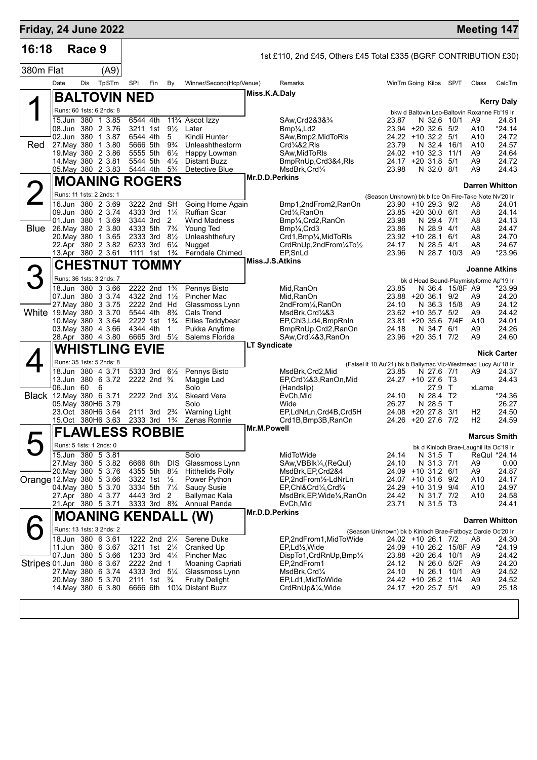## Friday, 24 June 2022 — Meeting 147

**16:18 Race 9** — 1st £110, 2nd £45, Others £45 Total £335 (BGRF CONTRIBUTION £30)

**380m Flat (A9)**

| Date | Dis | TpSTm | SPI | Fin | By | Winner/Second(Hcp/Venue) | Remarks | WinTm | Going | Kilos | SP/T | Class | CalcTm |
|---|---|---|---|---|---|---|---|---|---|---|---|---|---|

### 1 Red — BALTOVIN NED
Miss.K.A.Daly — Trainer: **Kerry Daly**
Runs: 60 1sts: 6 2nds: 8 — bkw d Baltovin Leo-Baltovin Roxanne Fb'19 Ir

| Date | Dis | TpSTm | SPI | Fin | By | Winner/Second(Hcp/Venue) | Remarks | WinTm | Going | Kilos | SP/T | Class | CalcTm |
|---|---|---|---|---|---|---|---|---|---|---|---|---|---|
| 15.Jun | 380 | 1 3.85 | 6544 | 4th | 11¾ | Ascot Izzy | SAw,Crd2&3&¾ | 23.87 | N | 32.6 | 10/1 | A9 | 24.81 |
| 08.Jun | 380 | 2 3.76 | 3211 | 1st | 9½ | Later | Bmp¼,Ld2 | 23.94 | +20 | 32.6 | 5/2 | A10 | *24.14 |
| 02.Jun | 380 | 1 3.87 | 6544 | 4th | 5 | Kindii Hunter | SAw,Bmp2,MidToRls | 24.22 | +10 | 32.2 | 5/1 | A10 | 24.72 |
| 27.May | 380 | 1 3.80 | 5666 | 5th | 9¾ | Unleashthestorm | Crd¼&2,Rls | 23.79 | N | 32.4 | 16/1 | A10 | 24.57 |
| 19.May | 380 | 2 3.86 | 5555 | 5th | 6½ | Happy Lowman | SAw,MidToRls | 24.02 | +10 | 32.3 | 11/1 | A9 | 24.64 |
| 14.May | 380 | 2 3.81 | 5544 | 5th | 4½ | Distant Buzz | BmpRnUp,Crd3&4,Rls | 24.17 | +20 | 31.8 | 5/1 | A9 | 24.72 |
| 05.May | 380 | 2 3.83 | 5444 | 4th | 5¾ | Detective Blue | MsdBrk,Crd¼ | 23.98 | N | 32.0 | 8/1 | A9 | 24.43 |

### 2 Blue — MOANING ROGERS
Mr.D.D.Perkins — Trainer: **Darren Whitton**
Runs: 11 1sts: 2 2nds: 1 — (Season Unknown) bk b Ice On Fire-Take Note Nv'20 Ir

| Date | Dis | TpSTm | SPI | Fin | By | Winner/Second(Hcp/Venue) | Remarks | WinTm | Going | Kilos | SP/T | Class | CalcTm |
|---|---|---|---|---|---|---|---|---|---|---|---|---|---|
| 16.Jun | 380 | 2 3.69 | 3222 | 2nd | SH | Going Home Again | Bmp1,2ndFrom2,RanOn | 23.90 | +10 | 29.3 | 9/2 | A8 | 24.01 |
| 09.Jun | 380 | 2 3.74 | 4333 | 3rd | 1¼ | Ruffian Scar | Crd¼,RanOn | 23.85 | +20 | 30.0 | 6/1 | A8 | 24.14 |
| 01.Jun | 380 | 1 3.69 | 3344 | 3rd | 2 | Wind Madness | Bmp¼,Crd2,RanOn | 23.98 | N | 29.4 | 7/1 | A8 | 24.13 |
| 26.May | 380 | 2 3.80 | 4333 | 5th | 7¾ | Young Ted | Bmp¼,Crd3 | 23.86 | N | 28.9 | 4/1 | A8 | 24.47 |
| 20.May | 380 | 1 3.65 | 2333 | 3rd | 8½ | Unleashthefury | Crd1,Bmp¼,MidToRls | 23.92 | +10 | 28.1 | 6/1 | A8 | 24.70 |
| 22.Apr | 380 | 2 3.82 | 6233 | 3rd | 6¼ | Nugget | CrdRnUp,2ndFrom¼To½ | 24.17 | N | 28.5 | 4/1 | A8 | 24.67 |
| 13.Apr | 380 | 2 3.61 | 1111 | 1st | 1¾ | Ferndale Chimed | EP,SnLd | 23.96 | N | 28.7 | 10/3 | A9 | *23.96 |

### 3 White — CHESTNUT TOMMY
Miss.J.S.Atkins — Trainer: **Joanne Atkins**
Runs: 36 1sts: 3 2nds: 7 — bk d Head Bound-Playmistyforme Ap'19 Ir

| Date | Dis | TpSTm | SPI | Fin | By | Winner/Second(Hcp/Venue) | Remarks | WinTm | Going | Kilos | SP/T | Class | CalcTm |
|---|---|---|---|---|---|---|---|---|---|---|---|---|---|
| 18.Jun | 380 | 3 3.66 | 2222 | 2nd | 1¾ | Pennys Bisto | Mid,RanOn | 23.85 | N | 36.4 | 15/8F | A9 | *23.99 |
| 07.Jun | 380 | 3 3.74 | 4322 | 2nd | 1½ | Pincher Mac | Mid,RanOn | 23.88 | +20 | 36.1 | 9/2 | A9 | 24.20 |
| 27.May | 380 | 3 3.75 | 2222 | 2nd | Hd | Glassmoss Lynn | 2ndFrom¼,RanOn | 24.10 | N | 36.3 | 15/8 | A9 | 24.12 |
| 19.May | 380 | 3 3.70 | 5544 | 4th | 8¾ | Cals Trend | MsdBrk,Crd¼&3 | 23.62 | +10 | 35.7 | 5/2 | A9 | 24.42 |
| 10.May | 380 | 3 3.64 | 2222 | 1st | 1¾ | Ellies Teddybear | EP,Chl3,Ld4,BmpRnIn | 23.81 | +20 | 35.6 | 7/4F | A10 | 24.01 |
| 03.May | 380 | 4 3.66 | 4344 | 4th | 1 | Pukka Anytime | BmpRnUp,Crd2,RanOn | 24.18 | N | 34.7 | 6/1 | A9 | 24.26 |
| 28.Apr | 380 | 4 3.80 | 6665 | 3rd | 5½ | Salems Florida | SAw,Crd¼&3,RanOn | 23.96 | +20 | 35.1 | 7/2 | A9 | 24.60 |

### 4 Black — WHISTLING EVIE
LT Syndicate — Trainer: **Nick Carter**
Runs: 35 1sts: 5 2nds: 8 — (FalseHt 10.Au'21) bk b Ballymac Vic-Westmead Lucy Au'18 Ir

| Date | Dis | TpSTm | SPI | Fin | By | Winner/Second(Hcp/Venue) | Remarks | WinTm | Going | Kilos | SP/T | Class | CalcTm |
|---|---|---|---|---|---|---|---|---|---|---|---|---|---|
| 18.Jun | 380 | 4 3.71 | 5333 | 3rd | 6½ | Pennys Bisto | MsdBrk,Crd2,Mid | 23.85 | N | 27.6 | 7/1 | A9 | 24.37 |
| 13.Jun | 380 | 6 3.72 | 2222 | 2nd | ¾ | Maggie Lad | EP,Crd¼&3,RanOn,Mid | 24.27 | +10 | 27.6 | T3 | | 24.43 |
| 06.Jun | 60 | 6 | | | | Solo | (Handslip) | | | 27.9 | T | xLame | |
| 12.May | 380 | 6 3.71 | 2222 | 2nd | 3¼ | Skeard Vera | EvCh,Mid | 24.10 | N | 28.4 | T2 | | *24.36 |
| 05.May | 380H6 | 3.79 | | | | Solo | Wide | 26.27 | N | 28.5 | T | | 26.27 |
| 23.Oct | 380H6 | 3.64 | 2111 | 3rd | 2¾ | Warning Light | EP,LdNrLn,Crd4B,Crd5H | 24.08 | +20 | 27.8 | 3/1 | H2 | 24.50 |
| 15.Oct | 380H6 | 3.63 | 2333 | 3rd | 1¾ | Zenas Ronnie | Crd1B,Bmp3B,RanOn | 24.26 | +20 | 27.6 | 7/2 | H2 | 24.59 |

### 5 Orange — FLAWLESS ROBBIE
Mr.M.Powell — Trainer: **Marcus Smith**
Runs: 5 1sts: 1 2nds: 0 — bk d Kinloch Brae-Laughil Ita Oc'19 Ir

| Date | Dis | TpSTm | SPI | Fin | By | Winner/Second(Hcp/Venue) | Remarks | WinTm | Going | Kilos | SP/T | Class | CalcTm |
|---|---|---|---|---|---|---|---|---|---|---|---|---|---|
| 15.Jun | 380 | 5 3.81 | | | | Solo | MidToWide | 24.14 | N | 31.5 | T | ReQul | *24.14 |
| 27.May | 380 | 5 3.82 | 6666 | 6th | DIS | Glassmoss Lynn | SAw,VBBlk¼,(ReQul) | 24.10 | N | 31.3 | 7/1 | A9 | 0.00 |
| 20.May | 380 | 5 3.76 | 4355 | 5th | 8½ | Hitthelids Polly | MsdBrk,EP,Crd2&4 | 24.09 | +10 | 31.2 | 6/1 | A9 | 24.87 |
| 12.May | 380 | 5 3.66 | 3322 | 1st | ½ | Power Python | EP,2ndFrom½-LdNrLn | 24.07 | +10 | 31.6 | 9/2 | A10 | 24.17 |
| 04.May | 380 | 5 3.70 | 3334 | 5th | 7¼ | Saucy Susie | EP,Chl&Crd¼,Crd¾ | 24.29 | +10 | 31.9 | 9/4 | A10 | 24.97 |
| 27.Apr | 380 | 4 3.77 | 4443 | 3rd | 2 | Ballymac Kala | MsdBrk,EP,Wide¼,RanOn | 24.42 | N | 31.7 | 7/2 | A10 | 24.58 |
| 21.Apr | 380 | 5 3.71 | 3333 | 3rd | 8¾ | Annual Panda | EvCh,Mid | 23.71 | N | 31.5 | T3 | | 24.41 |

### 6 Stripes — MOANING KENDALL (W)
Mr.D.D.Perkins — Trainer: **Darren Whitton**
Runs: 13 1sts: 3 2nds: 2 — (Season Unknown) bk b Kinloch Brae-Fatboyz Darcie Oc'20 Ir

| Date | Dis | TpSTm | SPI | Fin | By | Winner/Second(Hcp/Venue) | Remarks | WinTm | Going | Kilos | SP/T | Class | CalcTm |
|---|---|---|---|---|---|---|---|---|---|---|---|---|---|
| 18.Jun | 380 | 6 3.61 | 1222 | 2nd | 2¼ | Serene Duke | EP,2ndFrom1,MidToWide | 24.02 | +10 | 26.1 | 7/2 | A8 | 24.30 |
| 11.Jun | 380 | 6 3.67 | 3211 | 1st | 2¼ | Cranked Up | EP,Ld½,Wide | 24.09 | +10 | 26.2 | 15/8F | A9 | *24.19 |
| 07.Jun | 380 | 5 3.66 | 1233 | 3rd | 4¼ | Pincher Mac | DispTo1,CrdRnUp,Bmp¼ | 23.88 | +20 | 26.4 | 10/1 | A9 | 24.42 |
| 01.Jun | 380 | 6 3.67 | 2222 | 2nd | 1 | Moaning Capriati | EP,2ndFrom1 | 24.12 | N | 26.0 | 5/2F | A9 | 24.20 |
| 27.May | 380 | 6 3.74 | 4333 | 3rd | 5¼ | Glassmoss Lynn | MsdBrk,Crd¼ | 24.10 | N | 26.1 | 10/1 | A9 | 24.52 |
| 20.May | 380 | 5 3.70 | 2111 | 1st | ¾ | Fruity Delight | EP,Ld1,MidToWide | 24.42 | +10 | 26.2 | 11/4 | A9 | 24.52 |
| 14.May | 380 | 6 3.80 | 6666 | 6th | 10¼ | Distant Buzz | CrdRnUp&¼,Wide | 24.17 | +20 | 25.7 | 5/1 | A9 | 25.18 |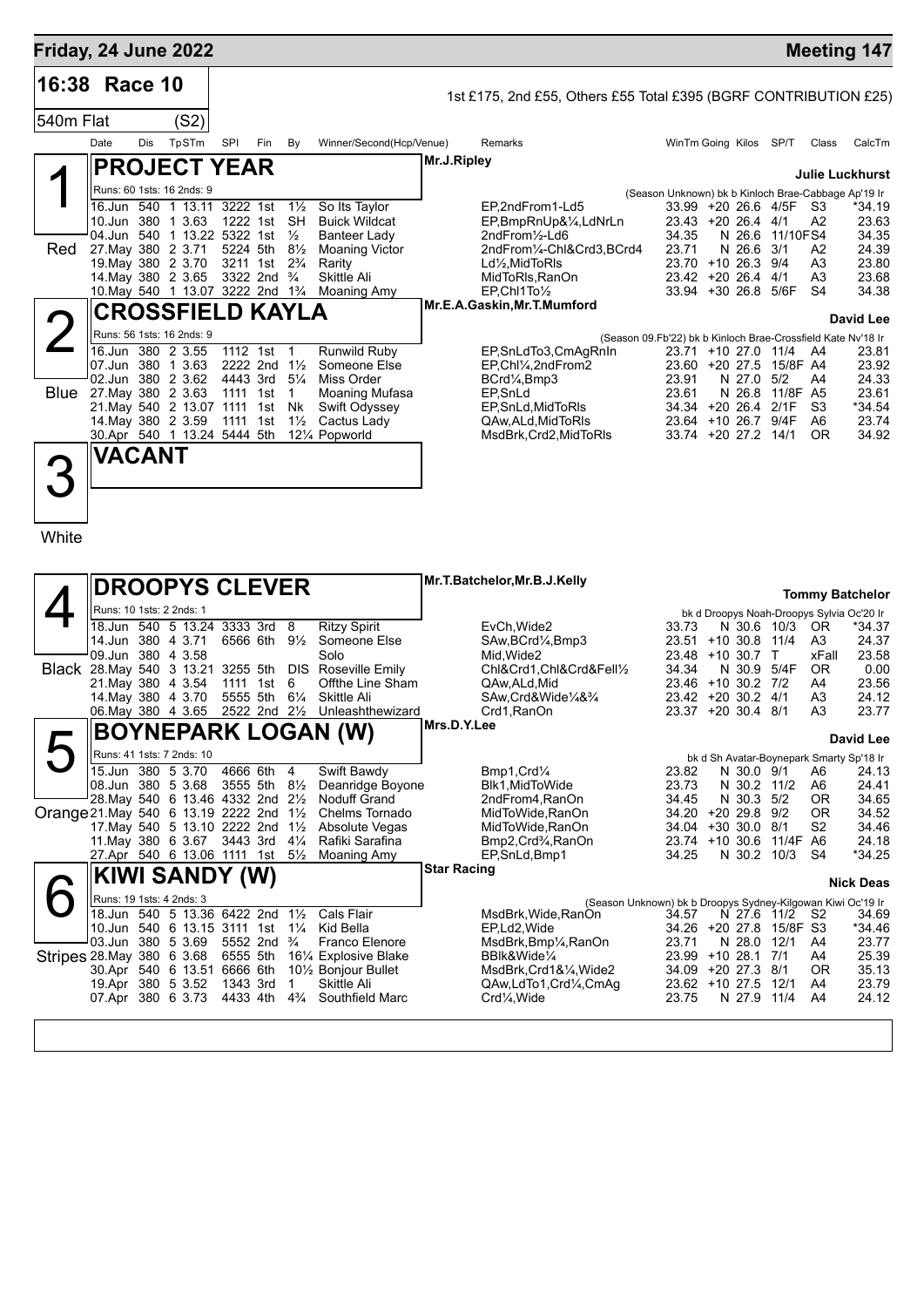## Friday, 24 June 2022 — Meeting 147

**16:38 Race 10** — 1st £175, 2nd £55, Others £55 Total £395 (BGRF CONTRIBUTION £25)

540m Flat (S2)

| Date | Dis | TpSTm | SPl | Fin | By | Winner/Second(Hcp/Venue) | Remarks | WinTm | Going | Kilos | SP/T | Class | CalcTm |
|---|---|---|---|---|---|---|---|---|---|---|---|---|---|

### 1 (Red) — PROJECT YEAR
Mr.J.Ripley — Trainer: Julie Luckhurst

Runs: 60 1sts: 16 2nds: 9 — (Season Unknown) bk b Kinloch Brae-Cabbage Ap'19 Ir

| Date | Dis | TpSTm | SPl | Fin | By | Winner/Second | Remarks | WinTm | Going | Kilos | SP/T | Class | CalcTm |
|---|---|---|---|---|---|---|---|---|---|---|---|---|---|
| 16.Jun | 540 | 1 13.11 | 3222 | 1st | 1½ | So Its Taylor | EP,2ndFrom1-Ld5 | 33.99 | +20 | 26.6 | 4/5F | S3 | *34.19 |
| 10.Jun | 380 | 1 3.63 | 1222 | 1st | SH | Buick Wildcat | EP,BmpRnUp&¼,LdNrLn | 23.43 | +20 | 26.4 | 4/1 | A2 | 23.63 |
| 04.Jun | 540 | 1 13.22 | 5322 | 1st | ½ | Banteer Lady | 2ndFrom½-Ld6 | 34.35 | N | 26.6 | 11/10F | S4 | 34.35 |
| 27.May | 380 | 2 3.71 | 5224 | 5th | 8½ | Moaning Victor | 2ndFrom¼-Chl&Crd3,BCrd4 | 23.71 | N | 26.6 | 3/1 | A2 | 24.39 |
| 19.May | 380 | 2 3.70 | 3211 | 1st | 2¾ | Rarity | Ld½,MidToRls | 23.70 | +10 | 26.3 | 9/4 | A3 | 23.80 |
| 14.May | 380 | 2 3.65 | 3322 | 2nd | ¾ | Skittle Ali | MidToRls,RanOn | 23.42 | +20 | 26.4 | 4/1 | A3 | 23.68 |
| 10.May | 540 | 1 13.07 | 3222 | 2nd | 1¾ | Moaning Amy | EP,Chl1To½ | 33.94 | +30 | 26.8 | 5/6F | S4 | 34.38 |

### 2 (Blue) — CROSSFIELD KAYLA
Mr.E.A.Gaskin,Mr.T.Mumford — Trainer: David Lee

Runs: 56 1sts: 16 2nds: 9 — (Season 09.Fb'22) bk b Kinloch Brae-Crossfield Kate Nv'18 Ir

| Date | Dis | TpSTm | SPl | Fin | By | Winner/Second | Remarks | WinTm | Going | Kilos | SP/T | Class | CalcTm |
|---|---|---|---|---|---|---|---|---|---|---|---|---|---|
| 16.Jun | 380 | 2 3.55 | 1112 | 1st | 1 | Runwild Ruby | EP,SnLdTo3,CmAgRnIn | 23.71 | +10 | 27.0 | 11/4 | A4 | 23.81 |
| 07.Jun | 380 | 1 3.63 | 2222 | 2nd | 1½ | Someone Else | EP,Chl¼,2ndFrom2 | 23.60 | +20 | 27.5 | 15/8F | A4 | 23.92 |
| 02.Jun | 380 | 2 3.62 | 4443 | 3rd | 5¼ | Miss Order | BCrd¼,Bmp3 | 23.91 | N | 27.0 | 5/2 | A4 | 24.33 |
| 27.May | 380 | 2 3.63 | 1111 | 1st | 1 | Moaning Mufasa | EP,SnLd | 23.61 | N | 26.8 | 11/8F | A5 | 23.61 |
| 21.May | 540 | 2 13.07 | 1111 | 1st | Nk | Swift Odyssey | EP,SnLd,MidToRls | 34.34 | +20 | 26.4 | 2/1F | S3 | *34.54 |
| 14.May | 380 | 2 3.59 | 1111 | 1st | 1½ | Cactus Lady | QAw,ALd,MidToRls | 23.64 | +10 | 26.7 | 9/4F | A6 | 23.74 |
| 30.Apr | 540 | 1 13.24 | 5444 | 5th | 12¼ | Popworld | MsdBrk,Crd2,MidToRls | 33.74 | +20 | 27.2 | 14/1 | OR | 34.92 |

### 3 (White) — VACANT

### 4 (Black) — DROOPYS CLEVER
Mr.T.Batchelor,Mr.B.J.Kelly — Trainer: Tommy Batchelor

Runs: 10 1sts: 2 2nds: 1 — bk d Droopys Noah-Droopys Sylvia Oc'20 Ir

| Date | Dis | TpSTm | SPl | Fin | By | Winner/Second | Remarks | WinTm | Going | Kilos | SP/T | Class | CalcTm |
|---|---|---|---|---|---|---|---|---|---|---|---|---|---|
| 18.Jun | 540 | 5 13.24 | 3333 | 3rd | 8 | Ritzy Spirit | EvCh,Wide2 | 33.73 | N | 30.6 | 10/3 | OR | *34.37 |
| 14.Jun | 380 | 4 3.71 | 6566 | 6th | 9½ | Someone Else | SAw,BCrd¼,Bmp3 | 23.51 | +10 | 30.8 | 11/4 | A3 | 24.37 |
| 09.Jun | 380 | 4 3.58 | | | | Solo | Mid,Wide2 | 23.48 | +10 | 30.7 | T | xFall | 23.58 |
| 28.May | 540 | 3 13.21 | 3255 | 5th | DIS | Roseville Emily | Chl&Crd1,Chl&Crd&Fell½ | 34.34 | N | 30.9 | 5/4F | OR | 0.00 |
| 21.May | 380 | 4 3.54 | 1111 | 1st | 6 | Offthe Line Sham | QAw,ALd,Mid | 23.46 | +10 | 30.2 | 7/2 | A4 | 23.56 |
| 14.May | 380 | 4 3.70 | 5555 | 5th | 6¼ | Skittle Ali | SAw,Crd&Wide¼&¾ | 23.42 | +20 | 30.2 | 4/1 | A3 | 24.12 |
| 06.May | 380 | 4 3.65 | 2522 | 2nd | 2½ | Unleashthewizard | Crd1,RanOn | 23.37 | +20 | 30.4 | 8/1 | A3 | 23.77 |

### 5 (Orange) — BOYNEPARK LOGAN (W)
Mrs.D.Y.Lee — Trainer: David Lee

Runs: 41 1sts: 7 2nds: 10 — bk d Sh Avatar-Boynepark Smarty Sp'18 Ir

| Date | Dis | TpSTm | SPl | Fin | By | Winner/Second | Remarks | WinTm | Going | Kilos | SP/T | Class | CalcTm |
|---|---|---|---|---|---|---|---|---|---|---|---|---|---|
| 15.Jun | 380 | 5 3.70 | 4666 | 6th | 4 | Swift Bawdy | Bmp1,Crd¼ | 23.82 | N | 30.0 | 9/1 | A6 | 24.13 |
| 08.Jun | 380 | 5 3.68 | 3555 | 5th | 8½ | Deanridge Boyone | Blk1,MidToWide | 23.73 | N | 30.2 | 11/2 | A6 | 24.41 |
| 28.May | 540 | 6 13.46 | 4332 | 2nd | 2½ | Noduff Grand | 2ndFrom4,RanOn | 34.45 | N | 30.3 | 5/2 | OR | 34.65 |
| 21.May | 540 | 6 13.19 | 2222 | 2nd | 1½ | Chelms Tornado | MidToWide,RanOn | 34.20 | +20 | 29.8 | 9/2 | OR | 34.52 |
| 17.May | 540 | 5 13.10 | 2222 | 2nd | 1½ | Absolute Vegas | MidToWide,RanOn | 34.04 | +30 | 30.0 | 8/1 | S2 | 34.46 |
| 11.May | 380 | 6 3.67 | 3443 | 3rd | 4¼ | Rafiki Sarafina | Bmp2,Crd¾,RanOn | 23.74 | +10 | 30.6 | 11/4F | A6 | 24.18 |
| 27.Apr | 540 | 6 13.06 | 1111 | 1st | 5½ | Moaning Amy | EP,SnLd,Bmp1 | 34.25 | N | 30.2 | 10/3 | S4 | *34.25 |

### 6 (Stripes) — KIWI SANDY (W)
Star Racing — Trainer: Nick Deas

Runs: 19 1sts: 4 2nds: 3 — (Season Unknown) bk b Droopys Sydney-Kilgowan Kiwi Oc'19 Ir

| Date | Dis | TpSTm | SPl | Fin | By | Winner/Second | Remarks | WinTm | Going | Kilos | SP/T | Class | CalcTm |
|---|---|---|---|---|---|---|---|---|---|---|---|---|---|
| 18.Jun | 540 | 5 13.36 | 6422 | 2nd | 1½ | Cals Flair | MsdBrk,Wide,RanOn | 34.57 | N | 27.6 | 11/2 | S2 | 34.69 |
| 10.Jun | 540 | 6 13.15 | 3111 | 1st | 1¼ | Kid Bella | EP,Ld2,Wide | 34.26 | +20 | 27.8 | 15/8F | S3 | *34.46 |
| 03.Jun | 380 | 5 3.69 | 5552 | 2nd | ¾ | Franco Elenore | MsdBrk,Bmp¼,RanOn | 23.71 | N | 28.0 | 12/1 | A4 | 23.77 |
| 28.May | 380 | 6 3.68 | 6555 | 5th | 16¼ | Explosive Blake | BBlk&Wide¼ | 23.99 | +10 | 28.1 | 7/1 | A4 | 25.39 |
| 30.Apr | 540 | 6 13.51 | 6666 | 6th | 10½ | Bonjour Bullet | MsdBrk,Crd1&¼,Wide2 | 34.09 | +20 | 27.3 | 8/1 | OR | 35.13 |
| 19.Apr | 380 | 5 3.52 | 1343 | 3rd | 1 | Skittle Ali | QAw,LdTo1,Crd¼,CmAg | 23.62 | +10 | 27.5 | 12/1 | A4 | 23.79 |
| 07.Apr | 380 | 6 3.73 | 4433 | 4th | 4¾ | Southfield Marc | Crd¼,Wide | 23.75 | N | 27.9 | 11/4 | A4 | 24.12 |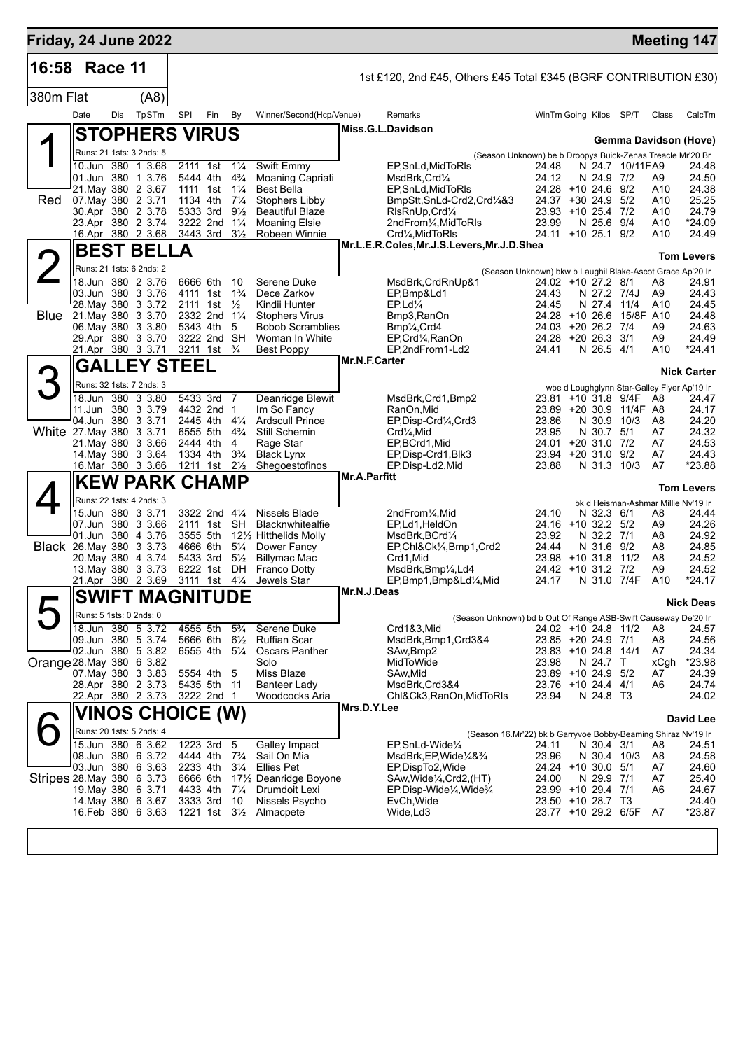## Friday, 24 June 2022 — Meeting 147

**16:58 Race 11** — 1st £120, 2nd £45, Others £45 Total £345 (BGRF CONTRIBUTION £30)

380m Flat (A8)

| Date | Dis | TpSTm | SPI | Fin | By | Winner/Second(Hcp/Venue) | Remarks | WinTm | Going | Kilos | SP/T | Class | CalcTm |
|---|---|---|---|---|---|---|---|---|---|---|---|---|---|

### 1 — Red — STOPHERS VIRUS
Miss.G.L.Davidson — Gemma Davidson (Hove)

Runs: 21 1sts: 3 2nds: 5 — (Season Unknown) be b Droopys Buick-Zenas Treacle Mr'20 Br

| Date | Dis | TpSTm | SPI | Fin | By | Winner/Second(Hcp/Venue) | Remarks | WinTm | Going | Kilos | SP/T | Class | CalcTm |
|---|---|---|---|---|---|---|---|---|---|---|---|---|---|
| 10.Jun | 380 | 1 3.68 | 2111 | 1st | 1¼ | Swift Emmy | EP,SnLd,MidToRls | 24.48 | N | 24.7 | 10/11FA9 | | 24.48 |
| 01.Jun | 380 | 1 3.76 | 5444 | 4th | 4¾ | Moaning Capriati | MsdBrk,Crd¼ | 24.12 | N | 24.9 | 7/2 | A9 | 24.50 |
| 21.May | 380 | 2 3.67 | 1111 | 1st | 1¼ | Best Bella | EP,SnLd,MidToRls | 24.28 | +10 | 24.6 | 9/2 | A10 | 24.38 |
| 07.May | 380 | 2 3.71 | 1134 | 4th | 7¼ | Stophers Libby | BmpStt,SnLd-Crd2,Crd¼&3 | 24.37 | +30 | 24.9 | 5/2 | A10 | 25.25 |
| 30.Apr | 380 | 2 3.78 | 5333 | 3rd | 9½ | Beautiful Blaze | RlsRnUp,Crd¼ | 23.93 | +10 | 25.4 | 7/2 | A10 | 24.79 |
| 23.Apr | 380 | 2 3.74 | 3222 | 2nd | 1¼ | Moaning Elsie | 2ndFrom¼,MidToRls | 23.99 | N | 25.6 | 9/4 | A10 | *24.09 |
| 16.Apr | 380 | 2 3.68 | 3443 | 3rd | 3½ | Robeen Winnie | Crd¼,MidToRls | 24.11 | +10 | 25.1 | 9/2 | A10 | 24.49 |

### 2 — Blue — BEST BELLA
Mr.L.E.R.Coles,Mr.J.S.Levers,Mr.J.D.Shea — Tom Levers

Runs: 21 1sts: 6 2nds: 2 — (Season Unknown) bkw b Laughil Blake-Ascot Grace Ap'20 Ir

| Date | Dis | TpSTm | SPI | Fin | By | Winner/Second(Hcp/Venue) | Remarks | WinTm | Going | Kilos | SP/T | Class | CalcTm |
|---|---|---|---|---|---|---|---|---|---|---|---|---|---|
| 18.Jun | 380 | 2 3.76 | 6666 | 6th | 10 | Serene Duke | MsdBrk,CrdRnUp&1 | 24.02 | +10 | 27.2 | 8/1 | A8 | 24.91 |
| 03.Jun | 380 | 3 3.76 | 4111 | 1st | 1¾ | Dece Zarkov | EP,Bmp&Ld1 | 24.43 | N | 27.2 | 7/4J | A9 | 24.43 |
| 28.May | 380 | 3 3.72 | 2111 | 1st | ½ | Kindii Hunter | EP,Ld¼ | 24.45 | N | 27.4 | 11/4 | A10 | 24.45 |
| 21.May | 380 | 3 3.70 | 2332 | 2nd | 1¼ | Stophers Virus | Bmp3,RanOn | 24.28 | +10 | 26.6 | 15/8F | A10 | 24.48 |
| 06.May | 380 | 3 3.80 | 5343 | 4th | 5 | Bobob Scramblies | Bmp¼,Crd4 | 24.03 | +20 | 26.2 | 7/4 | A9 | 24.63 |
| 29.Apr | 380 | 3 3.70 | 3222 | 2nd | SH | Woman In White | EP,Crd¼,RanOn | 24.28 | +20 | 26.3 | 3/1 | A9 | 24.49 |
| 21.Apr | 380 | 3 3.71 | 3211 | 1st | ¾ | Best Poppy | EP,2ndFrom1-Ld2 | 24.41 | N | 26.5 | 4/1 | A10 | *24.41 |

### 3 — White — GALLEY STEEL
Mr.N.F.Carter — Nick Carter

Runs: 32 1sts: 7 2nds: 3 — wbe d Loughglynn Star-Galley Flyer Ap'19 Ir

| Date | Dis | TpSTm | SPI | Fin | By | Winner/Second(Hcp/Venue) | Remarks | WinTm | Going | Kilos | SP/T | Class | CalcTm |
|---|---|---|---|---|---|---|---|---|---|---|---|---|---|
| 18.Jun | 380 | 3 3.80 | 5433 | 3rd | 7 | Deanridge Blewit | MsdBrk,Crd1,Bmp2 | 23.81 | +10 | 31.8 | 9/4F | A8 | 24.47 |
| 11.Jun | 380 | 3 3.79 | 4432 | 2nd | 1 | Im So Fancy | RanOn,Mid | 23.89 | +20 | 30.9 | 11/4F | A8 | 24.17 |
| 04.Jun | 380 | 3 3.71 | 2445 | 4th | 4¼ | Ardscull Prince | EP,Disp-Crd¼,Crd3 | 23.86 | N | 30.9 | 10/3 | A8 | 24.20 |
| 27.May | 380 | 3 3.71 | 6555 | 5th | 4¾ | Still Schemin | Crd¼,Mid | 23.95 | N | 30.7 | 5/1 | A7 | 24.32 |
| 21.May | 380 | 3 3.66 | 2444 | 4th | 4 | Rage Star | EP,BCrd1,Mid | 24.01 | +20 | 31.0 | 7/2 | A7 | 24.53 |
| 14.May | 380 | 3 3.64 | 1334 | 4th | 3¾ | Black Lynx | EP,Disp-Crd1,Blk3 | 23.94 | +20 | 31.0 | 9/2 | A7 | 24.43 |
| 16.Mar | 380 | 3 3.66 | 1211 | 1st | 2½ | Shegoestofinos | EP,Disp-Ld2,Mid | 23.88 | N | 31.3 | 10/3 | A7 | *23.88 |

### 4 — Black — KEW PARK CHAMP
Mr.A.Parfitt — Tom Levers

Runs: 22 1sts: 4 2nds: 3 — bk d Heisman-Ashmar Millie Nv'19 Ir

| Date | Dis | TpSTm | SPI | Fin | By | Winner/Second(Hcp/Venue) | Remarks | WinTm | Going | Kilos | SP/T | Class | CalcTm |
|---|---|---|---|---|---|---|---|---|---|---|---|---|---|
| 15.Jun | 380 | 3 3.71 | 3322 | 2nd | 4¼ | Nissels Blade | 2ndFrom¼,Mid | 24.10 | N | 32.3 | 6/1 | A8 | 24.44 |
| 07.Jun | 380 | 3 3.66 | 2111 | 1st | SH | Blacknwhitealfie | EP,Ld1,HeldOn | 24.16 | +10 | 32.2 | 5/2 | A9 | 24.26 |
| 01.Jun | 380 | 4 3.76 | 3555 | 5th | 12½ | Hitthelids Molly | MsdBrk,BCrd¼ | 23.92 | N | 32.2 | 7/1 | A8 | 24.92 |
| 26.May | 380 | 3 3.73 | 4666 | 6th | 5¼ | Dower Fancy | EP,Chl&Ck¼,Bmp1,Crd2 | 24.44 | N | 31.6 | 9/2 | A8 | 24.85 |
| 20.May | 380 | 4 3.74 | 5433 | 3rd | 5½ | Billymac Mac | Crd1,Mid | 23.98 | +10 | 31.8 | 11/2 | A8 | 24.52 |
| 13.May | 380 | 3 3.73 | 6222 | 1st | DH | Franco Dotty | MsdBrk,Bmp¼,Ld4 | 24.42 | +10 | 31.2 | 7/2 | A9 | 24.52 |
| 21.Apr | 380 | 2 3.69 | 3111 | 1st | 4¼ | Jewels Star | EP,Bmp1,Bmp&Ld¼,Mid | 24.17 | N | 31.0 | 7/4F | A10 | *24.17 |

### 5 — Orange — SWIFT MAGNITUDE
Mr.N.J.Deas — Nick Deas

Runs: 5 1sts: 0 2nds: 0 — (Season Unknown) bd b Out Of Range ASB-Swift Causeway De'20 Ir

| Date | Dis | TpSTm | SPI | Fin | By | Winner/Second(Hcp/Venue) | Remarks | WinTm | Going | Kilos | SP/T | Class | CalcTm |
|---|---|---|---|---|---|---|---|---|---|---|---|---|---|
| 18.Jun | 380 | 5 3.72 | 4555 | 5th | 5¾ | Serene Duke | Crd1&3,Mid | 24.02 | +10 | 24.8 | 11/2 | A8 | 24.57 |
| 09.Jun | 380 | 5 3.74 | 5666 | 6th | 6½ | Ruffian Scar | MsdBrk,Bmp1,Crd3&4 | 23.85 | +20 | 24.9 | 7/1 | A8 | 24.56 |
| 02.Jun | 380 | 5 3.82 | 6555 | 4th | 5¼ | Oscars Panther | SAw,Bmp2 | 23.83 | +10 | 24.8 | 14/1 | A7 | 24.34 |
| 28.May | 380 | 6 3.82 | | | | Solo | MidToWide | 23.98 | N | 24.7 | T | xCgh | *23.98 |
| 07.May | 380 | 3 3.83 | 5554 | 4th | 5 | Miss Blaze | SAw,Mid | 23.89 | +10 | 24.9 | 5/2 | A7 | 24.39 |
| 28.Apr | 380 | 2 3.73 | 5435 | 5th | 11 | Banteer Lady | MsdBrk,Crd3&4 | 23.76 | +10 | 24.4 | 4/1 | A6 | 24.74 |
| 22.Apr | 380 | 2 3.73 | 3222 | 2nd | 1 | Woodcocks Aria | Chl&Ck3,RanOn,MidToRls | 23.94 | N | 24.8 | T3 | | 24.02 |

### 6 — Stripes — VINOS CHOICE (W)
Mrs.D.Y.Lee — David Lee

Runs: 20 1sts: 5 2nds: 4 — (Season 16.Mr'22) bk b Garryvoe Bobby-Beaming Shiraz Nv'19 Ir

| Date | Dis | TpSTm | SPI | Fin | By | Winner/Second(Hcp/Venue) | Remarks | WinTm | Going | Kilos | SP/T | Class | CalcTm |
|---|---|---|---|---|---|---|---|---|---|---|---|---|---|
| 15.Jun | 380 | 6 3.62 | 1223 | 3rd | 5 | Galley Impact | EP,SnLd-Wide¼ | 24.11 | N | 30.4 | 3/1 | A8 | 24.51 |
| 08.Jun | 380 | 6 3.72 | 4444 | 4th | 7¾ | Sail On Mia | MsdBrk,EP,Wide¼&¾ | 23.96 | N | 30.4 | 10/3 | A8 | 24.58 |
| 03.Jun | 380 | 6 3.63 | 2233 | 4th | 3¼ | Ellies Pet | EP,DispTo2,Wide | 24.24 | +10 | 30.0 | 5/1 | A7 | 24.60 |
| 28.May | 380 | 6 3.73 | 6666 | 6th | 17½ | Deanridge Boyone | SAw,Wide¼,Crd2,(HT) | 24.00 | N | 29.9 | 7/1 | A7 | 25.40 |
| 19.May | 380 | 6 3.71 | 4433 | 4th | 7¼ | Drumdoit Lexi | EP,Disp-Wide¼,Wide¾ | 23.99 | +10 | 29.4 | 7/1 | A6 | 24.67 |
| 14.May | 380 | 6 3.67 | 3333 | 3rd | 10 | Nissels Psycho | EvCh,Wide | 23.50 | +10 | 28.7 | T3 | | 24.40 |
| 16.Feb | 380 | 6 3.63 | 1221 | 1st | 3½ | Almacpete | Wide,Ld3 | 23.77 | +10 | 29.2 | 6/5F | A7 | *23.87 |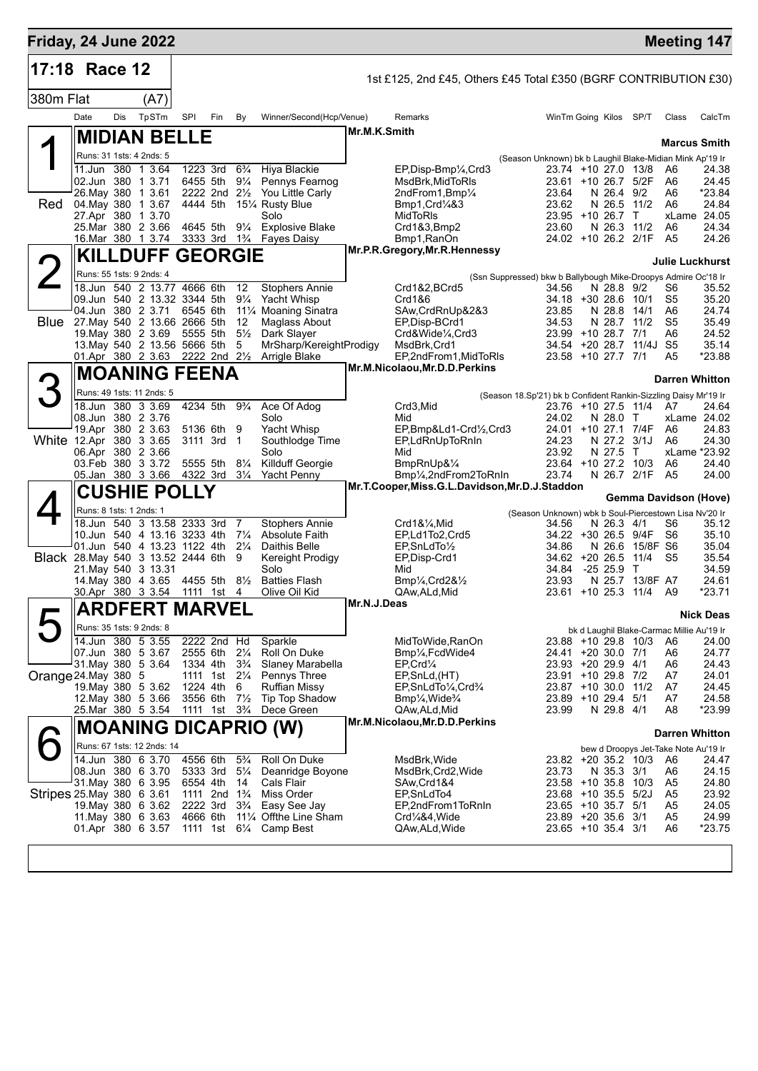**Friday, 24 June 2022** — **Meeting 147**

## 17:18 Race 12

1st £125, 2nd £45, Others £45 Total £350 (BGRF CONTRIBUTION £30)

380m Flat (A7)

| Date | Dis | TpSTm | SPI | Fin | By | Winner/Second(Hcp/Venue) | Remarks | WinTm | Going | Kilos | SP/T | Class | CalcTm |
|---|---|---|---|---|---|---|---|---|---|---|---|---|---|

### 1 — MIDIAN BELLE (Red)
Mr.M.K.Smith — Trainer: Marcus Smith
Runs: 31 1sts: 4 2nds: 5 — (Season Unknown) bk b Laughil Blake-Midian Mink Ap'19 Ir

| Date | Dis | TpSTm | SPI | Fin | By | Winner/Second(Hcp/Venue) | Remarks | WinTm | Going | Kilos | SP/T | Class | CalcTm |
|---|---|---|---|---|---|---|---|---|---|---|---|---|---|
| 11.Jun | 380 | 1 3.64 | 1223 | 3rd | 6¾ | Hiya Blackie | EP,Disp-Bmp¼,Crd3 | 23.74 | +10 | 27.0 | 13/8 | A6 | 24.38 |
| 02.Jun | 380 | 1 3.71 | 6455 | 5th | 9¼ | Pennys Fearnog | MsdBrk,MidToRls | 23.61 | +10 | 26.7 | 5/2F | A6 | 24.45 |
| 26.May | 380 | 1 3.61 | 2222 | 2nd | 2½ | You Little Carly | 2ndFrom1,Bmp¼ | 23.64 | N | 26.4 | 9/2 | A6 | *23.84 |
| 04.May | 380 | 1 3.67 | 4444 | 5th | 15¼ | Rusty Blue | Bmp1,Crd¼&3 | 23.62 | N | 26.5 | 11/2 | A6 | 24.84 |
| 27.Apr | 380 | 1 3.70 | | | | Solo | MidToRls | 23.95 | +10 | 26.7 | T | xLame | 24.05 |
| 25.Mar | 380 | 2 3.66 | 4645 | 5th | 9¼ | Explosive Blake | Crd1&3,Bmp2 | 23.60 | N | 26.3 | 11/2 | A6 | 24.34 |
| 16.Mar | 380 | 1 3.74 | 3333 | 3rd | 1¾ | Fayes Daisy | Bmp1,RanOn | 24.02 | +10 | 26.2 | 2/1F | A5 | 24.26 |

### 2 — KILLDUFF GEORGIE (Blue)
Mr.P.R.Gregory,Mr.R.Hennessy — Trainer: Julie Luckhurst
Runs: 55 1sts: 9 2nds: 4 — (Ssn Suppressed) bkw b Ballybough Mike-Droopys Admire Oc'18 Ir

| Date | Dis | TpSTm | SPI | Fin | By | Winner/Second(Hcp/Venue) | Remarks | WinTm | Going | Kilos | SP/T | Class | CalcTm |
|---|---|---|---|---|---|---|---|---|---|---|---|---|---|
| 18.Jun | 540 | 2 13.77 | 4666 | 6th | 12 | Stophers Annie | Crd1&2,BCrd5 | 34.56 | N | 28.8 | 9/2 | S6 | 35.52 |
| 09.Jun | 540 | 2 13.32 | 3344 | 5th | 9¼ | Yacht Whisp | Crd1&6 | 34.18 | +30 | 28.6 | 10/1 | S5 | 35.20 |
| 04.Jun | 380 | 2 3.71 | 6545 | 6th | 11¼ | Moaning Sinatra | SAw,CrdRnUp&2&3 | 23.85 | N | 28.8 | 14/1 | A6 | 24.74 |
| 27.May | 540 | 2 13.66 | 2666 | 5th | 12 | Maglass About | EP,Disp-BCrd1 | 34.53 | N | 28.7 | 11/2 | S5 | 35.49 |
| 19.May | 380 | 2 3.69 | 5555 | 5th | 5½ | Dark Slayer | Crd&Wide¼,Crd3 | 23.99 | +10 | 28.7 | 7/1 | A6 | 24.52 |
| 13.May | 540 | 2 13.56 | 5666 | 5th | 5 | MrSharp/KereightProdigy | MsdBrk,Crd1 | 34.54 | +20 | 28.7 | 11/4J | S5 | 35.14 |
| 01.Apr | 380 | 2 3.63 | 2222 | 2nd | 2½ | Arrigle Blake | EP,2ndFrom1,MidToRls | 23.58 | +10 | 27.7 | 7/1 | A5 | *23.88 |

### 3 — MOANING FEENA (White)
Mr.M.Nicolaou,Mr.D.D.Perkins — Trainer: Darren Whitton
Runs: 49 1sts: 11 2nds: 5 — (Season 18.Sp'21) bk b Confident Rankin-Sizzling Daisy Mr'19 Ir

| Date | Dis | TpSTm | SPI | Fin | By | Winner/Second(Hcp/Venue) | Remarks | WinTm | Going | Kilos | SP/T | Class | CalcTm |
|---|---|---|---|---|---|---|---|---|---|---|---|---|---|
| 18.Jun | 380 | 3 3.69 | 4234 | 5th | 9¾ | Ace Of Adog | Crd3,Mid | 23.76 | +10 | 27.5 | 11/4 | A7 | 24.64 |
| 08.Jun | 380 | 2 3.76 | | | | Solo | Mid | 24.02 | N | 28.0 | T | xLame | 24.02 |
| 19.Apr | 380 | 2 3.63 | 5136 | 6th | 9 | Yacht Whisp | EP,Bmp&Ld1-Crd½,Crd3 | 24.01 | +10 | 27.1 | 7/4F | A6 | 24.83 |
| 12.Apr | 380 | 3 3.65 | 3111 | 3rd | 1 | Southlodge Time | EP,LdRnUpToRnIn | 24.23 | N | 27.2 | 3/1J | A6 | 24.30 |
| 06.Apr | 380 | 2 3.66 | | | | Solo | Mid | 23.92 | N | 27.5 | T | xLame | *23.92 |
| 03.Feb | 380 | 3 3.72 | 5555 | 5th | 8¼ | Killduff Georgie | BmpRnUp&¼ | 23.64 | +10 | 27.2 | 10/3 | A6 | 24.40 |
| 05.Jan | 380 | 3 3.66 | 4322 | 3rd | 3¼ | Yacht Penny | Bmp¼,2ndFrom2ToRnIn | 23.74 | N | 26.7 | 2/1F | A5 | 24.00 |

### 4 — CUSHIE POLLY (Black)
Mr.T.Cooper,Miss.G.L.Davidson,Mr.D.J.Staddon — Trainer: Gemma Davidson (Hove)
Runs: 8 1sts: 1 2nds: 1 — (Season Unknown) wbk b Soul-Piercestown Lisa Nv'20 Ir

| Date | Dis | TpSTm | SPI | Fin | By | Winner/Second(Hcp/Venue) | Remarks | WinTm | Going | Kilos | SP/T | Class | CalcTm |
|---|---|---|---|---|---|---|---|---|---|---|---|---|---|
| 18.Jun | 540 | 3 13.58 | 2333 | 3rd | 7 | Stophers Annie | Crd1&¼,Mid | 34.56 | N | 26.3 | 4/1 | S6 | 35.12 |
| 10.Jun | 540 | 4 13.16 | 3233 | 4th | 7¼ | Absolute Faith | EP,Ld1To2,Crd5 | 34.22 | +30 | 26.5 | 9/4F | S6 | 35.10 |
| 01.Jun | 540 | 4 13.23 | 1122 | 4th | 2¼ | Daithis Belle | EP,SnLdTo½ | 34.86 | N | 26.6 | 15/8F | S6 | 35.04 |
| 28.May | 540 | 3 13.52 | 2444 | 6th | 9 | Kereight Prodigy | EP,Disp-Crd1 | 34.62 | +20 | 26.5 | 11/4 | S5 | 35.54 |
| 21.May | 540 | 3 13.31 | | | | Solo | Mid | 34.84 | -25 | 25.9 | T | | 34.59 |
| 14.May | 380 | 4 3.65 | 4455 | 5th | 8½ | Batties Flash | Bmp¼,Crd2&½ | 23.93 | N | 25.7 | 13/8F | A7 | 24.61 |
| 30.Apr | 380 | 3 3.54 | 1111 | 1st | 4 | Olive Oil Kid | QAw,ALd,Mid | 23.61 | +10 | 25.3 | 11/4 | A9 | *23.71 |

### 5 — ARDFERT MARVEL (Orange)
Mr.N.J.Deas — Trainer: Nick Deas
Runs: 35 1sts: 9 2nds: 8 — bk d Laughil Blake-Carmac Millie Au'19 Ir

| Date | Dis | TpSTm | SPI | Fin | By | Winner/Second(Hcp/Venue) | Remarks | WinTm | Going | Kilos | SP/T | Class | CalcTm |
|---|---|---|---|---|---|---|---|---|---|---|---|---|---|
| 14.Jun | 380 | 5 3.55 | 2222 | 2nd | Hd | Sparkle | MidToWide,RanOn | 23.88 | +10 | 29.8 | 10/3 | A6 | 24.00 |
| 07.Jun | 380 | 5 3.67 | 2555 | 6th | 2¼ | Roll On Duke | Bmp¼,FcdWide4 | 24.41 | +20 | 30.0 | 7/1 | A6 | 24.77 |
| 31.May | 380 | 5 3.64 | 1334 | 4th | 3¾ | Slaney Marabella | EP,Crd¼ | 23.93 | +20 | 29.9 | 4/1 | A6 | 24.43 |
| 24.May | 380 | 5 | 1111 | 1st | 2¼ | Pennys Three | EP,SnLd,(HT) | 23.91 | +10 | 29.8 | 7/2 | A7 | 24.01 |
| 19.May | 380 | 5 3.62 | 1224 | 4th | 6 | Ruffian Missy | EP,SnLdTo¼,Crd¾ | 23.87 | +10 | 30.0 | 11/2 | A7 | 24.45 |
| 12.May | 380 | 5 3.66 | 3556 | 6th | 7½ | Tip Top Shadow | Bmp¼,Wide¾ | 23.89 | +10 | 29.4 | 5/1 | A7 | 24.58 |
| 25.Mar | 380 | 5 3.54 | 1111 | 1st | 3¾ | Dece Green | QAw,ALd,Mid | 23.99 | N | 29.8 | 4/1 | A8 | *23.99 |

### 6 — MOANING DICAPRIO (W) (Stripes)
Mr.M.Nicolaou,Mr.D.D.Perkins — Trainer: Darren Whitton
Runs: 67 1sts: 12 2nds: 14 — bew d Droopys Jet-Take Note Au'19 Ir

| Date | Dis | TpSTm | SPI | Fin | By | Winner/Second(Hcp/Venue) | Remarks | WinTm | Going | Kilos | SP/T | Class | CalcTm |
|---|---|---|---|---|---|---|---|---|---|---|---|---|---|
| 14.Jun | 380 | 6 3.70 | 4556 | 6th | 5¾ | Roll On Duke | MsdBrk,Wide | 23.82 | +20 | 35.2 | 10/3 | A6 | 24.47 |
| 08.Jun | 380 | 6 3.70 | 5333 | 3rd | 5¼ | Deanridge Boyone | MsdBrk,Crd2,Wide | 23.73 | N | 35.3 | 3/1 | A6 | 24.15 |
| 31.May | 380 | 6 3.95 | 6554 | 4th | 14 | Cals Flair | SAw,Crd1&4 | 23.58 | +10 | 35.8 | 10/3 | A5 | 24.80 |
| 25.May | 380 | 6 3.61 | 1111 | 2nd | 1¾ | Miss Order | EP,SnLdTo4 | 23.68 | +10 | 35.5 | 5/2J | A5 | 23.92 |
| 19.May | 380 | 6 3.62 | 2222 | 3rd | 3¾ | Easy See Jay | EP,2ndFrom1ToRnIn | 23.65 | +10 | 35.7 | 5/1 | A5 | 24.05 |
| 11.May | 380 | 6 3.63 | 4666 | 6th | 11¼ | Offthe Line Sham | Crd¼&4,Wide | 23.89 | +20 | 35.6 | 3/1 | A5 | 24.99 |
| 01.Apr | 380 | 6 3.57 | 1111 | 1st | 6¼ | Camp Best | QAw,ALd,Wide | 23.65 | +10 | 35.4 | 3/1 | A6 | *23.75 |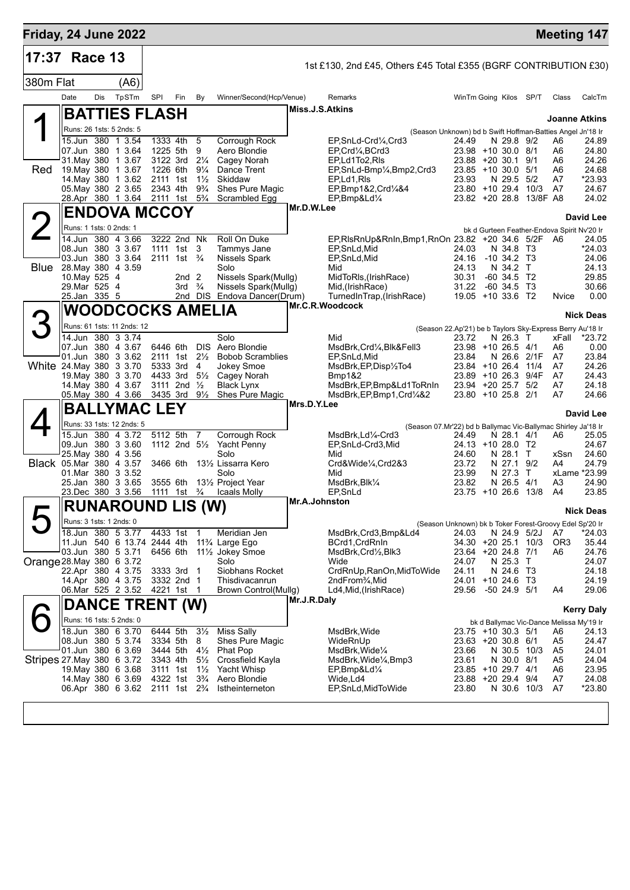# Friday, 24 June 2022

**Meeting 147**

## 17:37 Race 13

1st £130, 2nd £45, Others £45 Total £355 (BGRF CONTRIBUTION £30)

380m Flat (A6)

### 1 — BATTIES FLASH (Red)

Miss.J.S.Atkins — **Joanne Atkins**

Runs: 26 1sts: 5 2nds: 5 — (Season Unknown) bd b Swift Hoffman-Batties Angel Jn'18 Ir

| Date | Dis | TpSTm | SPI | Fin | By | Winner/Second(Hcp/Venue) | Remarks | WinTm | Going | Kilos | SP/T | Class | CalcTm |
|---|---|---|---|---|---|---|---|---|---|---|---|---|---|
| 15.Jun | 380 | 1 3.54 | 1333 | 4th | 5 | Corrough Rock | EP,SnLd-Crd¼,Crd3 | 24.49 | N | 29.8 | 9/2 | A6 | 24.89 |
| 07.Jun | 380 | 1 3.64 | 1225 | 5th | 9 | Aero Blondie | EP,Crd¼,BCrd3 | 23.98 | +10 | 30.0 | 8/1 | A6 | 24.80 |
| 31.May | 380 | 1 3.67 | 3122 | 3rd | 2¼ | Cagey Norah | EP,Ld1To2,Rls | 23.88 | +20 | 30.1 | 9/1 | A6 | 24.26 |
| 19.May | 380 | 1 3.67 | 1226 | 6th | 9¼ | Dance Trent | EP,SnLd-Bmp¼,Bmp2,Crd3 | 23.85 | +10 | 30.0 | 5/1 | A6 | 24.68 |
| 14.May | 380 | 1 3.62 | 2111 | 1st | 1½ | Skiddaw | EP,Ld1,Rls | 23.93 | N | 29.5 | 5/2 | A7 | *23.93 |
| 05.May | 380 | 2 3.65 | 2343 | 4th | 9¾ | Shes Pure Magic | EP,Bmp1&2,Crd¼&4 | 23.80 | +10 | 29.4 | 10/3 | A7 | 24.67 |
| 28.Apr | 380 | 1 3.64 | 2111 | 1st | 5¾ | Scrambled Egg | EP,Bmp&Ld¼ | 23.82 | +20 | 28.8 | 13/8F | A8 | 24.02 |

### 2 — ENDOVA MCCOY (Blue)

Mr.D.W.Lee — **David Lee**

Runs: 1 1sts: 0 2nds: 1 — bk d Gurteen Feather-Endova Spirit Nv'20 Ir

| Date | Dis | TpSTm | SPI | Fin | By | Winner/Second(Hcp/Venue) | Remarks | WinTm | Going | Kilos | SP/T | Class | CalcTm |
|---|---|---|---|---|---|---|---|---|---|---|---|---|---|
| 14.Jun | 380 | 4 3.66 | 3222 | 2nd | Nk | Roll On Duke | EP,RlsRnUp&RnIn,Bmp1,RnOn | 23.82 | +20 | 34.6 | 5/2F | A6 | 24.05 |
| 08.Jun | 380 | 3 3.67 | 1111 | 1st | 3 | Tammys Jane | EP,SnLd,Mid | 24.03 | N | 34.8 | T3 | | *24.03 |
| 03.Jun | 380 | 3 3.64 | 2111 | 1st | ¾ | Nissels Spark | EP,SnLd,Mid | 24.16 | -10 | 34.2 | T3 | | 24.06 |
| 28.May | 380 | 4 3.59 | | | | Solo | Mid | 24.13 | N | 34.2 | T | | 24.13 |
| 10.May | 525 | 4 | | 2nd | 2 | Nissels Spark(Mullg) | MidToRls,(IrishRace) | 30.31 | -60 | 34.5 | T2 | | 29.85 |
| 29.Mar | 525 | 4 | | 3rd | ¾ | Nissels Spark(Mullg) | Mid,(IrishRace) | 31.22 | -60 | 34.5 | T3 | | 30.66 |
| 25.Jan | 335 | 5 | | 2nd | DIS | Endova Dancer(Drum) | TurnedInTrap,(IrishRace) | 19.05 | +10 | 33.6 | T2 | Nvice | 0.00 |

### 3 — WOODCOCKS AMELIA (White)

Mr.C.R.Woodcock — **Nick Deas**

Runs: 61 1sts: 11 2nds: 12 — (Season 22.Ap'21) be b Taylors Sky-Express Berry Au'18 Ir

| Date | Dis | TpSTm | SPI | Fin | By | Winner/Second(Hcp/Venue) | Remarks | WinTm | Going | Kilos | SP/T | Class | CalcTm |
|---|---|---|---|---|---|---|---|---|---|---|---|---|---|
| 14.Jun | 380 | 3 3.74 | | | | Solo | Mid | 23.72 | N | 26.3 | T | xFall | *23.72 |
| 07.Jun | 380 | 4 3.67 | 6446 | 6th | DIS | Aero Blondie | MsdBrk,Crd¼,Blk&Fell3 | 23.98 | +10 | 26.5 | 4/1 | A6 | 0.00 |
| 01.Jun | 380 | 3 3.62 | 2111 | 1st | 2½ | Bobob Scramblies | EP,SnLd,Mid | 23.84 | N | 26.6 | 2/1F | A7 | 23.84 |
| 24.May | 380 | 3 3.70 | 5333 | 3rd | 4 | Jokey Smoe | MsdBrk,EP,Disp½To4 | 23.84 | +10 | 26.4 | 11/4 | A7 | 24.26 |
| 19.May | 380 | 3 3.70 | 4433 | 3rd | 5½ | Cagey Norah | Bmp1&2 | 23.89 | +10 | 26.3 | 9/4F | A7 | 24.43 |
| 14.May | 380 | 4 3.67 | 3111 | 2nd | ½ | Black Lynx | MsdBrk,EP,Bmp&Ld1ToRnIn | 23.94 | +20 | 25.7 | 5/2 | A7 | 24.18 |
| 05.May | 380 | 4 3.66 | 3435 | 3rd | 9½ | Shes Pure Magic | MsdBrk,EP,Bmp1,Crd¼&2 | 23.80 | +10 | 25.8 | 2/1 | A7 | 24.66 |

### 4 — BALLYMAC LEY (Black)

Mrs.D.Y.Lee — **David Lee**

Runs: 33 1sts: 12 2nds: 5 — (Season 07.Mr'22) bd b Ballymac Vic-Ballymac Shirley Ja'18 Ir

| Date | Dis | TpSTm | SPI | Fin | By | Winner/Second(Hcp/Venue) | Remarks | WinTm | Going | Kilos | SP/T | Class | CalcTm |
|---|---|---|---|---|---|---|---|---|---|---|---|---|---|
| 15.Jun | 380 | 4 3.72 | 5112 | 5th | 7 | Corrough Rock | MsdBrk,Ld¼-Crd3 | 24.49 | N | 28.1 | 4/1 | A6 | 25.05 |
| 09.Jun | 380 | 3 3.60 | 1112 | 2nd | 5½ | Yacht Penny | EP,SnLd-Crd3,Mid | 24.13 | +10 | 28.0 | T2 | | 24.67 |
| 25.May | 380 | 4 3.56 | | | | Solo | Mid | 24.60 | N | 28.1 | T | xSsn | 24.60 |
| 05.Mar | 380 | 4 3.57 | 3466 | 6th | 13½ | Lissarra Kero | Crd&Wide¼,Crd2&3 | 23.72 | N | 27.1 | 9/2 | A4 | 24.79 |
| 01.Mar | 380 | 3 3.52 | | | | Solo | Mid | 23.99 | N | 27.3 | T | xLame | *23.99 |
| 25.Jan | 380 | 3 3.65 | 3555 | 6th | 13½ | Project Year | MsdBrk,Blk¼ | 23.82 | N | 26.5 | 4/1 | A3 | 24.90 |
| 23.Dec | 380 | 3 3.56 | 1111 | 1st | ¾ | Icaals Molly | EP,SnLd | 23.75 | +10 | 26.6 | 13/8 | A4 | 23.85 |

### 5 — RUNAROUND LIS (W) (Orange)

Mr.A.Johnston — **Nick Deas**

Runs: 3 1sts: 1 2nds: 0 — (Season Unknown) bk b Toker Forest-Groovy Edel Sp'20 Ir

| Date | Dis | TpSTm | SPI | Fin | By | Winner/Second(Hcp/Venue) | Remarks | WinTm | Going | Kilos | SP/T | Class | CalcTm |
|---|---|---|---|---|---|---|---|---|---|---|---|---|---|
| 18.Jun | 380 | 5 3.77 | 4433 | 1st | 1 | Meridian Jen | MsdBrk,Crd3,Bmp&Ld4 | 24.03 | N | 24.9 | 5/2J | A7 | *24.03 |
| 11.Jun | 540 | 6 13.74 | 2444 | 4th | 11¾ | Large Ego | BCrd1,CrdRnIn | 34.30 | +20 | 25.1 | 10/3 | OR3 | 35.44 |
| 03.Jun | 380 | 5 3.71 | 6456 | 6th | 11½ | Jokey Smoe | MsdBrk,Crd½,Blk3 | 23.64 | +20 | 24.8 | 7/1 | A6 | 24.76 |
| 28.May | 380 | 6 3.72 | | | | Solo | Wide | 24.07 | N | 25.3 | T | | 24.07 |
| 22.Apr | 380 | 4 3.75 | 3333 | 3rd | 1 | Siobhans Rocket | CrdRnUp,RanOn,MidToWide | 24.11 | N | 24.6 | T3 | | 24.18 |
| 14.Apr | 380 | 4 3.75 | 3332 | 2nd | 1 | Thisdivacanrun | 2ndFrom¾,Mid | 24.01 | +10 | 24.6 | T3 | | 24.19 |
| 06.Mar | 525 | 2 3.52 | 4221 | 1st | 1 | Brown Control(Mullg) | Ld4,Mid,(IrishRace) | 29.56 | -50 | 24.9 | 5/1 | A4 | 29.06 |

### 6 — DANCE TRENT (W) (Stripes)

Mr.J.R.Daly — **Kerry Daly**

Runs: 16 1sts: 5 2nds: 0 — bk d Ballymac Vic-Dance Melissa My'19 Ir

| Date | Dis | TpSTm | SPI | Fin | By | Winner/Second(Hcp/Venue) | Remarks | WinTm | Going | Kilos | SP/T | Class | CalcTm |
|---|---|---|---|---|---|---|---|---|---|---|---|---|---|
| 18.Jun | 380 | 6 3.70 | 6444 | 5th | 3½ | Miss Sally | MsdBrk,Wide | 23.75 | +10 | 30.3 | 5/1 | A6 | 24.13 |
| 08.Jun | 380 | 5 3.74 | 3334 | 5th | 8 | Shes Pure Magic | WideRnUp | 23.63 | +20 | 30.8 | 6/1 | A5 | 24.47 |
| 01.Jun | 380 | 6 3.69 | 3444 | 5th | 4½ | Phat Pop | MsdBrk,Wide¼ | 23.66 | N | 30.5 | 10/3 | A5 | 24.01 |
| 27.May | 380 | 6 3.72 | 3343 | 4th | 5½ | Crossfield Kayla | MsdBrk,Wide¼,Bmp3 | 23.61 | N | 30.0 | 8/1 | A5 | 24.04 |
| 19.May | 380 | 6 3.68 | 3111 | 1st | 1½ | Yacht Whisp | EP,Bmp&Ld¼ | 23.85 | +10 | 29.7 | 4/1 | A6 | 23.95 |
| 14.May | 380 | 6 3.69 | 4322 | 1st | 3¾ | Aero Blondie | Wide,Ld4 | 23.88 | +20 | 29.4 | 9/4 | A7 | 24.08 |
| 06.Apr | 380 | 6 3.62 | 2111 | 1st | 2¾ | Istheinterneton | EP,SnLd,MidToWide | 23.80 | N | 30.6 | 10/3 | A7 | *23.80 |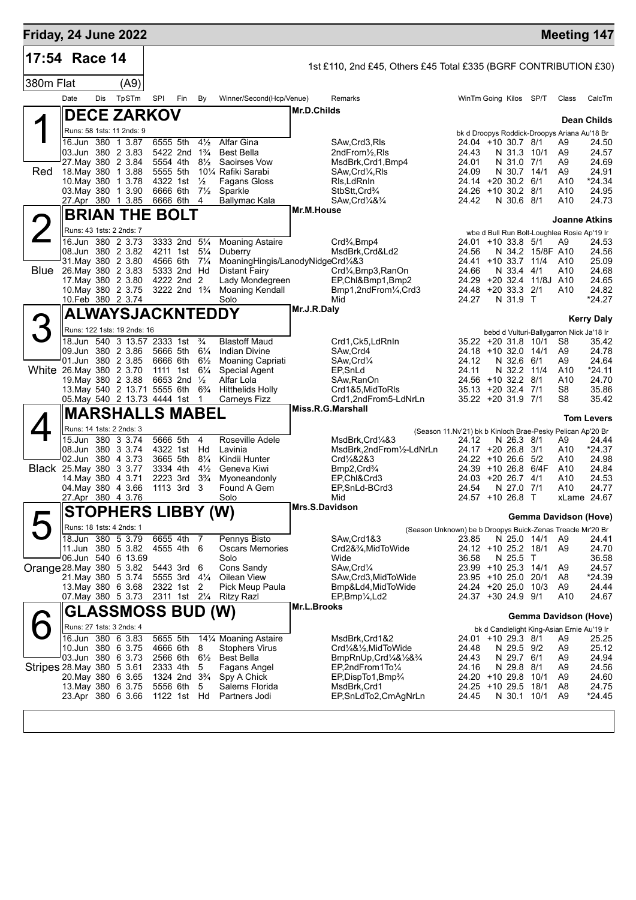## Friday, 24 June 2022 — Meeting 147

**17:54 Race 14** — 1st £110, 2nd £45, Others £45 Total £335 (BGRF CONTRIBUTION £30)

**380m Flat (A9)**

| Date | Dis | TpSTm | SPl | Fin | By | Winner/Second(Hcp/Venue) | Remarks | WinTm | Going | Kilos | SP/T | Class | CalcTm |
|---|---|---|---|---|---|---|---|---|---|---|---|---|---|

### 1 (Red) DECE ZARKOV — Mr.D.Childs — Dean Childs
Runs: 58 1sts: 11 2nds: 9 — bk d Droopys Roddick-Droopys Ariana Au'18 Br

| Date | Dis | TpSTm | SPl | Fin | By | Winner/Second(Hcp/Venue) | Remarks | WinTm | Going | Kilos | SP/T | Class | CalcTm |
|---|---|---|---|---|---|---|---|---|---|---|---|---|---|
| 16.Jun | 380 | 1 3.87 | 6555 | 5th | 4½ | Alfar Gina | SAw,Crd3,Rls | 24.04 | +10 | 30.7 | 8/1 | A9 | 24.50 |
| 03.Jun | 380 | 2 3.83 | 5422 | 2nd | 1¾ | Best Bella | 2ndFrom½,Rls | 24.43 | N | 31.3 | 10/1 | A9 | 24.57 |
| 27.May | 380 | 2 3.84 | 5554 | 4th | 8½ | Saoirses Vow | MsdBrk,Crd1,Bmp4 | 24.01 | N | 31.0 | 7/1 | A9 | 24.69 |
| 18.May | 380 | 1 3.88 | 5555 | 5th | 10¼ | Rafiki Sarabi | SAw,Crd¼,Rls | 24.09 | N | 30.7 | 14/1 | A9 | 24.91 |
| 10.May | 380 | 1 3.78 | 4322 | 1st | ½ | Fagans Gloss | Rls,LdRnIn | 24.14 | +20 | 30.2 | 6/1 | A10 | *24.34 |
| 03.May | 380 | 1 3.90 | 6666 | 6th | 7½ | Sparkle | StbStt,Crd¾ | 24.26 | +10 | 30.2 | 8/1 | A10 | 24.95 |
| 27.Apr | 380 | 1 3.85 | 6666 | 6th | 4 | Ballymac Kala | SAw,Crd¼&¾ | 24.42 | N | 30.6 | 8/1 | A10 | 24.73 |

### 2 (Blue) BRIAN THE BOLT — Mr.M.House — Joanne Atkins
Runs: 43 1sts: 2 2nds: 7 — wbe d Bull Run Bolt-Loughlea Rosie Ap'19 Ir

| Date | Dis | TpSTm | SPl | Fin | By | Winner/Second(Hcp/Venue) | Remarks | WinTm | Going | Kilos | SP/T | Class | CalcTm |
|---|---|---|---|---|---|---|---|---|---|---|---|---|---|
| 16.Jun | 380 | 2 3.73 | 3333 | 2nd | 5¼ | Moaning Astaire | Crd¾,Bmp4 | 24.01 | +10 | 33.8 | 5/1 | A9 | 24.53 |
| 08.Jun | 380 | 2 3.82 | 4211 | 1st | 5¼ | Duberry | MsdBrk,Crd&Ld2 | 24.56 | N | 34.2 | 15/8F | A10 | 24.56 |
| 31.May | 380 | 2 3.80 | 4566 | 6th | 7¼ | MoaningHingis/LanodyNidge | Crd¼&3 | 24.41 | +10 | 33.7 | 11/4 | A10 | 25.09 |
| 26.May | 380 | 2 3.83 | 5333 | 2nd | Hd | Distant Fairy | Crd¼,Bmp3,RanOn | 24.66 | N | 33.4 | 4/1 | A10 | 24.68 |
| 17.May | 380 | 2 3.80 | 4222 | 2nd | 2 | Lady Mondegreen | EP,Chl&Bmp1,Bmp2 | 24.29 | +20 | 32.4 | 11/8J | A10 | 24.65 |
| 10.May | 380 | 2 3.75 | 3222 | 2nd | 1¾ | Moaning Kendall | Bmp1,2ndFrom¼,Crd3 | 24.48 | +20 | 33.3 | 2/1 | A10 | 24.82 |
| 10.Feb | 380 | 2 3.74 | | | | Solo | Mid | 24.27 | N | 31.9 | T | | *24.27 |

### 3 (White) ALWAYSJACKNTEDDY — Mr.J.R.Daly — Kerry Daly
Runs: 122 1sts: 19 2nds: 16 — bebd d Vulturi-Ballygarron Nick Ja'18 Ir

| Date | Dis | TpSTm | SPl | Fin | By | Winner/Second(Hcp/Venue) | Remarks | WinTm | Going | Kilos | SP/T | Class | CalcTm |
|---|---|---|---|---|---|---|---|---|---|---|---|---|---|
| 18.Jun | 540 | 3 13.57 | 2333 | 1st | ¾ | Blastoff Maud | Crd1,Ck5,LdRnIn | 35.22 | +20 | 31.8 | 10/1 | S8 | 35.42 |
| 09.Jun | 380 | 2 3.86 | 5666 | 5th | 6¼ | Indian Divine | SAw,Crd4 | 24.18 | +10 | 32.0 | 14/1 | A9 | 24.78 |
| 01.Jun | 380 | 2 3.85 | 6666 | 6th | 6½ | Moaning Capriati | SAw,Crd¼ | 24.12 | N | 32.6 | 6/1 | A9 | 24.64 |
| 26.May | 380 | 2 3.70 | 1111 | 1st | 6¼ | Special Agent | EP,SnLd | 24.11 | N | 32.2 | 11/4 | A10 | *24.11 |
| 19.May | 380 | 2 3.88 | 6653 | 2nd | ½ | Alfar Lola | SAw,RanOn | 24.56 | +10 | 32.2 | 8/1 | A10 | 24.70 |
| 13.May | 540 | 2 13.71 | 5555 | 6th | 6¾ | Hitthelids Holly | Crd1&5,MidToRls | 35.13 | +20 | 32.4 | 7/1 | S8 | 35.86 |
| 05.May | 540 | 2 13.73 | 4444 | 1st | 1 | Carneys Fizz | Crd1,2ndFrom5-LdRnIn | 35.22 | +20 | 31.9 | 7/1 | S8 | 35.42 |

### 4 (Black) MARSHALLS MABEL — Miss.R.G.Marshall — Tom Levers
Runs: 14 1sts: 2 2nds: 3 — (Season 11.Nv'21) bk b Kinloch Brae-Pesky Pelican Ap'20 Br

| Date | Dis | TpSTm | SPl | Fin | By | Winner/Second(Hcp/Venue) | Remarks | WinTm | Going | Kilos | SP/T | Class | CalcTm |
|---|---|---|---|---|---|---|---|---|---|---|---|---|---|
| 15.Jun | 380 | 3 3.74 | 5666 | 5th | 4 | Roseville Adele | MsdBrk,Crd¼&3 | 24.12 | N | 26.3 | 8/1 | A9 | 24.44 |
| 08.Jun | 380 | 3 3.74 | 4322 | 1st | Hd | Lavinia | MsdBrk,2ndFrom½-LdRnIn | 24.17 | +20 | 26.8 | 3/1 | A10 | *24.37 |
| 02.Jun | 380 | 4 3.73 | 3665 | 5th | 8¼ | Kindii Hunter | Crd¼&2&3 | 24.22 | +10 | 26.6 | 5/2 | A10 | 24.98 |
| 25.May | 380 | 3 3.77 | 3334 | 4th | 4½ | Geneva Kiwi | Bmp2,Crd¾ | 24.39 | +10 | 26.8 | 6/4F | A10 | 24.84 |
| 14.May | 380 | 4 3.71 | 2223 | 3rd | 3¾ | Myoneandonly | EP,Chl&Crd3 | 24.03 | +20 | 26.7 | 4/1 | A10 | 24.53 |
| 04.May | 380 | 4 3.66 | 1113 | 3rd | 3 | Found A Gem | EP,SnLd-BCrd3 | 24.54 | N | 27.0 | 7/1 | A10 | 24.77 |
| 27.Apr | 380 | 4 3.76 | | | | Solo | Mid | 24.57 | +10 | 26.8 | T | xLame | 24.67 |

### 5 (Orange) STOPHERS LIBBY (W) — Mrs.S.Davidson — Gemma Davidson (Hove)
Runs: 18 1sts: 4 2nds: 1 — (Season Unknown) be b Droopys Buick-Zenas Treacle Mr'20 Br

| Date | Dis | TpSTm | SPl | Fin | By | Winner/Second(Hcp/Venue) | Remarks | WinTm | Going | Kilos | SP/T | Class | CalcTm |
|---|---|---|---|---|---|---|---|---|---|---|---|---|---|
| 18.Jun | 380 | 5 3.79 | 6655 | 4th | 7 | Pennys Bisto | SAw,Crd1&3 | 23.85 | N | 25.0 | 14/1 | A9 | 24.41 |
| 11.Jun | 380 | 5 3.82 | 4555 | 4th | 6 | Oscars Memories | Crd2&¾,MidToWide | 24.12 | +10 | 25.2 | 18/1 | A9 | 24.70 |
| 06.Jun | 540 | 6 13.69 | | | | Solo | Wide | 36.58 | N | 25.5 | T | | 36.58 |
| 28.May | 380 | 5 3.82 | 5443 | 3rd | 6 | Cons Sandy | SAw,Crd¼ | 23.99 | +10 | 25.3 | 14/1 | A9 | 24.57 |
| 21.May | 380 | 5 3.74 | 5555 | 3rd | 4¼ | Oilean View | SAw,Crd3,MidToWide | 23.95 | +10 | 25.0 | 20/1 | A8 | *24.39 |
| 13.May | 380 | 6 3.68 | 2322 | 1st | 2 | Pick Meup Paula | Bmp&Ld4,MidToWide | 24.24 | +20 | 25.0 | 10/3 | A9 | 24.44 |
| 07.May | 380 | 5 3.73 | 2311 | 1st | 2¼ | Ritzy Razl | EP,Bmp¼,Ld2 | 24.37 | +30 | 24.9 | 9/1 | A10 | 24.67 |

### 6 (Stripes) GLASSMOSS BUD (W) — Mr.L.Brooks — Gemma Davidson (Hove)
Runs: 27 1sts: 3 2nds: 4 — bk d Candlelight King-Asian Ernie Au'19 Ir

| Date | Dis | TpSTm | SPl | Fin | By | Winner/Second(Hcp/Venue) | Remarks | WinTm | Going | Kilos | SP/T | Class | CalcTm |
|---|---|---|---|---|---|---|---|---|---|---|---|---|---|
| 16.Jun | 380 | 6 3.83 | 5655 | 5th | 14¼ | Moaning Astaire | MsdBrk,Crd1&2 | 24.01 | +10 | 29.3 | 8/1 | A9 | 25.25 |
| 10.Jun | 380 | 6 3.75 | 4666 | 6th | 8 | Stophers Virus | Crd¼&½,MidToWide | 24.48 | N | 29.5 | 9/2 | A9 | 25.12 |
| 03.Jun | 380 | 6 3.73 | 2566 | 6th | 6½ | Best Bella | BmpRnUp,Crd¼&½&¾ | 24.43 | N | 29.7 | 6/1 | A9 | 24.94 |
| 28.May | 380 | 5 3.61 | 2333 | 4th | 5 | Fagans Angel | EP,2ndFrom1To¼ | 24.16 | N | 29.8 | 8/1 | A9 | 24.56 |
| 20.May | 380 | 6 3.65 | 1324 | 2nd | 3¾ | Spy A Chick | EP,DispTo1,Bmp¾ | 24.20 | +10 | 29.8 | 10/1 | A9 | 24.60 |
| 13.May | 380 | 6 3.75 | 5556 | 6th | 5 | Salems Florida | MsdBrk,Crd1 | 24.25 | +10 | 29.5 | 18/1 | A8 | 24.75 |
| 23.Apr | 380 | 6 3.66 | 1122 | 1st | Hd | Partners Jodi | EP,SnLdTo2,CmAgRnIn | 24.45 | N | 30.1 | 10/1 | A9 | *24.45 |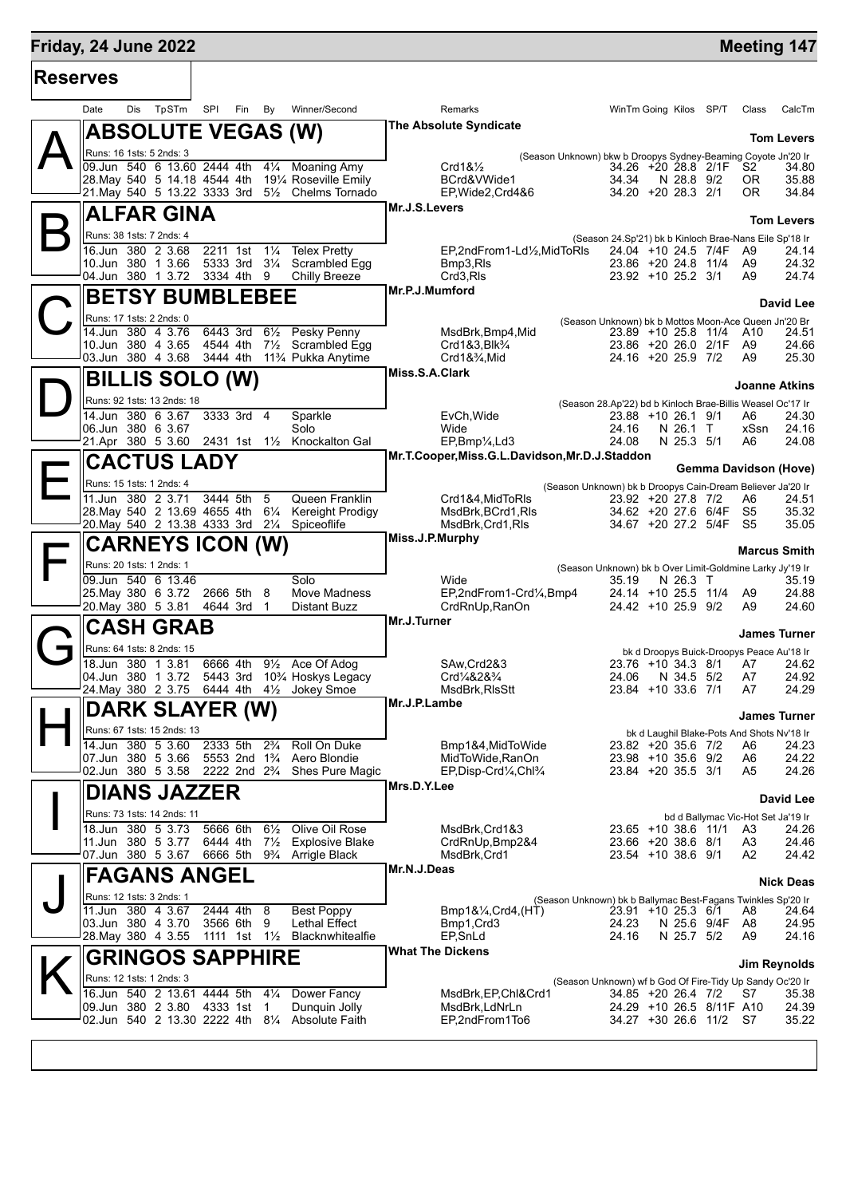## Friday, 24 June 2022 — Meeting 147

### Reserves

| Date | Dis | TpSTm | SPI | Fin | By | Winner/Second | Remarks | WinTm | Going | Kilos | SP/T | Class | CalcTm |
|---|---|---|---|---|---|---|---|---|---|---|---|---|---|

### A — ABSOLUTE VEGAS (W)

The Absolute Syndicate — Tom Levers

Runs: 16 1sts: 5 2nds: 3 — (Season Unknown) bkw b Droopys Sydney-Beaming Coyote Jn'20 Ir

| Date | Dis | TpSTm | SPI | Fin | By | Winner/Second | Remarks | WinTm | Going | Kilos | SP/T | Class | CalcTm |
|---|---|---|---|---|---|---|---|---|---|---|---|---|---|
| 09.Jun | 540 | 6 13.60 | 2444 | 4th | 4¼ | Moaning Amy | Crd1&½ | 34.26 | +20 | 28.8 | 2/1F | S2 | 34.80 |
| 28.May | 540 | 5 14.18 | 4544 | 4th | 19¼ | Roseville Emily | BCrd&VWide1 | 34.34 | N | 28.8 | 9/2 | OR | 35.88 |
| 21.May | 540 | 5 13.22 | 3333 | 3rd | 5½ | Chelms Tornado | EP,Wide2,Crd4&6 | 34.20 | +20 | 28.3 | 2/1 | OR | 34.84 |

### B — ALFAR GINA

Mr.J.S.Levers — Tom Levers

Runs: 38 1sts: 7 2nds: 4 — (Season 24.Sp'21) bk b Kinloch Brae-Nans Eile Sp'18 Ir

| Date | Dis | TpSTm | SPI | Fin | By | Winner/Second | Remarks | WinTm | Going | Kilos | SP/T | Class | CalcTm |
|---|---|---|---|---|---|---|---|---|---|---|---|---|---|
| 16.Jun | 380 | 2 3.68 | 2211 | 1st | 1¼ | Telex Pretty | EP,2ndFrom1-Ld½,MidToRls | 24.04 | +10 | 24.5 | 7/4F | A9 | 24.14 |
| 10.Jun | 380 | 1 3.66 | 5333 | 3rd | 3¼ | Scrambled Egg | Bmp3,Rls | 23.86 | +20 | 24.8 | 11/4 | A9 | 24.32 |
| 04.Jun | 380 | 1 3.72 | 3334 | 4th | 9 | Chilly Breeze | Crd3,Rls | 23.92 | +10 | 25.2 | 3/1 | A9 | 24.74 |

### C — BETSY BUMBLEBEE

Mr.P.J.Mumford — David Lee

Runs: 17 1sts: 2 2nds: 0 — (Season Unknown) bk b Mottos Moon-Ace Queen Jn'20 Br

| Date | Dis | TpSTm | SPI | Fin | By | Winner/Second | Remarks | WinTm | Going | Kilos | SP/T | Class | CalcTm |
|---|---|---|---|---|---|---|---|---|---|---|---|---|---|
| 14.Jun | 380 | 4 3.76 | 6443 | 3rd | 6½ | Pesky Penny | MsdBrk,Bmp4,Mid | 23.89 | +10 | 25.8 | 11/4 | A10 | 24.51 |
| 10.Jun | 380 | 4 3.65 | 4544 | 4th | 7½ | Scrambled Egg | Crd1&3,Blk¾ | 23.86 | +20 | 26.0 | 2/1F | A9 | 24.66 |
| 03.Jun | 380 | 4 3.68 | 3444 | 4th | 11¾ | Pukka Anytime | Crd1&¾,Mid | 24.16 | +20 | 25.9 | 7/2 | A9 | 25.30 |

### D — BILLIS SOLO (W)

Miss.S.A.Clark — Joanne Atkins

Runs: 92 1sts: 13 2nds: 18 — (Season 28.Ap'22) bd b Kinloch Brae-Billis Weasel Oc'17 Ir

| Date | Dis | TpSTm | SPI | Fin | By | Winner/Second | Remarks | WinTm | Going | Kilos | SP/T | Class | CalcTm |
|---|---|---|---|---|---|---|---|---|---|---|---|---|---|
| 14.Jun | 380 | 6 3.67 | 3333 | 3rd | 4 | Sparkle | EvCh,Wide | 23.88 | +10 | 26.1 | 9/1 | A6 | 24.30 |
| 06.Jun | 380 | 6 3.67 | | | | Solo | Wide | 24.16 | N | 26.1 | T | xSsn | 24.16 |
| 21.Apr | 380 | 5 3.60 | 2431 | 1st | 1½ | Knockalton Gal | EP,Bmp¼,Ld3 | 24.08 | N | 25.3 | 5/1 | A6 | 24.08 |

### E — CACTUS LADY

Mr.T.Cooper,Miss.G.L.Davidson,Mr.D.J.Staddon — Gemma Davidson (Hove)

Runs: 15 1sts: 1 2nds: 4 — (Season Unknown) bk b Droopys Cain-Dream Believer Ja'20 Ir

| Date | Dis | TpSTm | SPI | Fin | By | Winner/Second | Remarks | WinTm | Going | Kilos | SP/T | Class | CalcTm |
|---|---|---|---|---|---|---|---|---|---|---|---|---|---|
| 11.Jun | 380 | 2 3.71 | 3444 | 5th | 5 | Queen Franklin | Crd1&4,MidToRls | 23.92 | +20 | 27.8 | 7/2 | A6 | 24.51 |
| 28.May | 540 | 2 13.69 | 4655 | 4th | 6¼ | Kereight Prodigy | MsdBrk,BCrd1,Rls | 34.62 | +20 | 27.6 | 6/4F | S5 | 35.32 |
| 20.May | 540 | 2 13.38 | 4333 | 3rd | 2¼ | Spiceoflife | MsdBrk,Crd1,Rls | 34.67 | +20 | 27.2 | 5/4F | S5 | 35.05 |

### F — CARNEYS ICON (W)

Miss.J.P.Murphy — Marcus Smith

Runs: 20 1sts: 1 2nds: 1 — (Season Unknown) bk b Over Limit-Goldmine Larky Jy'19 Ir

| Date | Dis | TpSTm | SPI | Fin | By | Winner/Second | Remarks | WinTm | Going | Kilos | SP/T | Class | CalcTm |
|---|---|---|---|---|---|---|---|---|---|---|---|---|---|
| 09.Jun | 540 | 6 13.46 | | | | Solo | Wide | 35.19 | N | 26.3 | T | | 35.19 |
| 25.May | 380 | 6 3.72 | 2666 | 5th | 8 | Move Madness | EP,2ndFrom1-Crd¼,Bmp4 | 24.14 | +10 | 25.5 | 11/4 | A9 | 24.88 |
| 20.May | 380 | 5 3.81 | 4644 | 3rd | 1 | Distant Buzz | CrdRnUp,RanOn | 24.42 | +10 | 25.9 | 9/2 | A9 | 24.60 |

### G — CASH GRAB

Mr.J.Turner — James Turner

Runs: 64 1sts: 8 2nds: 15 — bk d Droopys Buick-Droopys Peace Au'18 Ir

| Date | Dis | TpSTm | SPI | Fin | By | Winner/Second | Remarks | WinTm | Going | Kilos | SP/T | Class | CalcTm |
|---|---|---|---|---|---|---|---|---|---|---|---|---|---|
| 18.Jun | 380 | 1 3.81 | 6666 | 4th | 9½ | Ace Of Adog | SAw,Crd2&3 | 23.76 | +10 | 34.3 | 8/1 | A7 | 24.62 |
| 04.Jun | 380 | 1 3.72 | 5443 | 3rd | 10¾ | Hoskys Legacy | Crd¼&2&¾ | 24.06 | N | 34.5 | 5/2 | A7 | 24.92 |
| 24.May | 380 | 2 3.75 | 6444 | 4th | 4½ | Jokey Smoe | MsdBrk,RlsStt | 23.84 | +10 | 33.6 | 7/1 | A7 | 24.29 |

### H — DARK SLAYER (W)

Mr.J.P.Lambe — James Turner

Runs: 67 1sts: 15 2nds: 13 — bk d Laughil Blake-Pots And Shots Nv'18 Ir

| Date | Dis | TpSTm | SPI | Fin | By | Winner/Second | Remarks | WinTm | Going | Kilos | SP/T | Class | CalcTm |
|---|---|---|---|---|---|---|---|---|---|---|---|---|---|
| 14.Jun | 380 | 5 3.60 | 2333 | 5th | 2¾ | Roll On Duke | Bmp1&4,MidToWide | 23.82 | +20 | 35.6 | 7/2 | A6 | 24.23 |
| 07.Jun | 380 | 5 3.66 | 5553 | 2nd | 1¾ | Aero Blondie | MidToWide,RanOn | 23.98 | +10 | 35.6 | 9/2 | A6 | 24.22 |
| 02.Jun | 380 | 5 3.58 | 2222 | 2nd | 2¾ | Shes Pure Magic | EP,Disp-Crd¼,Chl¾ | 23.84 | +20 | 35.5 | 3/1 | A5 | 24.26 |

### I — DIANS JAZZER

Mrs.D.Y.Lee — David Lee

Runs: 73 1sts: 14 2nds: 11 — bd d Ballymac Vic-Hot Set Ja'19 Ir

| Date | Dis | TpSTm | SPI | Fin | By | Winner/Second | Remarks | WinTm | Going | Kilos | SP/T | Class | CalcTm |
|---|---|---|---|---|---|---|---|---|---|---|---|---|---|
| 18.Jun | 380 | 5 3.73 | 5666 | 6th | 6½ | Olive Oil Rose | MsdBrk,Crd1&3 | 23.65 | +10 | 38.6 | 11/1 | A3 | 24.26 |
| 11.Jun | 380 | 5 3.77 | 6444 | 4th | 7½ | Explosive Blake | CrdRnUp,Bmp2&4 | 23.66 | +20 | 38.6 | 8/1 | A3 | 24.46 |
| 07.Jun | 380 | 5 3.67 | 6666 | 5th | 9¾ | Arrigle Black | MsdBrk,Crd1 | 23.54 | +10 | 38.6 | 9/1 | A2 | 24.42 |

### J — FAGANS ANGEL

Mr.N.J.Deas — Nick Deas

Runs: 12 1sts: 3 2nds: 1 — (Season Unknown) bk b Ballymac Best-Fagans Twinkles Sp'20 Ir

| Date | Dis | TpSTm | SPI | Fin | By | Winner/Second | Remarks | WinTm | Going | Kilos | SP/T | Class | CalcTm |
|---|---|---|---|---|---|---|---|---|---|---|---|---|---|
| 11.Jun | 380 | 4 3.67 | 2444 | 4th | 8 | Best Poppy | Bmp1&¼,Crd4,(HT) | 23.91 | +10 | 25.3 | 6/1 | A8 | 24.64 |
| 03.Jun | 380 | 4 3.70 | 3566 | 6th | 9 | Lethal Effect | Bmp1,Crd3 | 24.23 | N | 25.6 | 9/4F | A8 | 24.95 |
| 28.May | 380 | 4 3.55 | 1111 | 1st | 1½ | Blacknwhitealfie | EP,SnLd | 24.16 | N | 25.7 | 5/2 | A9 | 24.16 |

### K — GRINGOS SAPPHIRE

What The Dickens — Jim Reynolds

Runs: 12 1sts: 1 2nds: 3 — (Season Unknown) wf b God Of Fire-Tidy Up Sandy Oc'20 Ir

| Date | Dis | TpSTm | SPI | Fin | By | Winner/Second | Remarks | WinTm | Going | Kilos | SP/T | Class | CalcTm |
|---|---|---|---|---|---|---|---|---|---|---|---|---|---|
| 16.Jun | 540 | 2 13.61 | 4444 | 5th | 4¼ | Dower Fancy | MsdBrk,EP,Chl&Crd1 | 34.85 | +20 | 26.4 | 7/2 | S7 | 35.38 |
| 09.Jun | 380 | 2 3.80 | 4333 | 1st | 1 | Dunquin Jolly | MsdBrk,LdNrLn | 24.29 | +10 | 26.5 | 8/11F | A10 | 24.39 |
| 02.Jun | 540 | 2 13.30 | 2222 | 4th | 8¼ | Absolute Faith | EP,2ndFrom1To6 | 34.27 | +30 | 26.6 | 11/2 | S7 | 35.22 |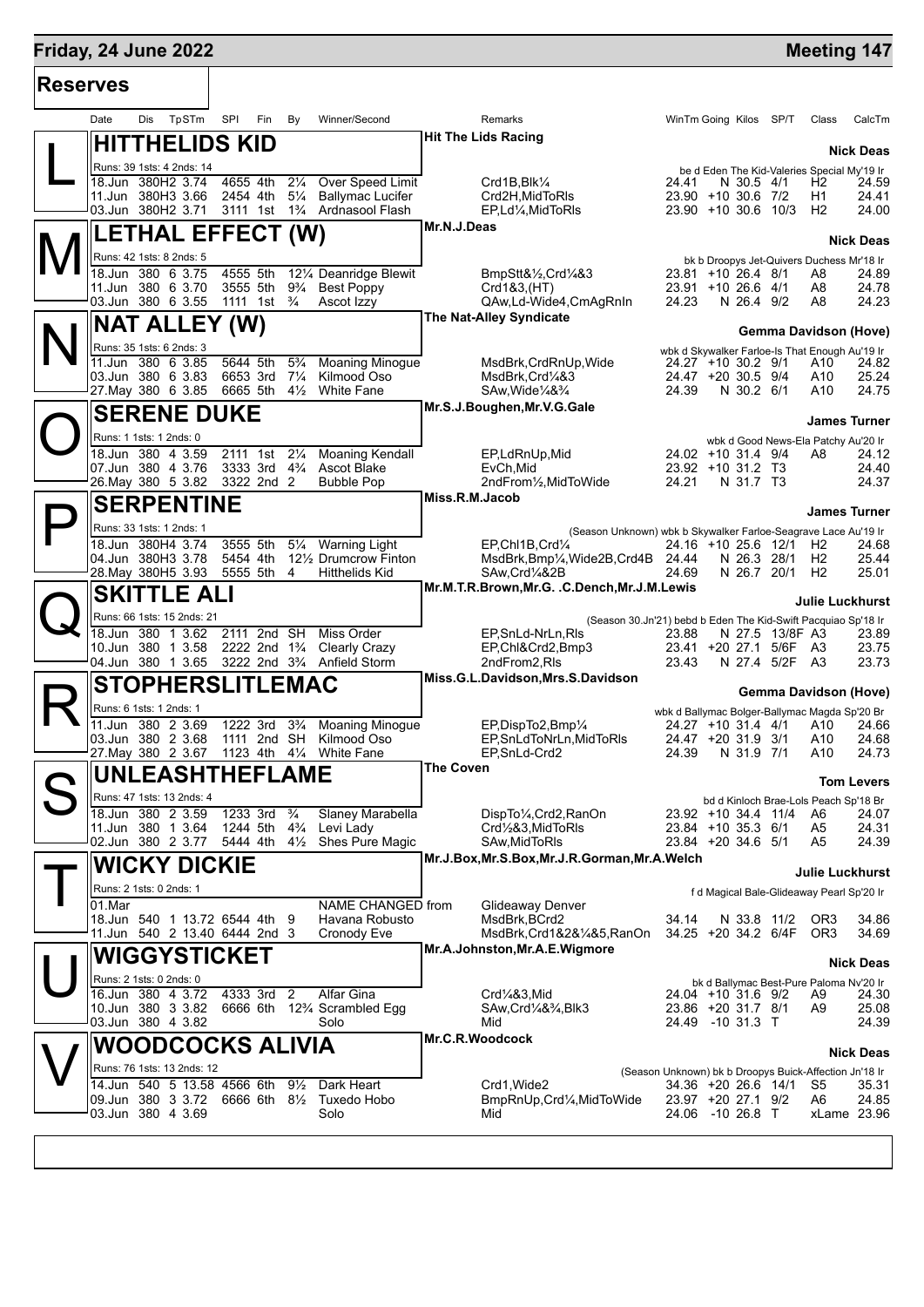**Friday, 24 June 2022** — **Meeting 147**

## Reserves

| Date | Dis | TpSTm | SPl | Fin | By | Winner/Second | Remarks | WinTm | Going | Kilos | SP/T | Class | CalcTm |
|---|---|---|---|---|---|---|---|---|---|---|---|---|---|

### L — HITTHELIDS KID
Hit The Lids Racing — **Nick Deas**
Runs: 39 1sts: 4 2nds: 14 — be d Eden The Kid-Valeries Special My'19 Ir

| Date | Dis | TpSTm | SPl | Fin | By | Winner/Second | Remarks | WinTm | Going | Kilos | SP/T | Class | CalcTm |
|---|---|---|---|---|---|---|---|---|---|---|---|---|---|
| 18.Jun | 380H2 | 3.74 | 4655 | 4th | 2¼ | Over Speed Limit | Crd1B,Blk¼ | 24.41 | N | 30.5 | 4/1 | H2 | 24.59 |
| 11.Jun | 380H3 | 3.66 | 2454 | 4th | 5¼ | Ballymac Lucifer | Crd2H,MidToRls | 23.90 | +10 | 30.6 | 7/2 | H1 | 24.41 |
| 03.Jun | 380H2 | 3.71 | 3111 | 1st | 1¾ | Ardnasool Flash | EP,Ld¼,MidToRls | 23.90 | +10 | 30.6 | 10/3 | H2 | 24.00 |

### M — LETHAL EFFECT (W)
Mr.N.J.Deas — **Nick Deas**
Runs: 42 1sts: 8 2nds: 5 — bk d Droopys Jet-Quivers Duchess Mr'18 Ir

| Date | Dis | TpSTm | SPl | Fin | By | Winner/Second | Remarks | WinTm | Going | Kilos | SP/T | Class | CalcTm |
|---|---|---|---|---|---|---|---|---|---|---|---|---|---|
| 18.Jun | 380 | 6 3.75 | 4555 | 5th | 12¼ | Deanridge Blewit | BmpStt&½,Crd¼&3 | 23.81 | +10 | 26.4 | 8/1 | A8 | 24.89 |
| 11.Jun | 380 | 6 3.70 | 3555 | 5th | 9¾ | Best Poppy | Crd1&3,(HT) | 23.91 | +10 | 26.6 | 4/1 | A8 | 24.78 |
| 03.Jun | 380 | 6 3.55 | 1111 | 1st | ¾ | Ascot Izzy | QAw,Ld-Wide4,CmAgRnIn | 24.23 | N | 26.4 | 9/2 | A8 | 24.23 |

### N — NAT ALLEY (W)
The Nat-Alley Syndicate — **Gemma Davidson (Hove)**
Runs: 35 1sts: 6 2nds: 3 — wbk d Skywalker Farloe-Is That Enough Au'19 Ir

| Date | Dis | TpSTm | SPl | Fin | By | Winner/Second | Remarks | WinTm | Going | Kilos | SP/T | Class | CalcTm |
|---|---|---|---|---|---|---|---|---|---|---|---|---|---|
| 11.Jun | 380 | 6 3.85 | 5644 | 5th | 5¾ | Moaning Minogue | MsdBrk,CrdRnUp,Wide | 24.27 | +10 | 30.2 | 9/1 | A10 | 24.82 |
| 03.Jun | 380 | 6 3.83 | 6653 | 3rd | 7¼ | Kilmood Oso | MsdBrk,Crd¼&3 | 24.47 | +20 | 30.5 | 9/4 | A10 | 25.24 |
| 27.May | 380 | 6 3.85 | 6665 | 5th | 4½ | White Fane | SAw,Wide¼&¾ | 24.39 | N | 30.2 | 6/1 | A10 | 24.75 |

### O — SERENE DUKE
Mr.S.J.Boughen,Mr.V.G.Gale — **James Turner**
Runs: 1 1sts: 1 2nds: 0 — wbk d Good News-Ela Patchy Au'20 Ir

| Date | Dis | TpSTm | SPl | Fin | By | Winner/Second | Remarks | WinTm | Going | Kilos | SP/T | Class | CalcTm |
|---|---|---|---|---|---|---|---|---|---|---|---|---|---|
| 18.Jun | 380 | 4 3.59 | 2111 | 1st | 2¼ | Moaning Kendall | EP,LdRnUp,Mid | 24.02 | +10 | 31.4 | 9/4 | A8 | 24.12 |
| 07.Jun | 380 | 4 3.76 | 3333 | 3rd | 4¾ | Ascot Blake | EvCh,Mid | 23.92 | +10 | 31.2 | T3 | | 24.40 |
| 26.May | 380 | 5 3.82 | 3322 | 2nd | 2 | Bubble Pop | 2ndFrom½,MidToWide | 24.21 | N | 31.7 | T3 | | 24.37 |

### P — SERPENTINE
Miss.R.M.Jacob — **James Turner**
Runs: 33 1sts: 1 2nds: 1 — (Season Unknown) wbk b Skywalker Farloe-Seagrave Lace Au'19 Ir

| Date | Dis | TpSTm | SPl | Fin | By | Winner/Second | Remarks | WinTm | Going | Kilos | SP/T | Class | CalcTm |
|---|---|---|---|---|---|---|---|---|---|---|---|---|---|
| 18.Jun | 380H4 | 3.74 | 3555 | 5th | 5¼ | Warning Light | EP,Chl1B,Crd¼ | 24.16 | +10 | 25.6 | 12/1 | H2 | 24.68 |
| 04.Jun | 380H3 | 3.78 | 5454 | 4th | 12½ | Drumcrow Finton | MsdBrk,Bmp¼,Wide2B,Crd4B | 24.44 | N | 26.3 | 28/1 | H2 | 25.44 |
| 28.May | 380H5 | 3.93 | 5555 | 5th | 4 | Hitthelids Kid | SAw,Crd¼&2B | 24.69 | N | 26.7 | 20/1 | H2 | 25.01 |

### Q — SKITTLE ALI
Mr.M.T.R.Brown,Mr.G. .C.Dench,Mr.J.M.Lewis — **Julie Luckhurst**
Runs: 66 1sts: 15 2nds: 21 — (Season 30.Jn'21) bebd b Eden The Kid-Swift Pacquiao Sp'18 Ir

| Date | Dis | TpSTm | SPl | Fin | By | Winner/Second | Remarks | WinTm | Going | Kilos | SP/T | Class | CalcTm |
|---|---|---|---|---|---|---|---|---|---|---|---|---|---|
| 18.Jun | 380 | 1 3.62 | 2111 | 2nd | SH | Miss Order | EP,SnLd-NrLn,Rls | 23.88 | N | 27.5 | 13/8F | A3 | 23.89 |
| 10.Jun | 380 | 1 3.58 | 2222 | 2nd | 1¾ | Clearly Crazy | EP,Chl&Crd2,Bmp3 | 23.41 | +20 | 27.1 | 5/6F | A3 | 23.75 |
| 04.Jun | 380 | 1 3.65 | 3222 | 2nd | 3¾ | Anfield Storm | 2ndFrom2,Rls | 23.43 | N | 27.4 | 5/2F | A3 | 23.73 |

### R — STOPHERSLITLEMAC
Miss.G.L.Davidson,Mrs.S.Davidson — **Gemma Davidson (Hove)**
Runs: 6 1sts: 1 2nds: 1 — wbk d Ballymac Bolger-Ballymac Magda Sp'20 Br

| Date | Dis | TpSTm | SPl | Fin | By | Winner/Second | Remarks | WinTm | Going | Kilos | SP/T | Class | CalcTm |
|---|---|---|---|---|---|---|---|---|---|---|---|---|---|
| 11.Jun | 380 | 2 3.69 | 1222 | 3rd | 3¾ | Moaning Minogue | EP,DispTo2,Bmp¼ | 24.27 | +10 | 31.4 | 4/1 | A10 | 24.66 |
| 03.Jun | 380 | 2 3.68 | 1111 | 2nd | SH | Kilmood Oso | EP,SnLdToNrLn,MidToRls | 24.47 | +20 | 31.9 | 3/1 | A10 | 24.68 |
| 27.May | 380 | 2 3.67 | 1123 | 4th | 4¼ | White Fane | EP,SnLd-Crd2 | 24.39 | N | 31.9 | 7/1 | A10 | 24.73 |

### S — UNLEASHTHEFLAME
The Coven — **Tom Levers**
Runs: 47 1sts: 13 2nds: 4 — bd d Kinloch Brae-Lols Peach Sp'18 Br

| Date | Dis | TpSTm | SPl | Fin | By | Winner/Second | Remarks | WinTm | Going | Kilos | SP/T | Class | CalcTm |
|---|---|---|---|---|---|---|---|---|---|---|---|---|---|
| 18.Jun | 380 | 2 3.59 | 1233 | 3rd | ¾ | Slaney Marabella | DispTo¼,Crd2,RanOn | 23.92 | +10 | 34.4 | 11/4 | A6 | 24.07 |
| 11.Jun | 380 | 1 3.64 | 1244 | 5th | 4¾ | Levi Lady | Crd½&3,MidToRls | 23.84 | +10 | 35.3 | 6/1 | A5 | 24.31 |
| 02.Jun | 380 | 2 3.77 | 5444 | 4th | 4½ | Shes Pure Magic | SAw,MidToRls | 23.84 | +20 | 34.6 | 5/1 | A5 | 24.39 |

### T — WICKY DICKIE
Mr.J.Box,Mr.S.Box,Mr.J.R.Gorman,Mr.A.Welch — **Julie Luckhurst**
Runs: 2 1sts: 0 2nds: 1 — f d Magical Bale-Glideaway Pearl Sp'20 Ir

| Date | Dis | TpSTm | SPl | Fin | By | Winner/Second | Remarks | WinTm | Going | Kilos | SP/T | Class | CalcTm |
|---|---|---|---|---|---|---|---|---|---|---|---|---|---|
| 01.Mar | | | | | | NAME CHANGED from | Glideaway Denver | | | | | | |
| 18.Jun | 540 | 1 13.72 | 6544 | 4th | 9 | Havana Robusto | MsdBrk,BCrd2 | 34.14 | N | 33.8 | 11/2 | OR3 | 34.86 |
| 11.Jun | 540 | 2 13.40 | 6444 | 2nd | 3 | Cronody Eve | MsdBrk,Crd1&2&¼&5,RanOn | 34.25 | +20 | 34.2 | 6/4F | OR3 | 34.69 |

### U — WIGGYSTICKET
Mr.A.Johnston,Mr.A.E.Wigmore — **Nick Deas**
Runs: 2 1sts: 0 2nds: 0 — bk d Ballymac Best-Pure Paloma Nv'20 Ir

| Date | Dis | TpSTm | SPl | Fin | By | Winner/Second | Remarks | WinTm | Going | Kilos | SP/T | Class | CalcTm |
|---|---|---|---|---|---|---|---|---|---|---|---|---|---|
| 16.Jun | 380 | 4 3.72 | 4333 | 3rd | 2 | Alfar Gina | Crd¼&3,Mid | 24.04 | +10 | 31.6 | 9/2 | A9 | 24.30 |
| 10.Jun | 380 | 3 3.82 | 6666 | 6th | 12¾ | Scrambled Egg | SAw,Crd¼&¾,Blk3 | 23.86 | +20 | 31.7 | 8/1 | A9 | 25.08 |
| 03.Jun | 380 | 4 3.82 | | | | Solo | Mid | 24.49 | -10 | 31.3 | T | | 24.39 |

### V — WOODCOCKS ALIVIA
Mr.C.R.Woodcock — **Nick Deas**
Runs: 76 1sts: 13 2nds: 12 — (Season Unknown) bk b Droopys Buick-Affection Jn'18 Ir

| Date | Dis | TpSTm | SPl | Fin | By | Winner/Second | Remarks | WinTm | Going | Kilos | SP/T | Class | CalcTm |
|---|---|---|---|---|---|---|---|---|---|---|---|---|---|
| 14.Jun | 540 | 5 13.58 | 4566 | 6th | 9½ | Dark Heart | Crd1,Wide2 | 34.36 | +20 | 26.6 | 14/1 | S5 | 35.31 |
| 09.Jun | 380 | 3 3.72 | 6666 | 6th | 8½ | Tuxedo Hobo | BmpRnUp,Crd¼,MidToWide | 23.97 | +20 | 27.1 | 9/2 | A6 | 24.85 |
| 03.Jun | 380 | 4 3.69 | | | | Solo | Mid | 24.06 | -10 | 26.8 | T | xLame | 23.96 |